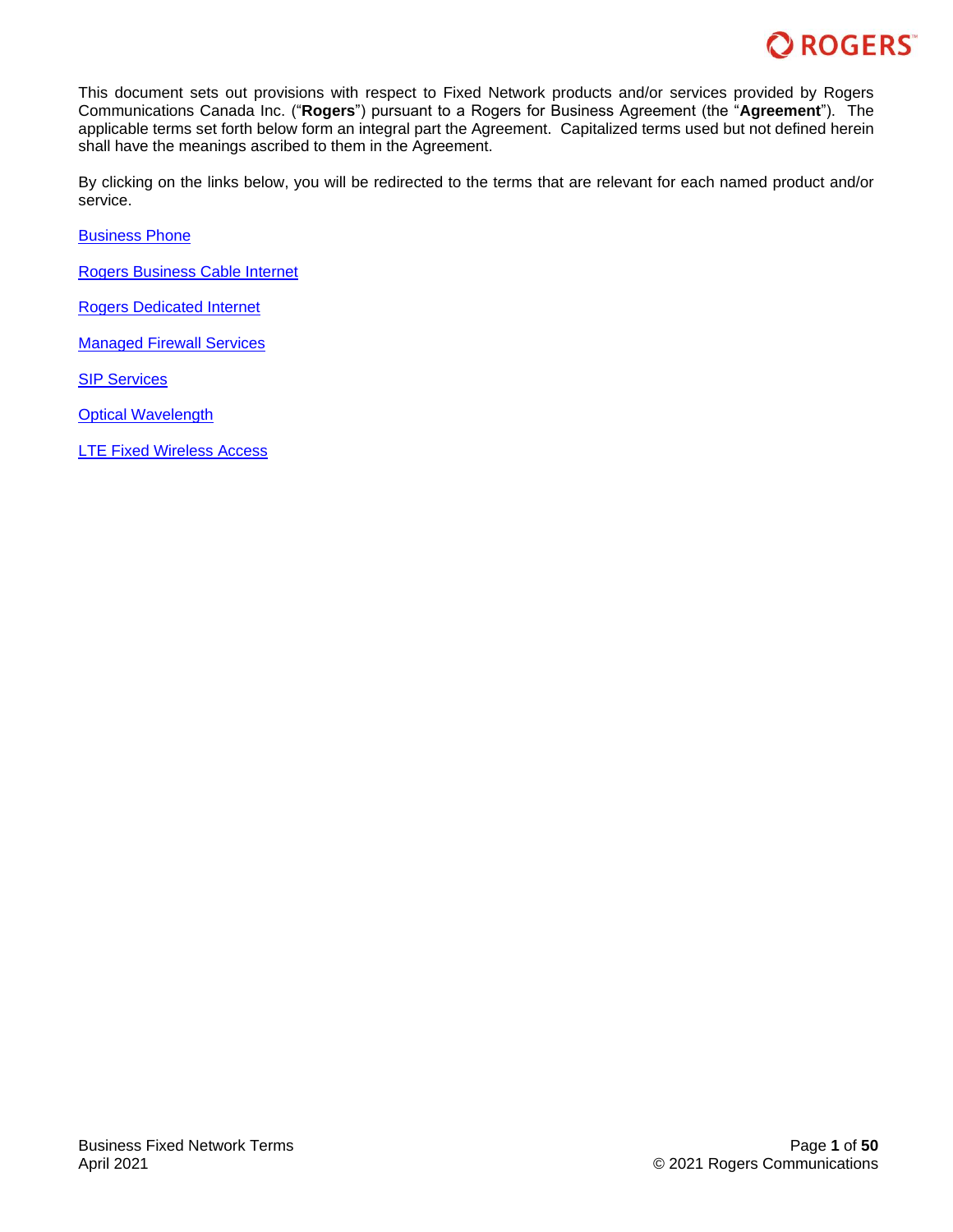This document sets out provisions with respect to Fixed Network products and/or services provided by Rogers Communications Canada Inc. ("**Rogers**") pursuant to a Rogers for Business Agreement (the "**Agreement**"). The applicable terms set forth below form an integral part the Agreement. Capitalized terms used but not defined herein shall have the meanings ascribed to them in the Agreement.

By clicking on the links below, you will be redirected to the terms that are relevant for each named product and/or service.

Business Phone

Rogers Business Cable Internet

Rogers Dedicated Internet

Managed Firewall Services

SIP Services

Optical Wavelength

LTE Fixed Wireless Access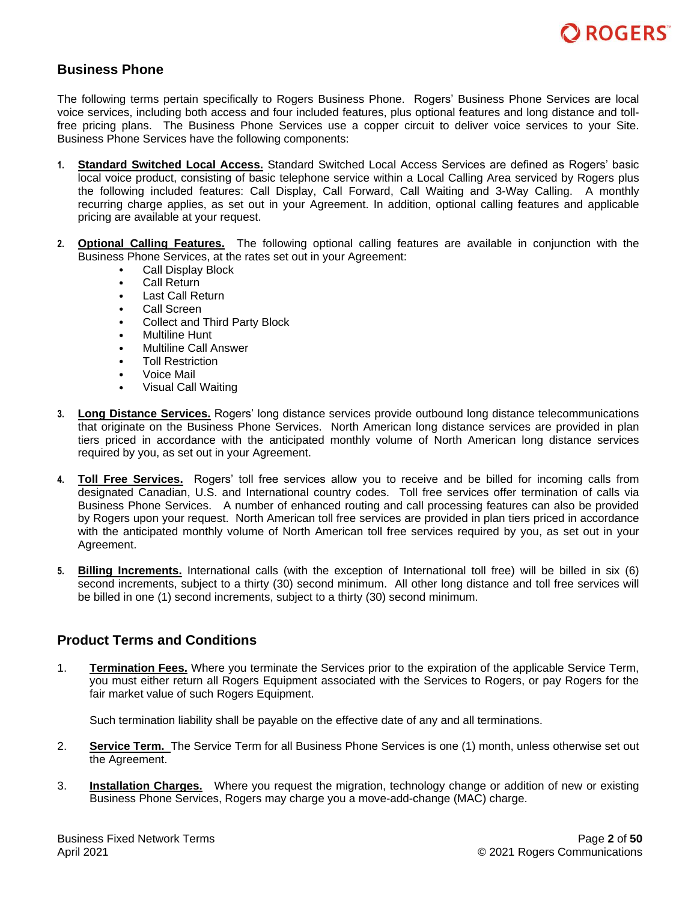## Business Phone

The following terms pertain specifically to Rogers Business Phone. Rogers' Business Phone Services are local voice services, including both access and four included features, plus optional features and long distance and toll-free pricing plans. The Business Phone Services use a copper circuit to deliver voice services to your Site. Business Phone Services have the following components:

1. **Standard Switched Local Access.** Standard Switched Local Access Services are defined as Rogers' basic local voice product, consisting of basic telephone service within a Local Calling Area serviced by Rogers plus the following included features: Call Display, Call Forward, Call Waiting and 3-Way Calling. A monthly recurring charge applies, as set out in your Agreement. In addition, optional calling features and applicable pricing are available at your request.

2. **Optional Calling Features.** The following optional calling features are available in conjunction with the Business Phone Services, at the rates set out in your Agreement:
   - Call Display Block
   - Call Return
   - Last Call Return
   - Call Screen
   - Collect and Third Party Block
   - Multiline Hunt
   - Multiline Call Answer
   - Toll Restriction
   - Voice Mail
   - Visual Call Waiting

3. **Long Distance Services.** Rogers' long distance services provide outbound long distance telecommunications that originate on the Business Phone Services. North American long distance services are provided in plan tiers priced in accordance with the anticipated monthly volume of North American long distance services required by you, as set out in your Agreement.

4. **Toll Free Services.** Rogers' toll free services allow you to receive and be billed for incoming calls from designated Canadian, U.S. and International country codes. Toll free services offer termination of calls via Business Phone Services. A number of enhanced routing and call processing features can also be provided by Rogers upon your request. North American toll free services are provided in plan tiers priced in accordance with the anticipated monthly volume of North American toll free services required by you, as set out in your Agreement.

5. **Billing Increments.** International calls (with the exception of International toll free) will be billed in six (6) second increments, subject to a thirty (30) second minimum. All other long distance and toll free services will be billed in one (1) second increments, subject to a thirty (30) second minimum.

## Product Terms and Conditions

1. **Termination Fees.** Where you terminate the Services prior to the expiration of the applicable Service Term, you must either return all Rogers Equipment associated with the Services to Rogers, or pay Rogers for the fair market value of such Rogers Equipment.

   Such termination liability shall be payable on the effective date of any and all terminations.

2. **Service Term.** The Service Term for all Business Phone Services is one (1) month, unless otherwise set out the Agreement.

3. **Installation Charges.** Where you request the migration, technology change or addition of new or existing Business Phone Services, Rogers may charge you a move-add-change (MAC) charge.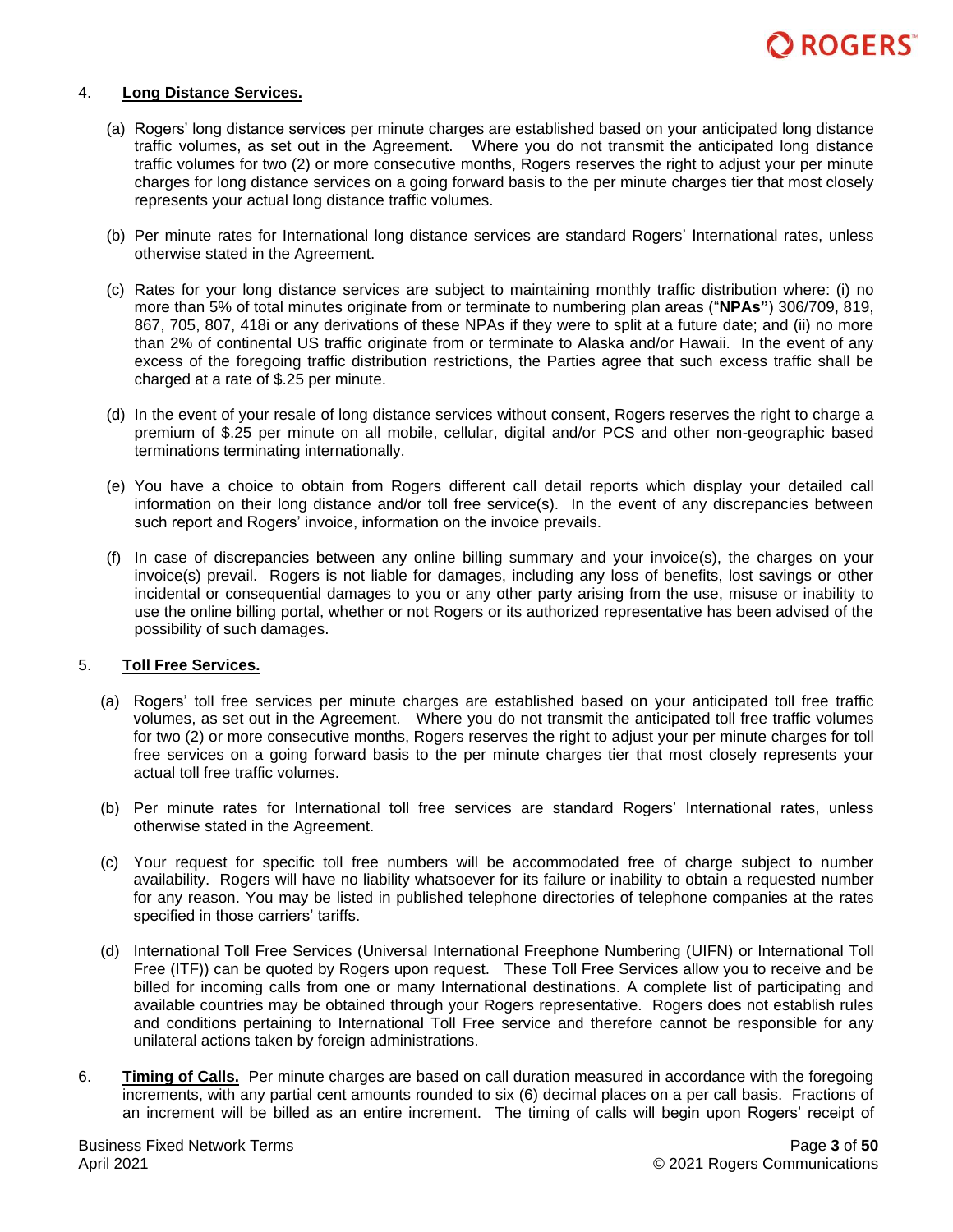4. **Long Distance Services.**

(a) Rogers' long distance services per minute charges are established based on your anticipated long distance traffic volumes, as set out in the Agreement. Where you do not transmit the anticipated long distance traffic volumes for two (2) or more consecutive months, Rogers reserves the right to adjust your per minute charges for long distance services on a going forward basis to the per minute charges tier that most closely represents your actual long distance traffic volumes.

(b) Per minute rates for International long distance services are standard Rogers' International rates, unless otherwise stated in the Agreement.

(c) Rates for your long distance services are subject to maintaining monthly traffic distribution where: (i) no more than 5% of total minutes originate from or terminate to numbering plan areas ("**NPAs"**) 306/709, 819, 867, 705, 807, 418i or any derivations of these NPAs if they were to split at a future date; and (ii) no more than 2% of continental US traffic originate from or terminate to Alaska and/or Hawaii. In the event of any excess of the foregoing traffic distribution restrictions, the Parties agree that such excess traffic shall be charged at a rate of $.25 per minute.

(d) In the event of your resale of long distance services without consent, Rogers reserves the right to charge a premium of $.25 per minute on all mobile, cellular, digital and/or PCS and other non-geographic based terminations terminating internationally.

(e) You have a choice to obtain from Rogers different call detail reports which display your detailed call information on their long distance and/or toll free service(s). In the event of any discrepancies between such report and Rogers' invoice, information on the invoice prevails.

(f) In case of discrepancies between any online billing summary and your invoice(s), the charges on your invoice(s) prevail. Rogers is not liable for damages, including any loss of benefits, lost savings or other incidental or consequential damages to you or any other party arising from the use, misuse or inability to use the online billing portal, whether or not Rogers or its authorized representative has been advised of the possibility of such damages.

5. **Toll Free Services.**

(a) Rogers' toll free services per minute charges are established based on your anticipated toll free traffic volumes, as set out in the Agreement. Where you do not transmit the anticipated toll free traffic volumes for two (2) or more consecutive months, Rogers reserves the right to adjust your per minute charges for toll free services on a going forward basis to the per minute charges tier that most closely represents your actual toll free traffic volumes.

(b) Per minute rates for International toll free services are standard Rogers' International rates, unless otherwise stated in the Agreement.

(c) Your request for specific toll free numbers will be accommodated free of charge subject to number availability. Rogers will have no liability whatsoever for its failure or inability to obtain a requested number for any reason. You may be listed in published telephone directories of telephone companies at the rates specified in those carriers' tariffs.

(d) International Toll Free Services (Universal International Freephone Numbering (UIFN) or International Toll Free (ITF)) can be quoted by Rogers upon request. These Toll Free Services allow you to receive and be billed for incoming calls from one or many International destinations. A complete list of participating and available countries may be obtained through your Rogers representative. Rogers does not establish rules and conditions pertaining to International Toll Free service and therefore cannot be responsible for any unilateral actions taken by foreign administrations.

6. **Timing of Calls.** Per minute charges are based on call duration measured in accordance with the foregoing increments, with any partial cent amounts rounded to six (6) decimal places on a per call basis. Fractions of an increment will be billed as an entire increment. The timing of calls will begin upon Rogers' receipt of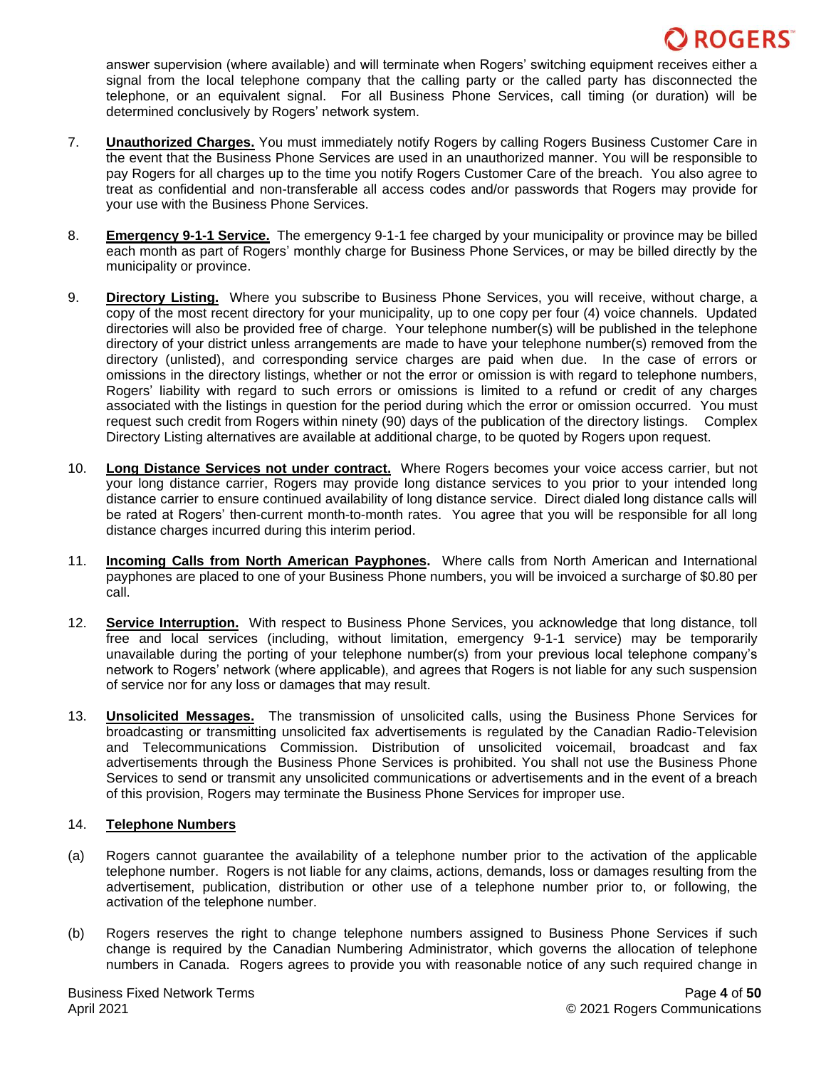answer supervision (where available) and will terminate when Rogers' switching equipment receives either a signal from the local telephone company that the calling party or the called party has disconnected the telephone, or an equivalent signal. For all Business Phone Services, call timing (or duration) will be determined conclusively by Rogers' network system.

7. **Unauthorized Charges.** You must immediately notify Rogers by calling Rogers Business Customer Care in the event that the Business Phone Services are used in an unauthorized manner. You will be responsible to pay Rogers for all charges up to the time you notify Rogers Customer Care of the breach. You also agree to treat as confidential and non-transferable all access codes and/or passwords that Rogers may provide for your use with the Business Phone Services.

8. **Emergency 9-1-1 Service.** The emergency 9-1-1 fee charged by your municipality or province may be billed each month as part of Rogers' monthly charge for Business Phone Services, or may be billed directly by the municipality or province.

9. **Directory Listing.** Where you subscribe to Business Phone Services, you will receive, without charge, a copy of the most recent directory for your municipality, up to one copy per four (4) voice channels. Updated directories will also be provided free of charge. Your telephone number(s) will be published in the telephone directory of your district unless arrangements are made to have your telephone number(s) removed from the directory (unlisted), and corresponding service charges are paid when due. In the case of errors or omissions in the directory listings, whether or not the error or omission is with regard to telephone numbers, Rogers' liability with regard to such errors or omissions is limited to a refund or credit of any charges associated with the listings in question for the period during which the error or omission occurred. You must request such credit from Rogers within ninety (90) days of the publication of the directory listings. Complex Directory Listing alternatives are available at additional charge, to be quoted by Rogers upon request.

10. **Long Distance Services not under contract.** Where Rogers becomes your voice access carrier, but not your long distance carrier, Rogers may provide long distance services to you prior to your intended long distance carrier to ensure continued availability of long distance service. Direct dialed long distance calls will be rated at Rogers' then-current month-to-month rates. You agree that you will be responsible for all long distance charges incurred during this interim period.

11. **Incoming Calls from North American Payphones.** Where calls from North American and International payphones are placed to one of your Business Phone numbers, you will be invoiced a surcharge of $0.80 per call.

12. **Service Interruption.** With respect to Business Phone Services, you acknowledge that long distance, toll free and local services (including, without limitation, emergency 9-1-1 service) may be temporarily unavailable during the porting of your telephone number(s) from your previous local telephone company's network to Rogers' network (where applicable), and agrees that Rogers is not liable for any such suspension of service nor for any loss or damages that may result.

13. **Unsolicited Messages.** The transmission of unsolicited calls, using the Business Phone Services for broadcasting or transmitting unsolicited fax advertisements is regulated by the Canadian Radio-Television and Telecommunications Commission. Distribution of unsolicited voicemail, broadcast and fax advertisements through the Business Phone Services is prohibited. You shall not use the Business Phone Services to send or transmit any unsolicited communications or advertisements and in the event of a breach of this provision, Rogers may terminate the Business Phone Services for improper use.

14. **Telephone Numbers**

(a) Rogers cannot guarantee the availability of a telephone number prior to the activation of the applicable telephone number. Rogers is not liable for any claims, actions, demands, loss or damages resulting from the advertisement, publication, distribution or other use of a telephone number prior to, or following, the activation of the telephone number.

(b) Rogers reserves the right to change telephone numbers assigned to Business Phone Services if such change is required by the Canadian Numbering Administrator, which governs the allocation of telephone numbers in Canada. Rogers agrees to provide you with reasonable notice of any such required change in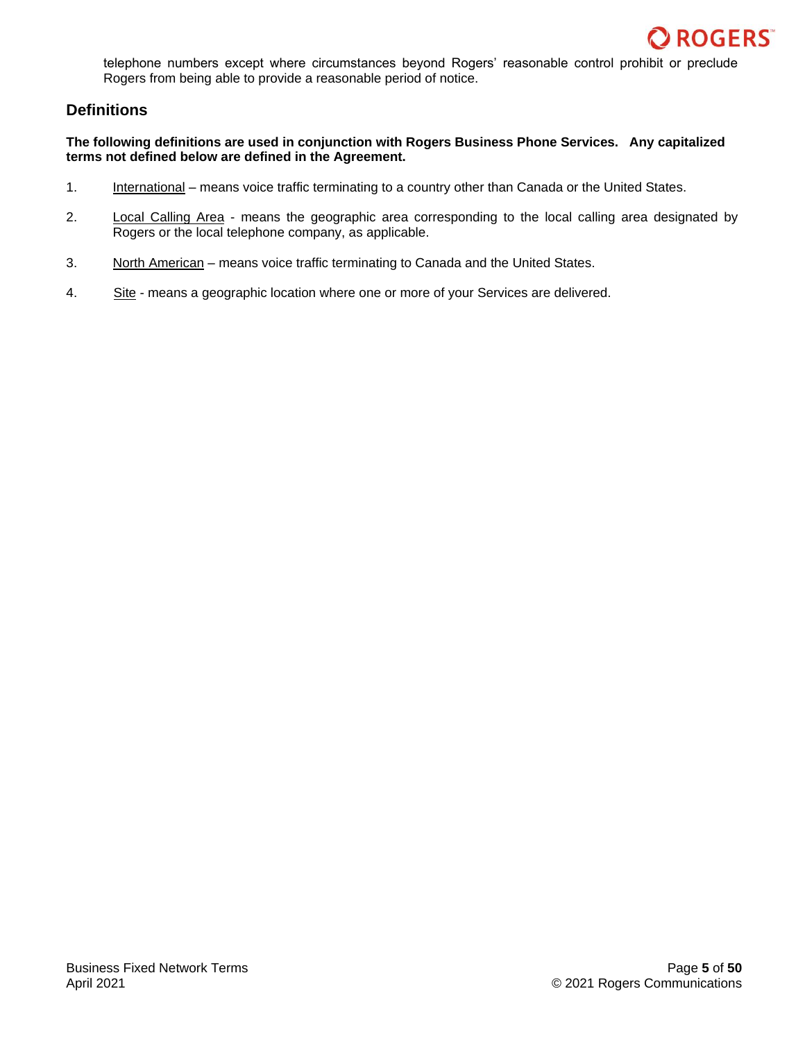telephone numbers except where circumstances beyond Rogers' reasonable control prohibit or preclude Rogers from being able to provide a reasonable period of notice.

## Definitions

**The following definitions are used in conjunction with Rogers Business Phone Services. Any capitalized terms not defined below are defined in the Agreement.**

1. International – means voice traffic terminating to a country other than Canada or the United States.

2. Local Calling Area - means the geographic area corresponding to the local calling area designated by Rogers or the local telephone company, as applicable.

3. North American – means voice traffic terminating to Canada and the United States.

4. Site - means a geographic location where one or more of your Services are delivered.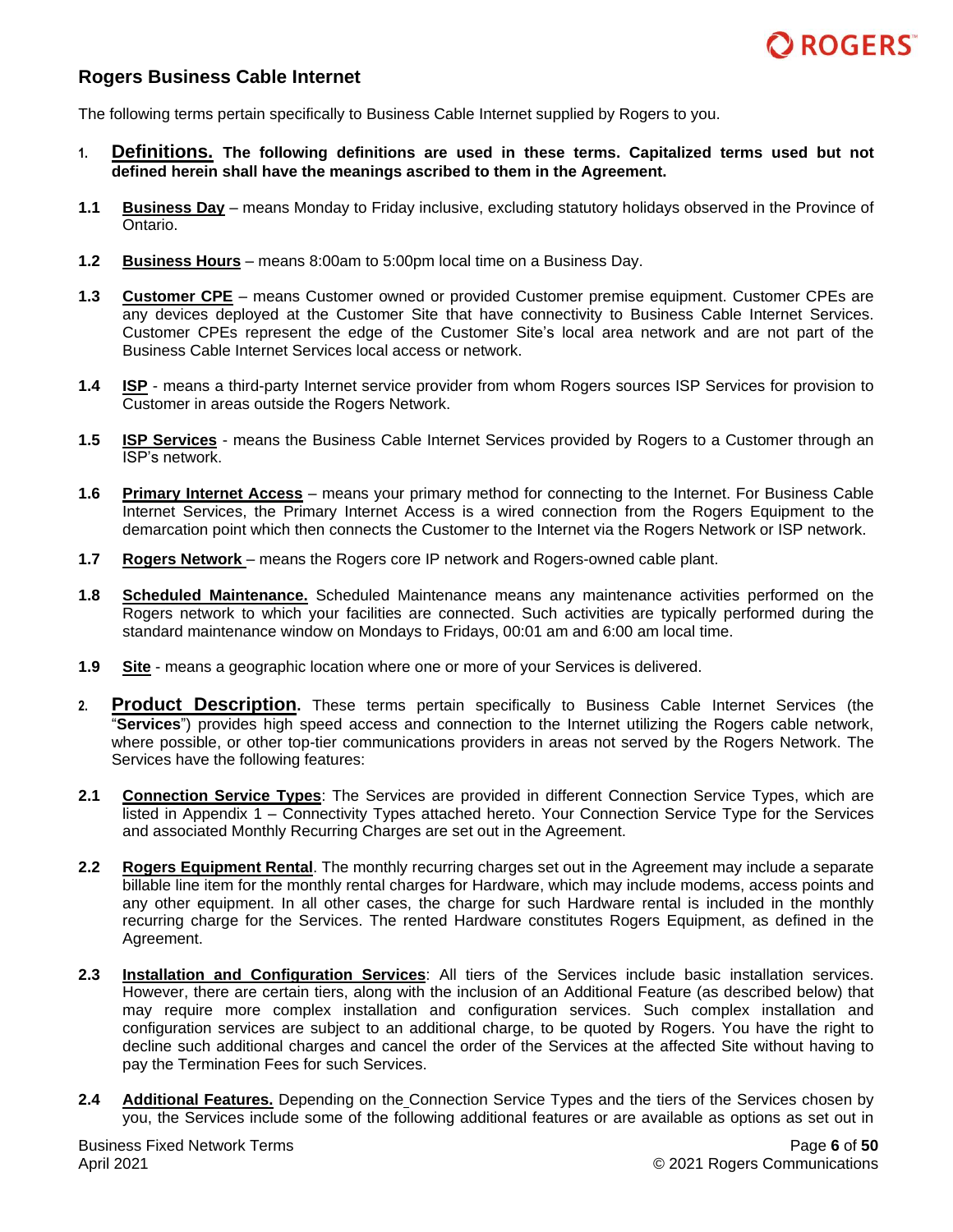## Rogers Business Cable Internet

The following terms pertain specifically to Business Cable Internet supplied by Rogers to you.

1. **Definitions. The following definitions are used in these terms. Capitalized terms used but not defined herein shall have the meanings ascribed to them in the Agreement.**

**1.1** **Business Day** – means Monday to Friday inclusive, excluding statutory holidays observed in the Province of Ontario.

**1.2** **Business Hours** – means 8:00am to 5:00pm local time on a Business Day.

**1.3** **Customer CPE** – means Customer owned or provided Customer premise equipment. Customer CPEs are any devices deployed at the Customer Site that have connectivity to Business Cable Internet Services. Customer CPEs represent the edge of the Customer Site's local area network and are not part of the Business Cable Internet Services local access or network.

**1.4** **ISP** - means a third-party Internet service provider from whom Rogers sources ISP Services for provision to Customer in areas outside the Rogers Network.

**1.5** **ISP Services** - means the Business Cable Internet Services provided by Rogers to a Customer through an ISP's network.

**1.6** **Primary Internet Access** – means your primary method for connecting to the Internet. For Business Cable Internet Services, the Primary Internet Access is a wired connection from the Rogers Equipment to the demarcation point which then connects the Customer to the Internet via the Rogers Network or ISP network.

**1.7** **Rogers Network** – means the Rogers core IP network and Rogers-owned cable plant.

**1.8** **Scheduled Maintenance.** Scheduled Maintenance means any maintenance activities performed on the Rogers network to which your facilities are connected. Such activities are typically performed during the standard maintenance window on Mondays to Fridays, 00:01 am and 6:00 am local time.

**1.9** **Site** - means a geographic location where one or more of your Services is delivered.

2. **Product Description.** These terms pertain specifically to Business Cable Internet Services (the "**Services**") provides high speed access and connection to the Internet utilizing the Rogers cable network, where possible, or other top-tier communications providers in areas not served by the Rogers Network. The Services have the following features:

**2.1** **Connection Service Types**: The Services are provided in different Connection Service Types, which are listed in Appendix 1 – Connectivity Types attached hereto. Your Connection Service Type for the Services and associated Monthly Recurring Charges are set out in the Agreement.

**2.2** **Rogers Equipment Rental**. The monthly recurring charges set out in the Agreement may include a separate billable line item for the monthly rental charges for Hardware, which may include modems, access points and any other equipment. In all other cases, the charge for such Hardware rental is included in the monthly recurring charge for the Services. The rented Hardware constitutes Rogers Equipment, as defined in the Agreement.

**2.3** **Installation and Configuration Services**: All tiers of the Services include basic installation services. However, there are certain tiers, along with the inclusion of an Additional Feature (as described below) that may require more complex installation and configuration services. Such complex installation and configuration services are subject to an additional charge, to be quoted by Rogers. You have the right to decline such additional charges and cancel the order of the Services at the affected Site without having to pay the Termination Fees for such Services.

**2.4** **Additional Features.** Depending on the Connection Service Types and the tiers of the Services chosen by you, the Services include some of the following additional features or are available as options as set out in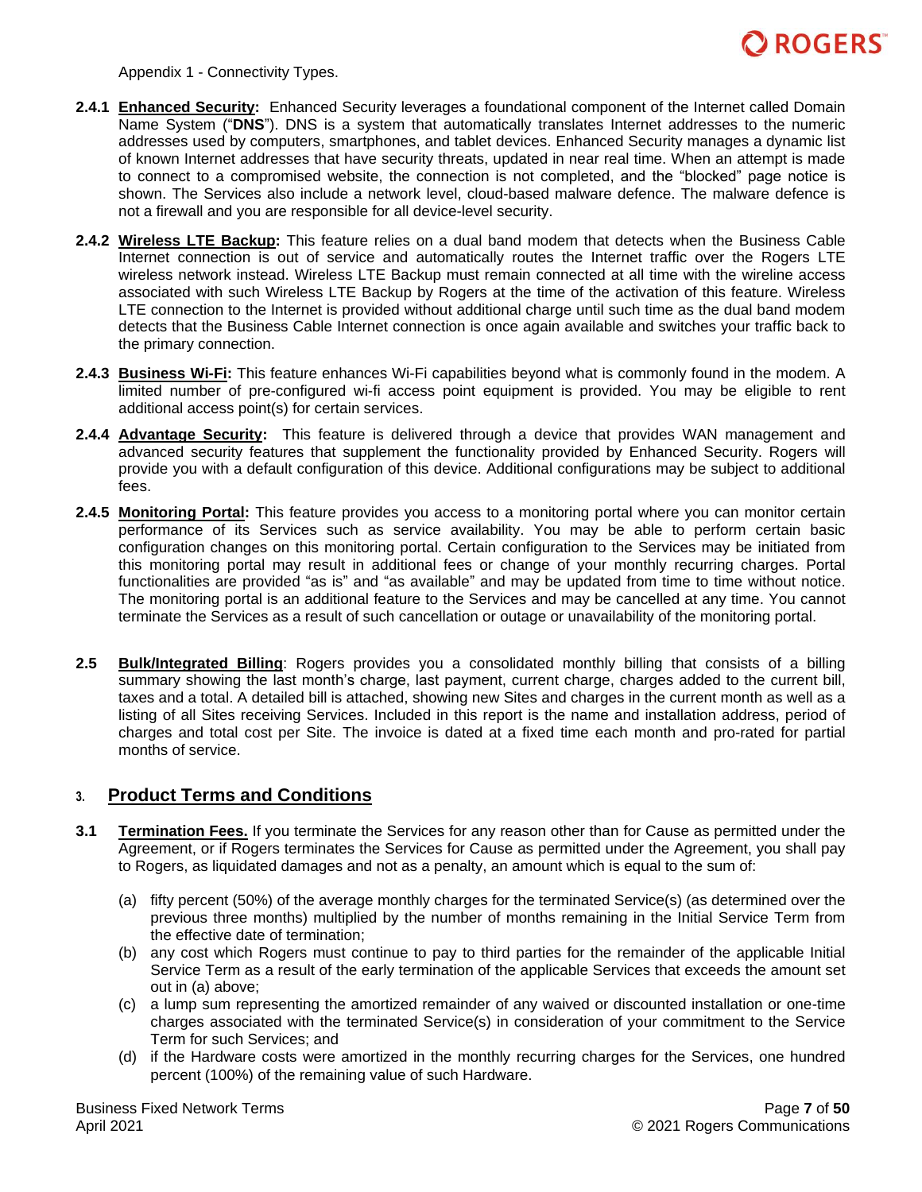Appendix 1 - Connectivity Types.

**2.4.1 Enhanced Security:** Enhanced Security leverages a foundational component of the Internet called Domain Name System ("**DNS**"). DNS is a system that automatically translates Internet addresses to the numeric addresses used by computers, smartphones, and tablet devices. Enhanced Security manages a dynamic list of known Internet addresses that have security threats, updated in near real time. When an attempt is made to connect to a compromised website, the connection is not completed, and the "blocked" page notice is shown. The Services also include a network level, cloud-based malware defence. The malware defence is not a firewall and you are responsible for all device-level security.

**2.4.2 Wireless LTE Backup:** This feature relies on a dual band modem that detects when the Business Cable Internet connection is out of service and automatically routes the Internet traffic over the Rogers LTE wireless network instead. Wireless LTE Backup must remain connected at all time with the wireline access associated with such Wireless LTE Backup by Rogers at the time of the activation of this feature. Wireless LTE connection to the Internet is provided without additional charge until such time as the dual band modem detects that the Business Cable Internet connection is once again available and switches your traffic back to the primary connection.

**2.4.3 Business Wi-Fi:** This feature enhances Wi-Fi capabilities beyond what is commonly found in the modem. A limited number of pre-configured wi-fi access point equipment is provided. You may be eligible to rent additional access point(s) for certain services.

**2.4.4 Advantage Security:** This feature is delivered through a device that provides WAN management and advanced security features that supplement the functionality provided by Enhanced Security. Rogers will provide you with a default configuration of this device. Additional configurations may be subject to additional fees.

**2.4.5 Monitoring Portal:** This feature provides you access to a monitoring portal where you can monitor certain performance of its Services such as service availability. You may be able to perform certain basic configuration changes on this monitoring portal. Certain configuration to the Services may be initiated from this monitoring portal may result in additional fees or change of your monthly recurring charges. Portal functionalities are provided "as is" and "as available" and may be updated from time to time without notice. The monitoring portal is an additional feature to the Services and may be cancelled at any time. You cannot terminate the Services as a result of such cancellation or outage or unavailability of the monitoring portal.

**2.5 Bulk/Integrated Billing**: Rogers provides you a consolidated monthly billing that consists of a billing summary showing the last month's charge, last payment, current charge, charges added to the current bill, taxes and a total. A detailed bill is attached, showing new Sites and charges in the current month as well as a listing of all Sites receiving Services. Included in this report is the name and installation address, period of charges and total cost per Site. The invoice is dated at a fixed time each month and pro-rated for partial months of service.

## 3. Product Terms and Conditions

**3.1 Termination Fees.** If you terminate the Services for any reason other than for Cause as permitted under the Agreement, or if Rogers terminates the Services for Cause as permitted under the Agreement, you shall pay to Rogers, as liquidated damages and not as a penalty, an amount which is equal to the sum of:

(a) fifty percent (50%) of the average monthly charges for the terminated Service(s) (as determined over the previous three months) multiplied by the number of months remaining in the Initial Service Term from the effective date of termination;

(b) any cost which Rogers must continue to pay to third parties for the remainder of the applicable Initial Service Term as a result of the early termination of the applicable Services that exceeds the amount set out in (a) above;

(c) a lump sum representing the amortized remainder of any waived or discounted installation or one-time charges associated with the terminated Service(s) in consideration of your commitment to the Service Term for such Services; and

(d) if the Hardware costs were amortized in the monthly recurring charges for the Services, one hundred percent (100%) of the remaining value of such Hardware.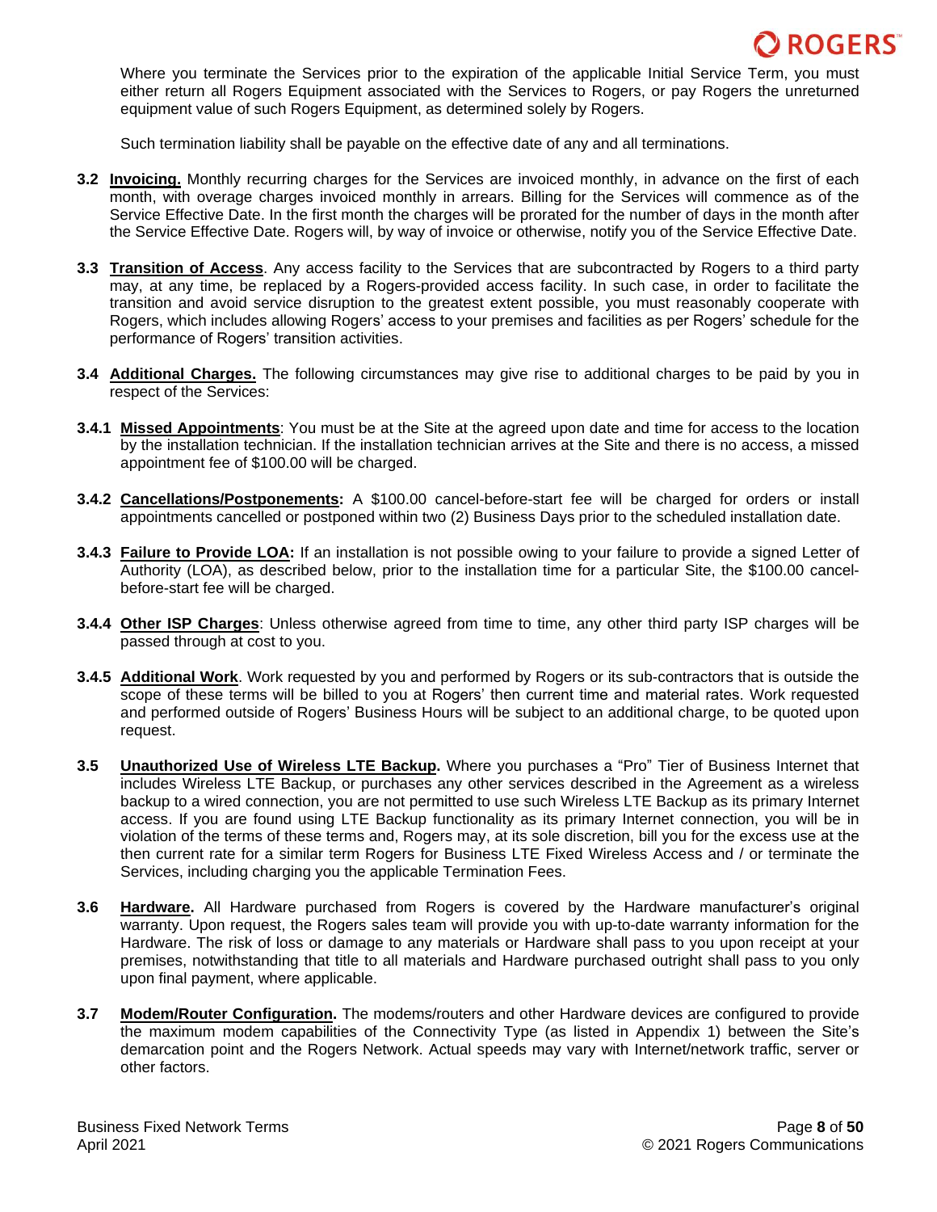Where you terminate the Services prior to the expiration of the applicable Initial Service Term, you must either return all Rogers Equipment associated with the Services to Rogers, or pay Rogers the unreturned equipment value of such Rogers Equipment, as determined solely by Rogers.

Such termination liability shall be payable on the effective date of any and all terminations.

**3.2** **Invoicing.** Monthly recurring charges for the Services are invoiced monthly, in advance on the first of each month, with overage charges invoiced monthly in arrears. Billing for the Services will commence as of the Service Effective Date. In the first month the charges will be prorated for the number of days in the month after the Service Effective Date. Rogers will, by way of invoice or otherwise, notify you of the Service Effective Date.

**3.3** **Transition of Access**. Any access facility to the Services that are subcontracted by Rogers to a third party may, at any time, be replaced by a Rogers-provided access facility. In such case, in order to facilitate the transition and avoid service disruption to the greatest extent possible, you must reasonably cooperate with Rogers, which includes allowing Rogers' access to your premises and facilities as per Rogers' schedule for the performance of Rogers' transition activities.

**3.4** **Additional Charges.** The following circumstances may give rise to additional charges to be paid by you in respect of the Services:

**3.4.1** **Missed Appointments**: You must be at the Site at the agreed upon date and time for access to the location by the installation technician. If the installation technician arrives at the Site and there is no access, a missed appointment fee of $100.00 will be charged.

**3.4.2** **Cancellations/Postponements:** A $100.00 cancel-before-start fee will be charged for orders or install appointments cancelled or postponed within two (2) Business Days prior to the scheduled installation date.

**3.4.3** **Failure to Provide LOA:** If an installation is not possible owing to your failure to provide a signed Letter of Authority (LOA), as described below, prior to the installation time for a particular Site, the $100.00 cancel-before-start fee will be charged.

**3.4.4** **Other ISP Charges**: Unless otherwise agreed from time to time, any other third party ISP charges will be passed through at cost to you.

**3.4.5** **Additional Work**. Work requested by you and performed by Rogers or its sub-contractors that is outside the scope of these terms will be billed to you at Rogers' then current time and material rates. Work requested and performed outside of Rogers' Business Hours will be subject to an additional charge, to be quoted upon request.

**3.5** **Unauthorized Use of Wireless LTE Backup.** Where you purchases a "Pro" Tier of Business Internet that includes Wireless LTE Backup, or purchases any other services described in the Agreement as a wireless backup to a wired connection, you are not permitted to use such Wireless LTE Backup as its primary Internet access. If you are found using LTE Backup functionality as its primary Internet connection, you will be in violation of the terms of these terms and, Rogers may, at its sole discretion, bill you for the excess use at the then current rate for a similar term Rogers for Business LTE Fixed Wireless Access and / or terminate the Services, including charging you the applicable Termination Fees.

**3.6** **Hardware.** All Hardware purchased from Rogers is covered by the Hardware manufacturer's original warranty. Upon request, the Rogers sales team will provide you with up-to-date warranty information for the Hardware. The risk of loss or damage to any materials or Hardware shall pass to you upon receipt at your premises, notwithstanding that title to all materials and Hardware purchased outright shall pass to you only upon final payment, where applicable.

**3.7** **Modem/Router Configuration.** The modems/routers and other Hardware devices are configured to provide the maximum modem capabilities of the Connectivity Type (as listed in Appendix 1) between the Site's demarcation point and the Rogers Network. Actual speeds may vary with Internet/network traffic, server or other factors.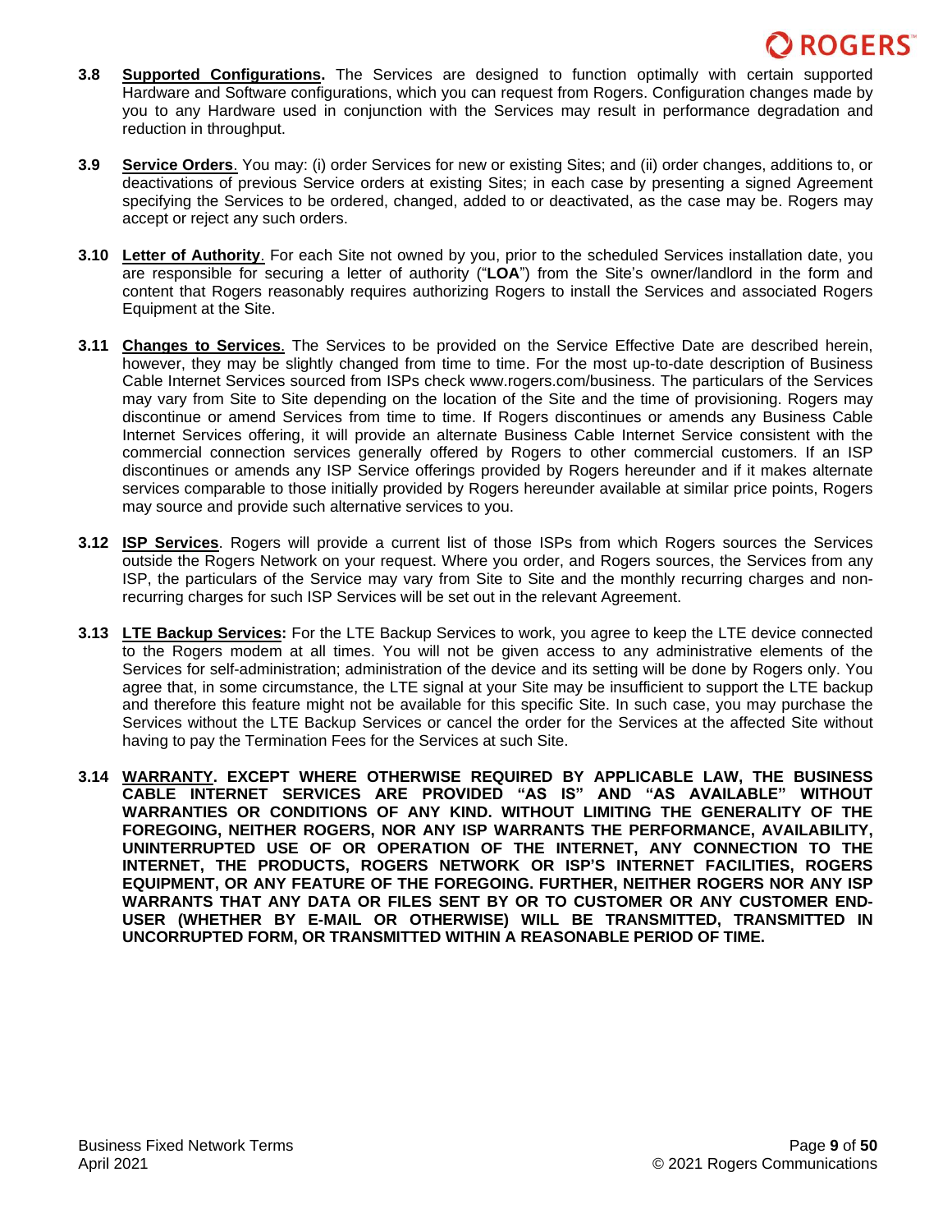**3.8** **Supported Configurations.** The Services are designed to function optimally with certain supported Hardware and Software configurations, which you can request from Rogers. Configuration changes made by you to any Hardware used in conjunction with the Services may result in performance degradation and reduction in throughput.

**3.9** **Service Orders**. You may: (i) order Services for new or existing Sites; and (ii) order changes, additions to, or deactivations of previous Service orders at existing Sites; in each case by presenting a signed Agreement specifying the Services to be ordered, changed, added to or deactivated, as the case may be. Rogers may accept or reject any such orders.

**3.10** **Letter of Authority**. For each Site not owned by you, prior to the scheduled Services installation date, you are responsible for securing a letter of authority ("**LOA**") from the Site's owner/landlord in the form and content that Rogers reasonably requires authorizing Rogers to install the Services and associated Rogers Equipment at the Site.

**3.11** **Changes to Services**. The Services to be provided on the Service Effective Date are described herein, however, they may be slightly changed from time to time. For the most up-to-date description of Business Cable Internet Services sourced from ISPs check www.rogers.com/business. The particulars of the Services may vary from Site to Site depending on the location of the Site and the time of provisioning. Rogers may discontinue or amend Services from time to time. If Rogers discontinues or amends any Business Cable Internet Services offering, it will provide an alternate Business Cable Internet Service consistent with the commercial connection services generally offered by Rogers to other commercial customers. If an ISP discontinues or amends any ISP Service offerings provided by Rogers hereunder and if it makes alternate services comparable to those initially provided by Rogers hereunder available at similar price points, Rogers may source and provide such alternative services to you.

**3.12** **ISP Services**. Rogers will provide a current list of those ISPs from which Rogers sources the Services outside the Rogers Network on your request. Where you order, and Rogers sources, the Services from any ISP, the particulars of the Service may vary from Site to Site and the monthly recurring charges and non-recurring charges for such ISP Services will be set out in the relevant Agreement.

**3.13** **LTE Backup Services:** For the LTE Backup Services to work, you agree to keep the LTE device connected to the Rogers modem at all times. You will not be given access to any administrative elements of the Services for self-administration; administration of the device and its setting will be done by Rogers only. You agree that, in some circumstance, the LTE signal at your Site may be insufficient to support the LTE backup and therefore this feature might not be available for this specific Site. In such case, you may purchase the Services without the LTE Backup Services or cancel the order for the Services at the affected Site without having to pay the Termination Fees for the Services at such Site.

**3.14** **WARRANTY. EXCEPT WHERE OTHERWISE REQUIRED BY APPLICABLE LAW, THE BUSINESS CABLE INTERNET SERVICES ARE PROVIDED "AS IS" AND "AS AVAILABLE" WITHOUT WARRANTIES OR CONDITIONS OF ANY KIND. WITHOUT LIMITING THE GENERALITY OF THE FOREGOING, NEITHER ROGERS, NOR ANY ISP WARRANTS THE PERFORMANCE, AVAILABILITY, UNINTERRUPTED USE OF OR OPERATION OF THE INTERNET, ANY CONNECTION TO THE INTERNET, THE PRODUCTS, ROGERS NETWORK OR ISP'S INTERNET FACILITIES, ROGERS EQUIPMENT, OR ANY FEATURE OF THE FOREGOING. FURTHER, NEITHER ROGERS NOR ANY ISP WARRANTS THAT ANY DATA OR FILES SENT BY OR TO CUSTOMER OR ANY CUSTOMER END-USER (WHETHER BY E-MAIL OR OTHERWISE) WILL BE TRANSMITTED, TRANSMITTED IN UNCORRUPTED FORM, OR TRANSMITTED WITHIN A REASONABLE PERIOD OF TIME.**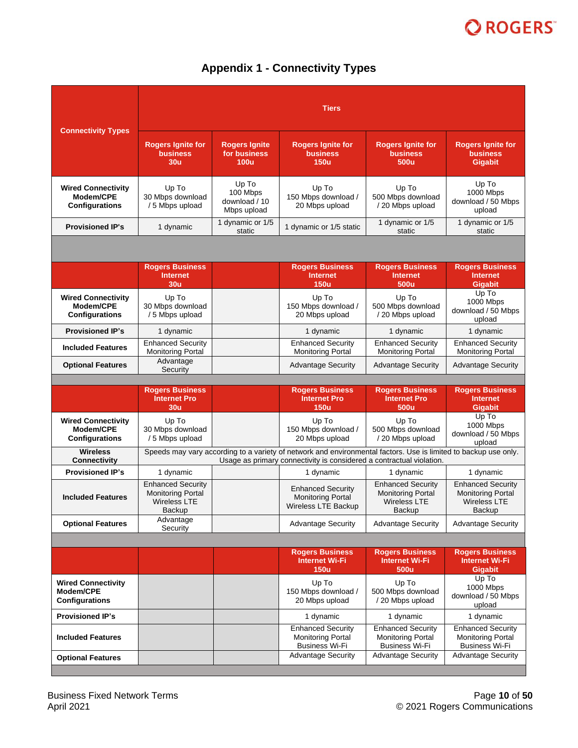## Appendix 1 - Connectivity Types

| Connectivity Types | Tiers | | | | |
|---|---|---|---|---|---|
| | Rogers Ignite for business 30u | Rogers Ignite for business 100u | Rogers Ignite for business 150u | Rogers Ignite for business 500u | Rogers Ignite for business Gigabit |
| **Wired Connectivity Modem/CPE Configurations** | Up To 30 Mbps download / 5 Mbps upload | Up To 100 Mbps download / 10 Mbps upload | Up To 150 Mbps download / 20 Mbps upload | Up To 500 Mbps download / 20 Mbps upload | Up To 1000 Mbps download / 50 Mbps upload |
| **Provisioned IP's** | 1 dynamic | 1 dynamic or 1/5 static | 1 dynamic or 1/5 static | 1 dynamic or 1/5 static | 1 dynamic or 1/5 static |
| | | | | | |
| | **Rogers Business Internet 30u** | | **Rogers Business Internet 150u** | **Rogers Business Internet 500u** | **Rogers Business Internet Gigabit** |
| **Wired Connectivity Modem/CPE Configurations** | Up To 30 Mbps download / 5 Mbps upload | | Up To 150 Mbps download / 20 Mbps upload | Up To 500 Mbps download / 20 Mbps upload | Up To 1000 Mbps download / 50 Mbps upload |
| **Provisioned IP's** | 1 dynamic | | 1 dynamic | 1 dynamic | 1 dynamic |
| **Included Features** | Enhanced Security Monitoring Portal | | Enhanced Security Monitoring Portal | Enhanced Security Monitoring Portal | Enhanced Security Monitoring Portal |
| **Optional Features** | Advantage Security | | Advantage Security | Advantage Security | Advantage Security |
| | | | | | |
| | **Rogers Business Internet Pro 30u** | | **Rogers Business Internet Pro 150u** | **Rogers Business Internet Pro 500u** | **Rogers Business Internet Gigabit** |
| **Wired Connectivity Modem/CPE Configurations** | Up To 30 Mbps download / 5 Mbps upload | | Up To 150 Mbps download / 20 Mbps upload | Up To 500 Mbps download / 20 Mbps upload | Up To 1000 Mbps download / 50 Mbps upload |
| **Wireless Connectivity** | Speeds may vary according to a variety of network and environmental factors. Use is limited to backup use only. Usage as primary connectivity is considered a contractual violation. | | | | |
| **Provisioned IP's** | 1 dynamic | | 1 dynamic | 1 dynamic | 1 dynamic |
| **Included Features** | Enhanced Security Monitoring Portal Wireless LTE Backup | | Enhanced Security Monitoring Portal Wireless LTE Backup | Enhanced Security Monitoring Portal Wireless LTE Backup | Enhanced Security Monitoring Portal Wireless LTE Backup |
| **Optional Features** | Advantage Security | | Advantage Security | Advantage Security | Advantage Security |
| | | | | | |
| | | | **Rogers Business Internet Wi-Fi 150u** | **Rogers Business Internet Wi-Fi 500u** | **Rogers Business Internet Wi-Fi Gigabit** |
| **Wired Connectivity Modem/CPE Configurations** | | | Up To 150 Mbps download / 20 Mbps upload | Up To 500 Mbps download / 20 Mbps upload | Up To 1000 Mbps download / 50 Mbps upload |
| **Provisioned IP's** | | | 1 dynamic | 1 dynamic | 1 dynamic |
| **Included Features** | | | Enhanced Security Monitoring Portal Business Wi-Fi | Enhanced Security Monitoring Portal Business Wi-Fi | Enhanced Security Monitoring Portal Business Wi-Fi |
| **Optional Features** | | | Advantage Security | Advantage Security | Advantage Security |

Business Fixed Network Terms
April 2021

© 2021 Rogers Communications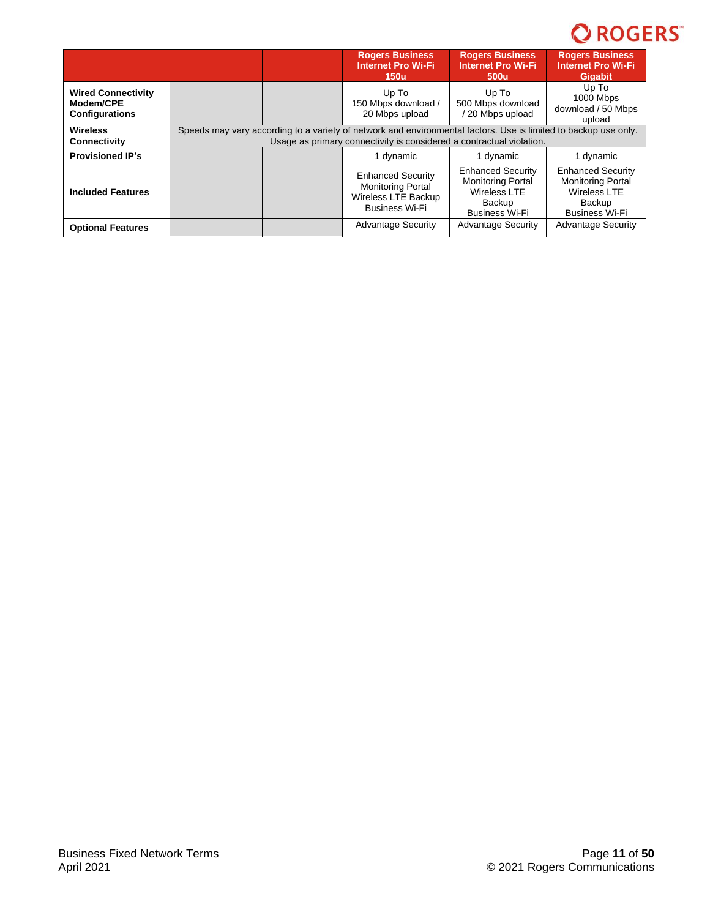| | | | Rogers Business Internet Pro Wi-Fi 150u | Rogers Business Internet Pro Wi-Fi 500u | Rogers Business Internet Pro Wi-Fi Gigabit |
|---|---|---|---|---|---|
| **Wired Connectivity Modem/CPE Configurations** | | | Up To 150 Mbps download / 20 Mbps upload | Up To 500 Mbps download / 20 Mbps upload | Up To 1000 Mbps download / 50 Mbps upload |
| **Wireless Connectivity** | Speeds may vary according to a variety of network and environmental factors. Use is limited to backup use only. Usage as primary connectivity is considered a contractual violation. | | | | |
| **Provisioned IP's** | | | 1 dynamic | 1 dynamic | 1 dynamic |
| **Included Features** | | | Enhanced Security Monitoring Portal Wireless LTE Backup Business Wi-Fi | Enhanced Security Monitoring Portal Wireless LTE Backup Business Wi-Fi | Enhanced Security Monitoring Portal Wireless LTE Backup Business Wi-Fi |
| **Optional Features** | | | Advantage Security | Advantage Security | Advantage Security |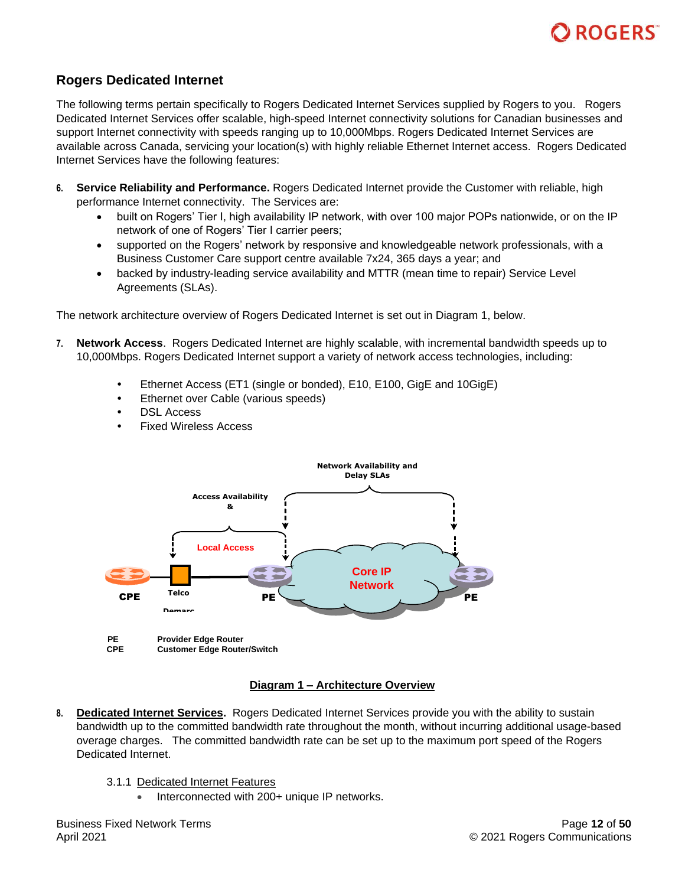## Rogers Dedicated Internet

The following terms pertain specifically to Rogers Dedicated Internet Services supplied by Rogers to you. Rogers Dedicated Internet Services offer scalable, high-speed Internet connectivity solutions for Canadian businesses and support Internet connectivity with speeds ranging up to 10,000Mbps. Rogers Dedicated Internet Services are available across Canada, servicing your location(s) with highly reliable Ethernet Internet access. Rogers Dedicated Internet Services have the following features:

6. **Service Reliability and Performance.** Rogers Dedicated Internet provide the Customer with reliable, high performance Internet connectivity. The Services are:
   - built on Rogers' Tier I, high availability IP network, with over 100 major POPs nationwide, or on the IP network of one of Rogers' Tier I carrier peers;
   - supported on the Rogers' network by responsive and knowledgeable network professionals, with a Business Customer Care support centre available 7x24, 365 days a year; and
   - backed by industry-leading service availability and MTTR (mean time to repair) Service Level Agreements (SLAs).

The network architecture overview of Rogers Dedicated Internet is set out in Diagram 1, below.

7. **Network Access**. Rogers Dedicated Internet are highly scalable, with incremental bandwidth speeds up to 10,000Mbps. Rogers Dedicated Internet support a variety of network access technologies, including:
   - Ethernet Access (ET1 (single or bonded), E10, E100, GigE and 10GigE)
   - Ethernet over Cable (various speeds)
   - DSL Access
   - Fixed Wireless Access

Network Availability and Delay SLAs

Access Availability &

Local Access

Core IP Network

CPE — Telco Demarc — PE — PE

PE Provider Edge Router
CPE Customer Edge Router/Switch

**Diagram 1 – Architecture Overview**

8. **Dedicated Internet Services.** Rogers Dedicated Internet Services provide you with the ability to sustain bandwidth up to the committed bandwidth rate throughout the month, without incurring additional usage-based overage charges. The committed bandwidth rate can be set up to the maximum port speed of the Rogers Dedicated Internet.

   3.1.1 Dedicated Internet Features
   - Interconnected with 200+ unique IP networks.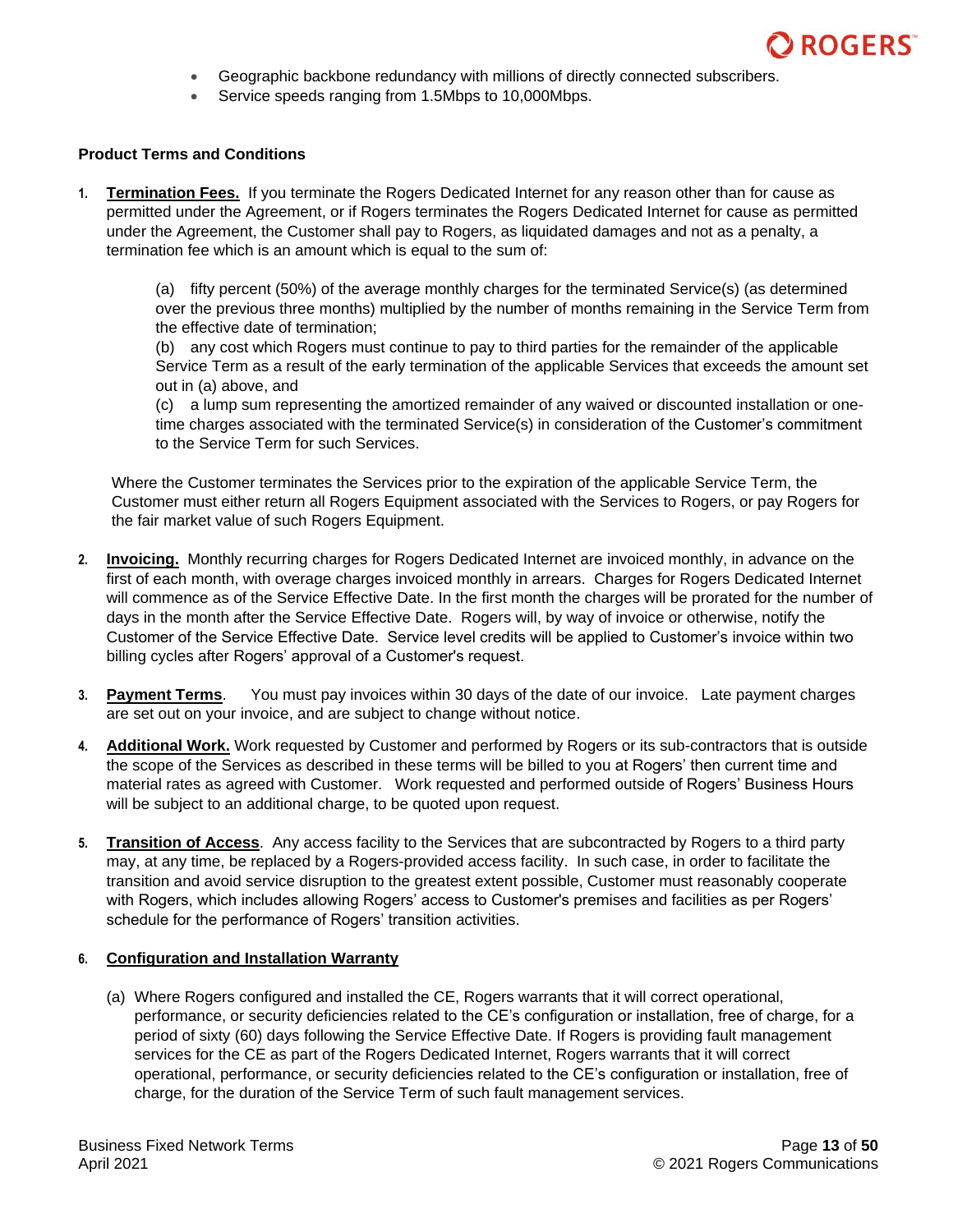- Geographic backbone redundancy with millions of directly connected subscribers.
- Service speeds ranging from 1.5Mbps to 10,000Mbps.

**Product Terms and Conditions**

1. **Termination Fees.** If you terminate the Rogers Dedicated Internet for any reason other than for cause as permitted under the Agreement, or if Rogers terminates the Rogers Dedicated Internet for cause as permitted under the Agreement, the Customer shall pay to Rogers, as liquidated damages and not as a penalty, a termination fee which is an amount which is equal to the sum of:

   (a) fifty percent (50%) of the average monthly charges for the terminated Service(s) (as determined over the previous three months) multiplied by the number of months remaining in the Service Term from the effective date of termination;
   (b) any cost which Rogers must continue to pay to third parties for the remainder of the applicable Service Term as a result of the early termination of the applicable Services that exceeds the amount set out in (a) above, and
   (c) a lump sum representing the amortized remainder of any waived or discounted installation or one-time charges associated with the terminated Service(s) in consideration of the Customer's commitment to the Service Term for such Services.

   Where the Customer terminates the Services prior to the expiration of the applicable Service Term, the Customer must either return all Rogers Equipment associated with the Services to Rogers, or pay Rogers for the fair market value of such Rogers Equipment.

2. **Invoicing.** Monthly recurring charges for Rogers Dedicated Internet are invoiced monthly, in advance on the first of each month, with overage charges invoiced monthly in arrears. Charges for Rogers Dedicated Internet will commence as of the Service Effective Date. In the first month the charges will be prorated for the number of days in the month after the Service Effective Date. Rogers will, by way of invoice or otherwise, notify the Customer of the Service Effective Date. Service level credits will be applied to Customer's invoice within two billing cycles after Rogers' approval of a Customer's request.

3. **Payment Terms**. You must pay invoices within 30 days of the date of our invoice. Late payment charges are set out on your invoice, and are subject to change without notice.

4. **Additional Work.** Work requested by Customer and performed by Rogers or its sub-contractors that is outside the scope of the Services as described in these terms will be billed to you at Rogers' then current time and material rates as agreed with Customer. Work requested and performed outside of Rogers' Business Hours will be subject to an additional charge, to be quoted upon request.

5. **Transition of Access**. Any access facility to the Services that are subcontracted by Rogers to a third party may, at any time, be replaced by a Rogers-provided access facility. In such case, in order to facilitate the transition and avoid service disruption to the greatest extent possible, Customer must reasonably cooperate with Rogers, which includes allowing Rogers' access to Customer's premises and facilities as per Rogers' schedule for the performance of Rogers' transition activities.

6. **Configuration and Installation Warranty**

   (a) Where Rogers configured and installed the CE, Rogers warrants that it will correct operational, performance, or security deficiencies related to the CE's configuration or installation, free of charge, for a period of sixty (60) days following the Service Effective Date. If Rogers is providing fault management services for the CE as part of the Rogers Dedicated Internet, Rogers warrants that it will correct operational, performance, or security deficiencies related to the CE's configuration or installation, free of charge, for the duration of the Service Term of such fault management services.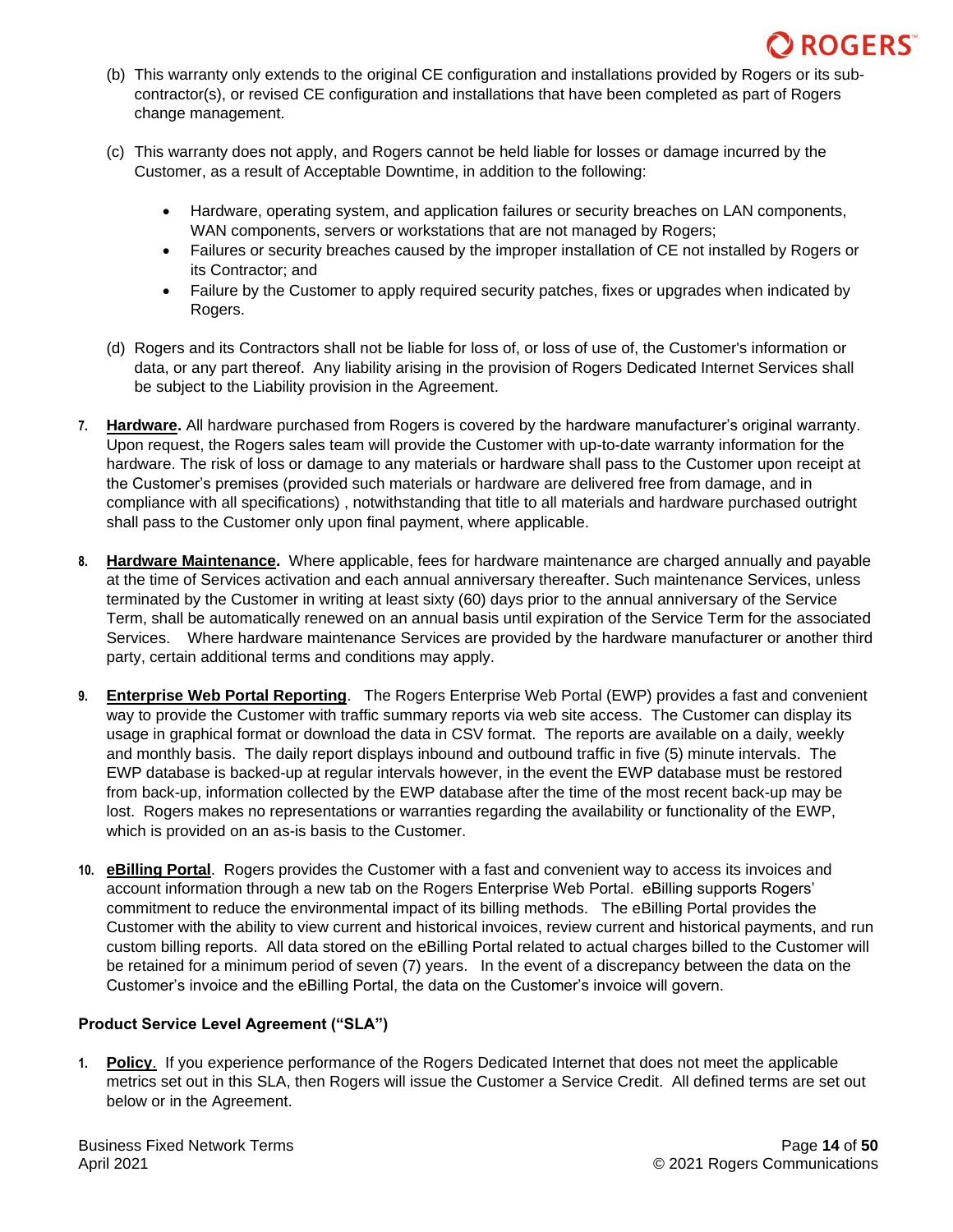(b) This warranty only extends to the original CE configuration and installations provided by Rogers or its sub-contractor(s), or revised CE configuration and installations that have been completed as part of Rogers change management.

(c) This warranty does not apply, and Rogers cannot be held liable for losses or damage incurred by the Customer, as a result of Acceptable Downtime, in addition to the following:

- Hardware, operating system, and application failures or security breaches on LAN components, WAN components, servers or workstations that are not managed by Rogers;
- Failures or security breaches caused by the improper installation of CE not installed by Rogers or its Contractor; and
- Failure by the Customer to apply required security patches, fixes or upgrades when indicated by Rogers.

(d) Rogers and its Contractors shall not be liable for loss of, or loss of use of, the Customer's information or data, or any part thereof. Any liability arising in the provision of Rogers Dedicated Internet Services shall be subject to the Liability provision in the Agreement.

7. **Hardware.** All hardware purchased from Rogers is covered by the hardware manufacturer's original warranty. Upon request, the Rogers sales team will provide the Customer with up-to-date warranty information for the hardware. The risk of loss or damage to any materials or hardware shall pass to the Customer upon receipt at the Customer's premises (provided such materials or hardware are delivered free from damage, and in compliance with all specifications) , notwithstanding that title to all materials and hardware purchased outright shall pass to the Customer only upon final payment, where applicable.

8. **Hardware Maintenance.** Where applicable, fees for hardware maintenance are charged annually and payable at the time of Services activation and each annual anniversary thereafter. Such maintenance Services, unless terminated by the Customer in writing at least sixty (60) days prior to the annual anniversary of the Service Term, shall be automatically renewed on an annual basis until expiration of the Service Term for the associated Services. Where hardware maintenance Services are provided by the hardware manufacturer or another third party, certain additional terms and conditions may apply.

9. **Enterprise Web Portal Reporting**. The Rogers Enterprise Web Portal (EWP) provides a fast and convenient way to provide the Customer with traffic summary reports via web site access. The Customer can display its usage in graphical format or download the data in CSV format. The reports are available on a daily, weekly and monthly basis. The daily report displays inbound and outbound traffic in five (5) minute intervals. The EWP database is backed-up at regular intervals however, in the event the EWP database must be restored from back-up, information collected by the EWP database after the time of the most recent back-up may be lost. Rogers makes no representations or warranties regarding the availability or functionality of the EWP, which is provided on an as-is basis to the Customer.

10. **eBilling Portal**. Rogers provides the Customer with a fast and convenient way to access its invoices and account information through a new tab on the Rogers Enterprise Web Portal. eBilling supports Rogers' commitment to reduce the environmental impact of its billing methods. The eBilling Portal provides the Customer with the ability to view current and historical invoices, review current and historical payments, and run custom billing reports. All data stored on the eBilling Portal related to actual charges billed to the Customer will be retained for a minimum period of seven (7) years. In the event of a discrepancy between the data on the Customer's invoice and the eBilling Portal, the data on the Customer's invoice will govern.

### Product Service Level Agreement ("SLA")

1. **Policy**. If you experience performance of the Rogers Dedicated Internet that does not meet the applicable metrics set out in this SLA, then Rogers will issue the Customer a Service Credit. All defined terms are set out below or in the Agreement.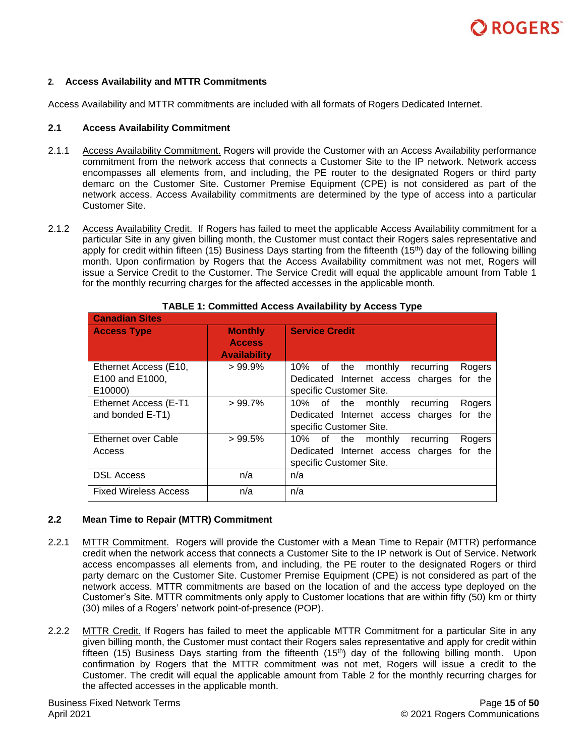## 2. Access Availability and MTTR Commitments

Access Availability and MTTR commitments are included with all formats of Rogers Dedicated Internet.

### 2.1 Access Availability Commitment

2.1.1 Access Availability Commitment. Rogers will provide the Customer with an Access Availability performance commitment from the network access that connects a Customer Site to the IP network. Network access encompasses all elements from, and including, the PE router to the designated Rogers or third party demarc on the Customer Site. Customer Premise Equipment (CPE) is not considered as part of the network access. Access Availability commitments are determined by the type of access into a particular Customer Site.

2.1.2 Access Availability Credit. If Rogers has failed to meet the applicable Access Availability commitment for a particular Site in any given billing month, the Customer must contact their Rogers sales representative and apply for credit within fifteen (15) Business Days starting from the fifteenth ($15^{th}$) day of the following billing month. Upon confirmation by Rogers that the Access Availability commitment was not met, Rogers will issue a Service Credit to the Customer. The Service Credit will equal the applicable amount from Table 1 for the monthly recurring charges for the affected accesses in the applicable month.

**TABLE 1: Committed Access Availability by Access Type**

| Canadian Sites | | |
|---|---|---|
| **Access Type** | **Monthly Access Availability** | **Service Credit** |
| Ethernet Access (E10, E100 and E1000, E10000) | > 99.9% | 10% of the monthly recurring Rogers Dedicated Internet access charges for the specific Customer Site. |
| Ethernet Access (E-T1 and bonded E-T1) | > 99.7% | 10% of the monthly recurring Rogers Dedicated Internet access charges for the specific Customer Site. |
| Ethernet over Cable Access | > 99.5% | 10% of the monthly recurring Rogers Dedicated Internet access charges for the specific Customer Site. |
| DSL Access | n/a | n/a |
| Fixed Wireless Access | n/a | n/a |

### 2.2 Mean Time to Repair (MTTR) Commitment

2.2.1 MTTR Commitment. Rogers will provide the Customer with a Mean Time to Repair (MTTR) performance credit when the network access that connects a Customer Site to the IP network is Out of Service. Network access encompasses all elements from, and including, the PE router to the designated Rogers or third party demarc on the Customer Site. Customer Premise Equipment (CPE) is not considered as part of the network access. MTTR commitments are based on the location of and the access type deployed on the Customer's Site. MTTR commitments only apply to Customer locations that are within fifty (50) km or thirty (30) miles of a Rogers' network point-of-presence (POP).

2.2.2 MTTR Credit. If Rogers has failed to meet the applicable MTTR Commitment for a particular Site in any given billing month, the Customer must contact their Rogers sales representative and apply for credit within fifteen (15) Business Days starting from the fifteenth ($15^{th}$) day of the following billing month. Upon confirmation by Rogers that the MTTR commitment was not met, Rogers will issue a credit to the Customer. The credit will equal the applicable amount from Table 2 for the monthly recurring charges for the affected accesses in the applicable month.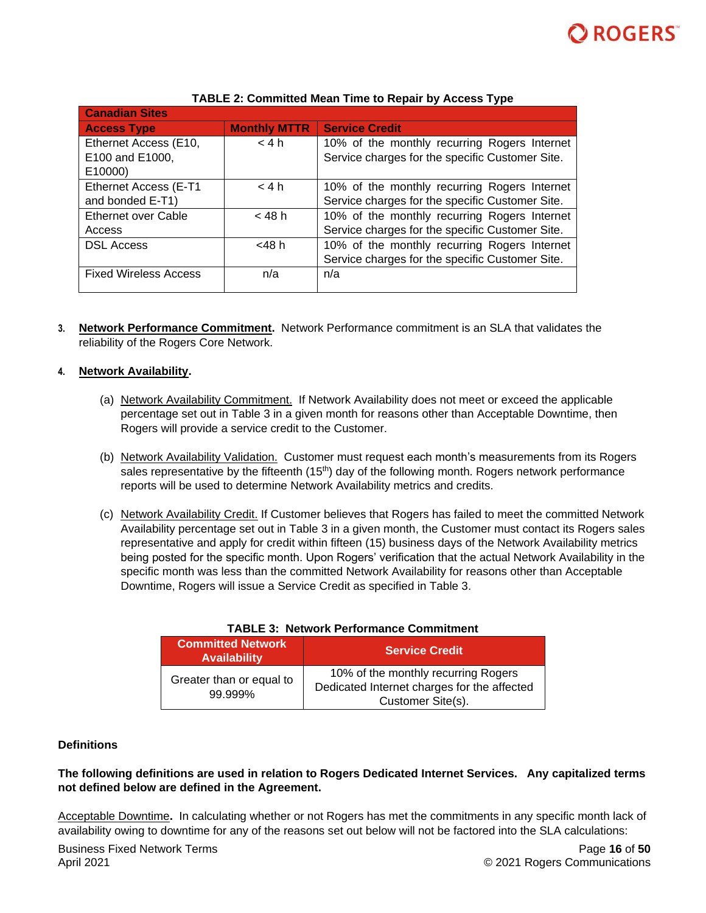**TABLE 2: Committed Mean Time to Repair by Access Type**

| Canadian Sites | | |
|---|---|---|
| **Access Type** | **Monthly MTTR** | **Service Credit** |
| Ethernet Access (E10, E100 and E1000, E10000) | < 4 h | 10% of the monthly recurring Rogers Internet Service charges for the specific Customer Site. |
| Ethernet Access (E-T1 and bonded E-T1) | < 4 h | 10% of the monthly recurring Rogers Internet Service charges for the specific Customer Site. |
| Ethernet over Cable Access | < 48 h | 10% of the monthly recurring Rogers Internet Service charges for the specific Customer Site. |
| DSL Access | <48 h | 10% of the monthly recurring Rogers Internet Service charges for the specific Customer Site. |
| Fixed Wireless Access | n/a | n/a |

3. **Network Performance Commitment.** Network Performance commitment is an SLA that validates the reliability of the Rogers Core Network.

4. **Network Availability.**

   (a) Network Availability Commitment. If Network Availability does not meet or exceed the applicable percentage set out in Table 3 in a given month for reasons other than Acceptable Downtime, then Rogers will provide a service credit to the Customer.

   (b) Network Availability Validation. Customer must request each month's measurements from its Rogers sales representative by the fifteenth (15th) day of the following month. Rogers network performance reports will be used to determine Network Availability metrics and credits.

   (c) Network Availability Credit. If Customer believes that Rogers has failed to meet the committed Network Availability percentage set out in Table 3 in a given month, the Customer must contact its Rogers sales representative and apply for credit within fifteen (15) business days of the Network Availability metrics being posted for the specific month. Upon Rogers' verification that the actual Network Availability in the specific month was less than the committed Network Availability for reasons other than Acceptable Downtime, Rogers will issue a Service Credit as specified in Table 3.

**TABLE 3: Network Performance Commitment**

| Committed Network Availability | Service Credit |
|---|---|
| Greater than or equal to 99.999% | 10% of the monthly recurring Rogers Dedicated Internet charges for the affected Customer Site(s). |

**Definitions**

**The following definitions are used in relation to Rogers Dedicated Internet Services. Any capitalized terms not defined below are defined in the Agreement.**

Acceptable Downtime**.** In calculating whether or not Rogers has met the commitments in any specific month lack of availability owing to downtime for any of the reasons set out below will not be factored into the SLA calculations: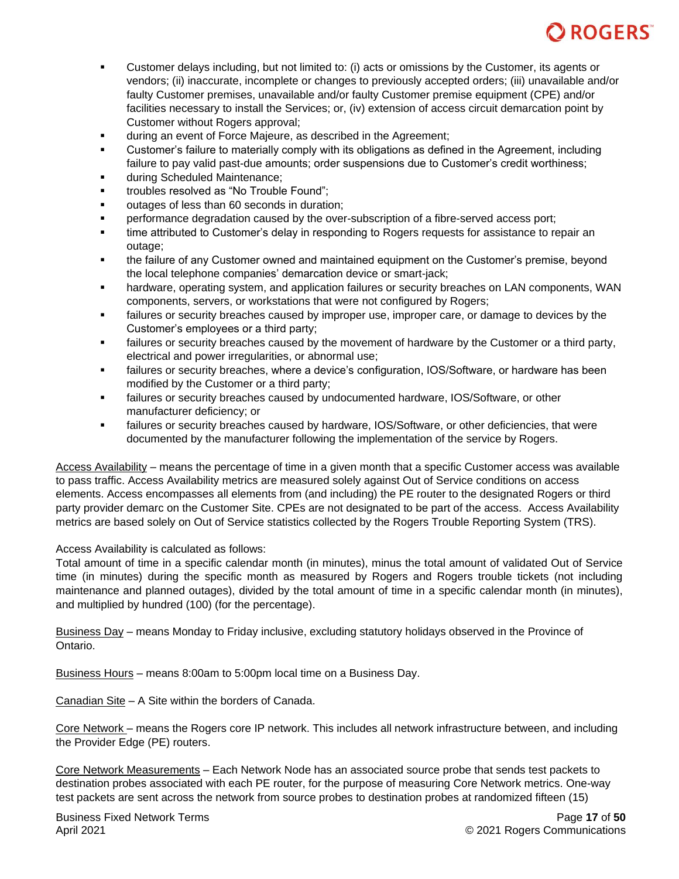- Customer delays including, but not limited to: (i) acts or omissions by the Customer, its agents or vendors; (ii) inaccurate, incomplete or changes to previously accepted orders; (iii) unavailable and/or faulty Customer premises, unavailable and/or faulty Customer premise equipment (CPE) and/or facilities necessary to install the Services; or, (iv) extension of access circuit demarcation point by Customer without Rogers approval;
- during an event of Force Majeure, as described in the Agreement;
- Customer's failure to materially comply with its obligations as defined in the Agreement, including failure to pay valid past-due amounts; order suspensions due to Customer's credit worthiness;
- during Scheduled Maintenance;
- troubles resolved as "No Trouble Found";
- outages of less than 60 seconds in duration;
- performance degradation caused by the over-subscription of a fibre-served access port;
- time attributed to Customer's delay in responding to Rogers requests for assistance to repair an outage;
- the failure of any Customer owned and maintained equipment on the Customer's premise, beyond the local telephone companies' demarcation device or smart-jack;
- hardware, operating system, and application failures or security breaches on LAN components, WAN components, servers, or workstations that were not configured by Rogers;
- failures or security breaches caused by improper use, improper care, or damage to devices by the Customer's employees or a third party;
- failures or security breaches caused by the movement of hardware by the Customer or a third party, electrical and power irregularities, or abnormal use;
- failures or security breaches, where a device's configuration, IOS/Software, or hardware has been modified by the Customer or a third party;
- failures or security breaches caused by undocumented hardware, IOS/Software, or other manufacturer deficiency; or
- failures or security breaches caused by hardware, IOS/Software, or other deficiencies, that were documented by the manufacturer following the implementation of the service by Rogers.

<u>Access Availability</u> – means the percentage of time in a given month that a specific Customer access was available to pass traffic. Access Availability metrics are measured solely against Out of Service conditions on access elements. Access encompasses all elements from (and including) the PE router to the designated Rogers or third party provider demarc on the Customer Site. CPEs are not designated to be part of the access. Access Availability metrics are based solely on Out of Service statistics collected by the Rogers Trouble Reporting System (TRS).

Access Availability is calculated as follows:
Total amount of time in a specific calendar month (in minutes), minus the total amount of validated Out of Service time (in minutes) during the specific month as measured by Rogers and Rogers trouble tickets (not including maintenance and planned outages), divided by the total amount of time in a specific calendar month (in minutes), and multiplied by hundred (100) (for the percentage).

<u>Business Day</u> – means Monday to Friday inclusive, excluding statutory holidays observed in the Province of Ontario.

<u>Business Hours</u> – means 8:00am to 5:00pm local time on a Business Day.

<u>Canadian Site</u> – A Site within the borders of Canada.

<u>Core Network</u> – means the Rogers core IP network. This includes all network infrastructure between, and including the Provider Edge (PE) routers.

<u>Core Network Measurements</u> – Each Network Node has an associated source probe that sends test packets to destination probes associated with each PE router, for the purpose of measuring Core Network metrics. One-way test packets are sent across the network from source probes to destination probes at randomized fifteen (15)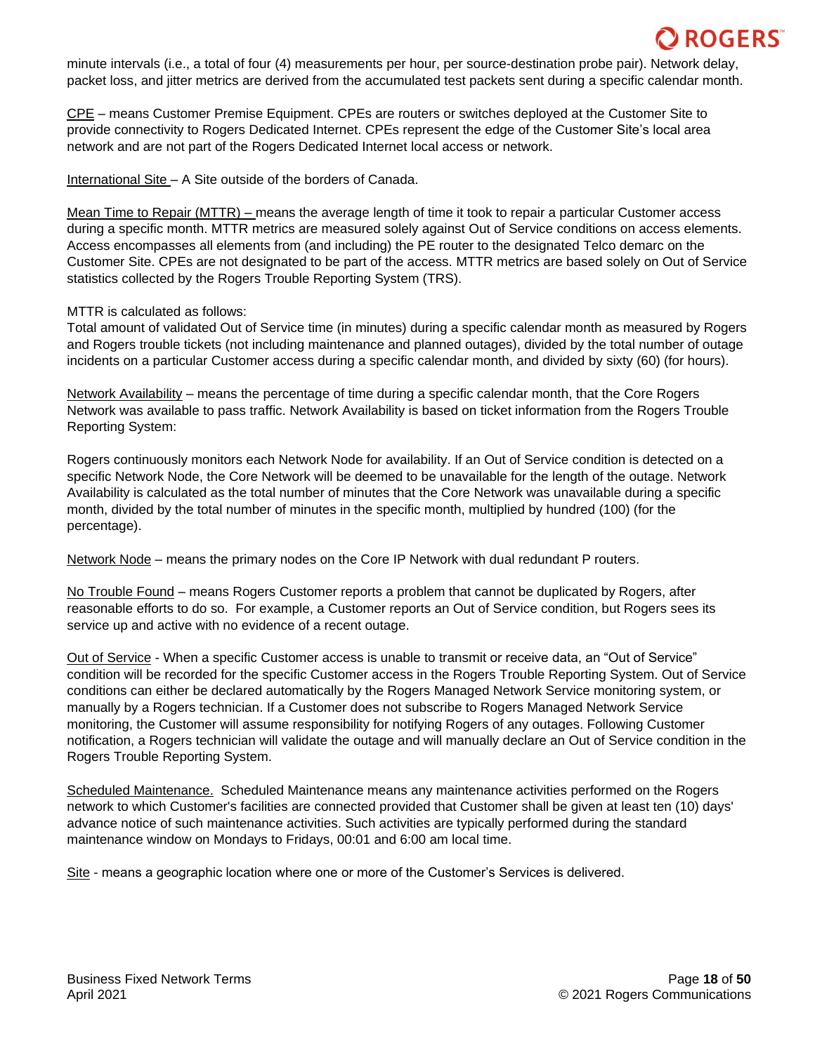minute intervals (i.e., a total of four (4) measurements per hour, per source-destination probe pair). Network delay, packet loss, and jitter metrics are derived from the accumulated test packets sent during a specific calendar month.

<u>CPE</u> – means Customer Premise Equipment. CPEs are routers or switches deployed at the Customer Site to provide connectivity to Rogers Dedicated Internet. CPEs represent the edge of the Customer Site's local area network and are not part of the Rogers Dedicated Internet local access or network.

<u>International Site</u> – A Site outside of the borders of Canada.

<u>Mean Time to Repair (MTTR)</u> – means the average length of time it took to repair a particular Customer access during a specific month. MTTR metrics are measured solely against Out of Service conditions on access elements. Access encompasses all elements from (and including) the PE router to the designated Telco demarc on the Customer Site. CPEs are not designated to be part of the access. MTTR metrics are based solely on Out of Service statistics collected by the Rogers Trouble Reporting System (TRS).

MTTR is calculated as follows:
Total amount of validated Out of Service time (in minutes) during a specific calendar month as measured by Rogers and Rogers trouble tickets (not including maintenance and planned outages), divided by the total number of outage incidents on a particular Customer access during a specific calendar month, and divided by sixty (60) (for hours).

<u>Network Availability</u> – means the percentage of time during a specific calendar month, that the Core Rogers Network was available to pass traffic. Network Availability is based on ticket information from the Rogers Trouble Reporting System:

Rogers continuously monitors each Network Node for availability. If an Out of Service condition is detected on a specific Network Node, the Core Network will be deemed to be unavailable for the length of the outage. Network Availability is calculated as the total number of minutes that the Core Network was unavailable during a specific month, divided by the total number of minutes in the specific month, multiplied by hundred (100) (for the percentage).

<u>Network Node</u> – means the primary nodes on the Core IP Network with dual redundant P routers.

<u>No Trouble Found</u> – means Rogers Customer reports a problem that cannot be duplicated by Rogers, after reasonable efforts to do so. For example, a Customer reports an Out of Service condition, but Rogers sees its service up and active with no evidence of a recent outage.

<u>Out of Service</u> - When a specific Customer access is unable to transmit or receive data, an "Out of Service" condition will be recorded for the specific Customer access in the Rogers Trouble Reporting System. Out of Service conditions can either be declared automatically by the Rogers Managed Network Service monitoring system, or manually by a Rogers technician. If a Customer does not subscribe to Rogers Managed Network Service monitoring, the Customer will assume responsibility for notifying Rogers of any outages. Following Customer notification, a Rogers technician will validate the outage and will manually declare an Out of Service condition in the Rogers Trouble Reporting System.

<u>Scheduled Maintenance.</u> Scheduled Maintenance means any maintenance activities performed on the Rogers network to which Customer's facilities are connected provided that Customer shall be given at least ten (10) days' advance notice of such maintenance activities. Such activities are typically performed during the standard maintenance window on Mondays to Fridays, 00:01 and 6:00 am local time.

<u>Site</u> - means a geographic location where one or more of the Customer's Services is delivered.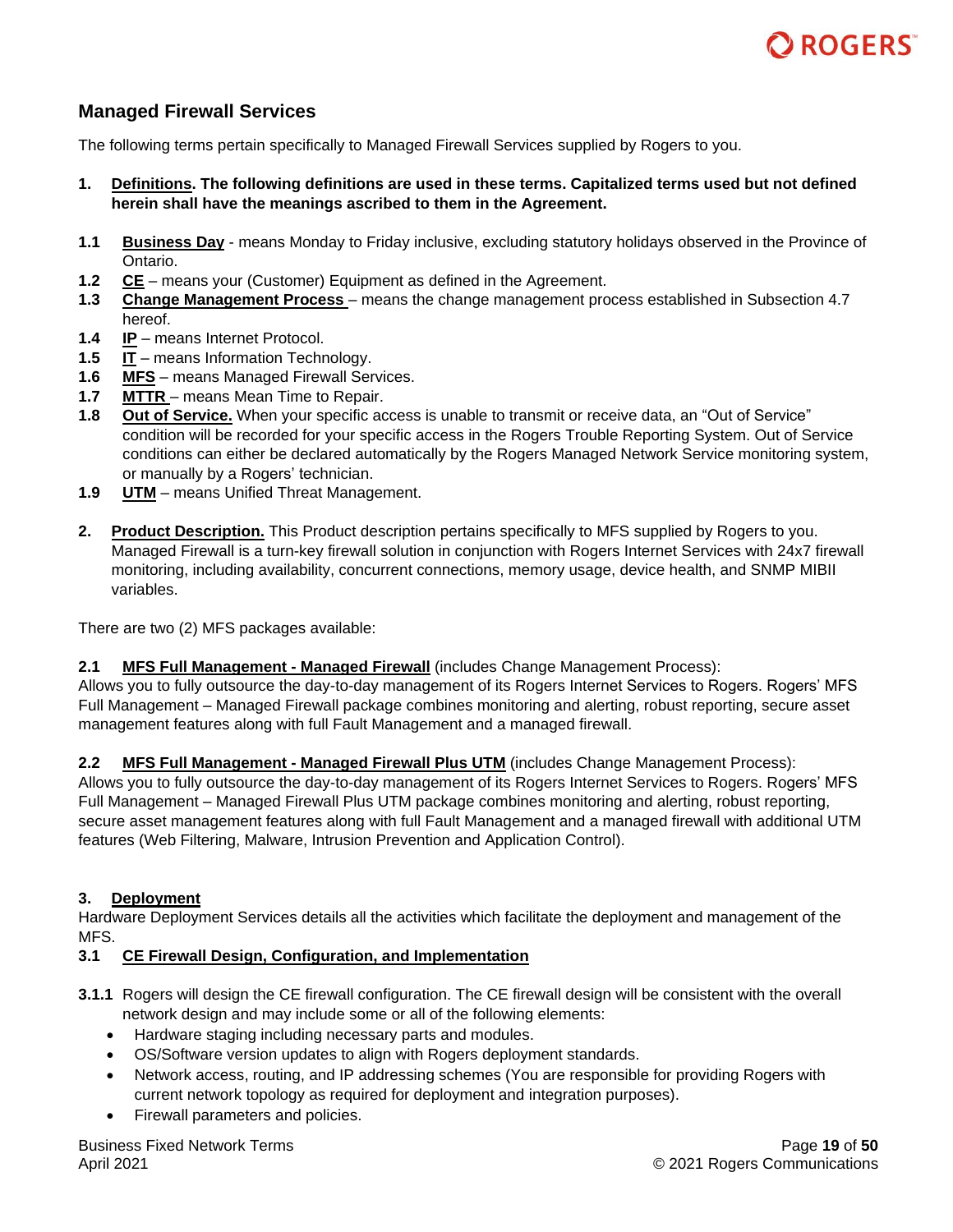## Managed Firewall Services

The following terms pertain specifically to Managed Firewall Services supplied by Rogers to you.

**1. Definitions. The following definitions are used in these terms. Capitalized terms used but not defined herein shall have the meanings ascribed to them in the Agreement.**

**1.1** **Business Day** - means Monday to Friday inclusive, excluding statutory holidays observed in the Province of Ontario.
**1.2** **CE** – means your (Customer) Equipment as defined in the Agreement.
**1.3** **Change Management Process** – means the change management process established in Subsection 4.7 hereof.
**1.4** **IP** – means Internet Protocol.
**1.5** **IT** – means Information Technology.
**1.6** **MFS** – means Managed Firewall Services.
**1.7** **MTTR** – means Mean Time to Repair.
**1.8** **Out of Service.** When your specific access is unable to transmit or receive data, an "Out of Service" condition will be recorded for your specific access in the Rogers Trouble Reporting System. Out of Service conditions can either be declared automatically by the Rogers Managed Network Service monitoring system, or manually by a Rogers' technician.
**1.9** **UTM** – means Unified Threat Management.

**2. Product Description.** This Product description pertains specifically to MFS supplied by Rogers to you. Managed Firewall is a turn-key firewall solution in conjunction with Rogers Internet Services with 24x7 firewall monitoring, including availability, concurrent connections, memory usage, device health, and SNMP MIBII variables.

There are two (2) MFS packages available:

**2.1** **MFS Full Management - Managed Firewall** (includes Change Management Process):
Allows you to fully outsource the day-to-day management of its Rogers Internet Services to Rogers. Rogers' MFS Full Management – Managed Firewall package combines monitoring and alerting, robust reporting, secure asset management features along with full Fault Management and a managed firewall.

**2.2** **MFS Full Management - Managed Firewall Plus UTM** (includes Change Management Process):
Allows you to fully outsource the day-to-day management of its Rogers Internet Services to Rogers. Rogers' MFS Full Management – Managed Firewall Plus UTM package combines monitoring and alerting, robust reporting, secure asset management features along with full Fault Management and a managed firewall with additional UTM features (Web Filtering, Malware, Intrusion Prevention and Application Control).

**3. Deployment**
Hardware Deployment Services details all the activities which facilitate the deployment and management of the MFS.

**3.1** **CE Firewall Design, Configuration, and Implementation**

**3.1.1** Rogers will design the CE firewall configuration. The CE firewall design will be consistent with the overall network design and may include some or all of the following elements:

- Hardware staging including necessary parts and modules.
- OS/Software version updates to align with Rogers deployment standards.
- Network access, routing, and IP addressing schemes (You are responsible for providing Rogers with current network topology as required for deployment and integration purposes).
- Firewall parameters and policies.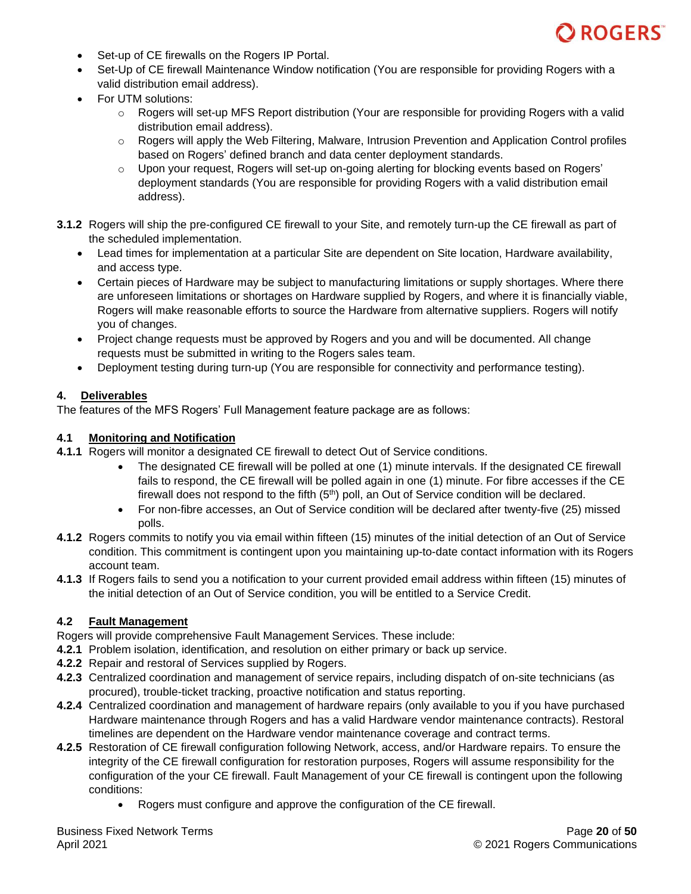- Set-up of CE firewalls on the Rogers IP Portal.
- Set-Up of CE firewall Maintenance Window notification (You are responsible for providing Rogers with a valid distribution email address).
- For UTM solutions:
  - Rogers will set-up MFS Report distribution (Your are responsible for providing Rogers with a valid distribution email address).
  - Rogers will apply the Web Filtering, Malware, Intrusion Prevention and Application Control profiles based on Rogers' defined branch and data center deployment standards.
  - Upon your request, Rogers will set-up on-going alerting for blocking events based on Rogers' deployment standards (You are responsible for providing Rogers with a valid distribution email address).

**3.1.2** Rogers will ship the pre-configured CE firewall to your Site, and remotely turn-up the CE firewall as part of the scheduled implementation.

- Lead times for implementation at a particular Site are dependent on Site location, Hardware availability, and access type.
- Certain pieces of Hardware may be subject to manufacturing limitations or supply shortages. Where there are unforeseen limitations or shortages on Hardware supplied by Rogers, and where it is financially viable, Rogers will make reasonable efforts to source the Hardware from alternative suppliers. Rogers will notify you of changes.
- Project change requests must be approved by Rogers and you and will be documented. All change requests must be submitted in writing to the Rogers sales team.
- Deployment testing during turn-up (You are responsible for connectivity and performance testing).

## 4. Deliverables

The features of the MFS Rogers' Full Management feature package are as follows:

### 4.1 Monitoring and Notification

**4.1.1** Rogers will monitor a designated CE firewall to detect Out of Service conditions.

- The designated CE firewall will be polled at one (1) minute intervals. If the designated CE firewall fails to respond, the CE firewall will be polled again in one (1) minute. For fibre accesses if the CE firewall does not respond to the fifth (5th) poll, an Out of Service condition will be declared.
- For non-fibre accesses, an Out of Service condition will be declared after twenty-five (25) missed polls.

**4.1.2** Rogers commits to notify you via email within fifteen (15) minutes of the initial detection of an Out of Service condition. This commitment is contingent upon you maintaining up-to-date contact information with its Rogers account team.

**4.1.3** If Rogers fails to send you a notification to your current provided email address within fifteen (15) minutes of the initial detection of an Out of Service condition, you will be entitled to a Service Credit.

### 4.2 Fault Management

Rogers will provide comprehensive Fault Management Services. These include:

**4.2.1** Problem isolation, identification, and resolution on either primary or back up service.

**4.2.2** Repair and restoral of Services supplied by Rogers.

**4.2.3** Centralized coordination and management of service repairs, including dispatch of on-site technicians (as procured), trouble-ticket tracking, proactive notification and status reporting.

**4.2.4** Centralized coordination and management of hardware repairs (only available to you if you have purchased Hardware maintenance through Rogers and has a valid Hardware vendor maintenance contracts). Restoral timelines are dependent on the Hardware vendor maintenance coverage and contract terms.

**4.2.5** Restoration of CE firewall configuration following Network, access, and/or Hardware repairs. To ensure the integrity of the CE firewall configuration for restoration purposes, Rogers will assume responsibility for the configuration of the your CE firewall. Fault Management of your CE firewall is contingent upon the following conditions:

- Rogers must configure and approve the configuration of the CE firewall.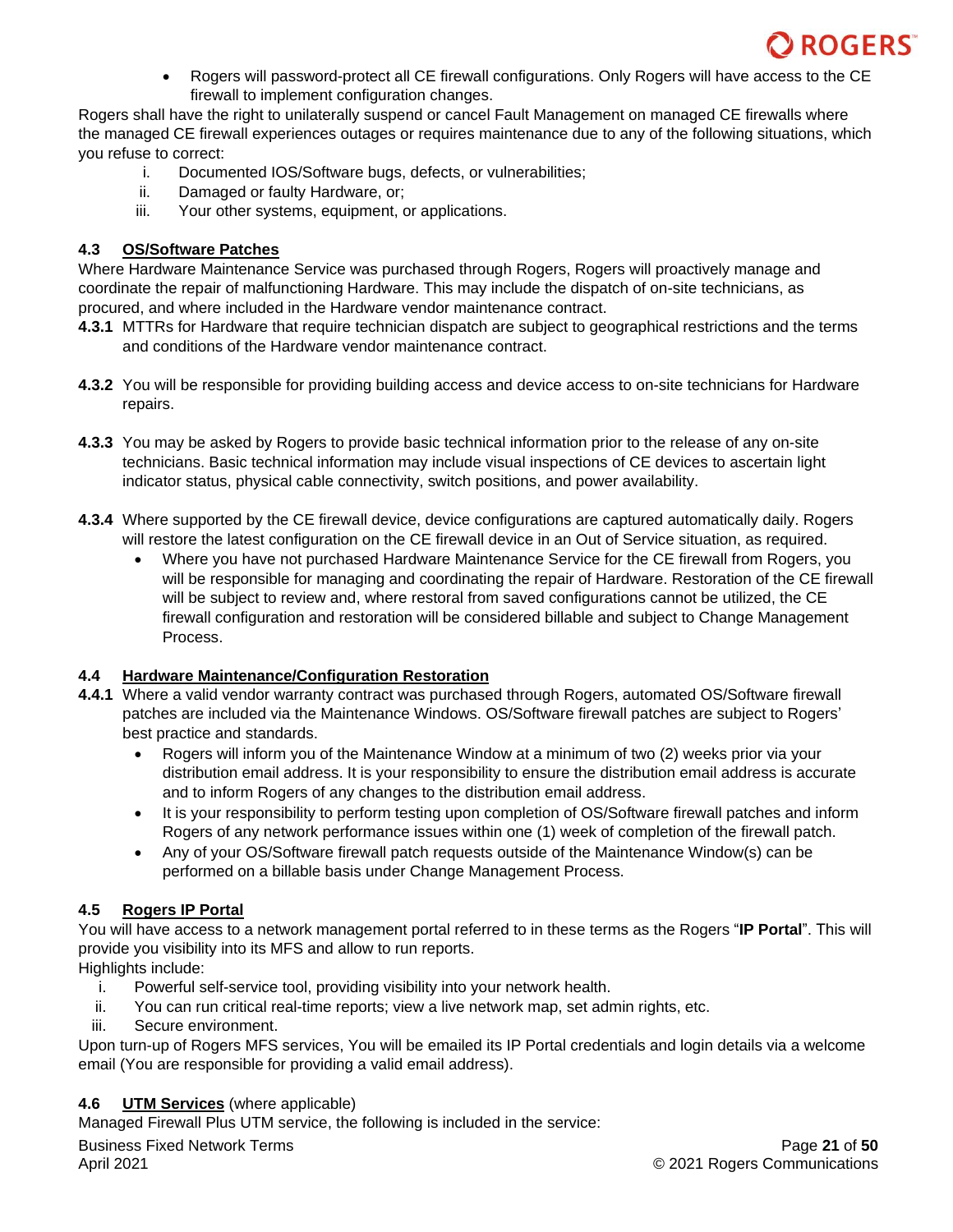- Rogers will password-protect all CE firewall configurations. Only Rogers will have access to the CE firewall to implement configuration changes.

Rogers shall have the right to unilaterally suspend or cancel Fault Management on managed CE firewalls where the managed CE firewall experiences outages or requires maintenance due to any of the following situations, which you refuse to correct:

i. Documented IOS/Software bugs, defects, or vulnerabilities;
ii. Damaged or faulty Hardware, or;
iii. Your other systems, equipment, or applications.

### 4.3 OS/Software Patches

Where Hardware Maintenance Service was purchased through Rogers, Rogers will proactively manage and coordinate the repair of malfunctioning Hardware. This may include the dispatch of on-site technicians, as procured, and where included in the Hardware vendor maintenance contract.

**4.3.1** MTTRs for Hardware that require technician dispatch are subject to geographical restrictions and the terms and conditions of the Hardware vendor maintenance contract.

**4.3.2** You will be responsible for providing building access and device access to on-site technicians for Hardware repairs.

**4.3.3** You may be asked by Rogers to provide basic technical information prior to the release of any on-site technicians. Basic technical information may include visual inspections of CE devices to ascertain light indicator status, physical cable connectivity, switch positions, and power availability.

**4.3.4** Where supported by the CE firewall device, device configurations are captured automatically daily. Rogers will restore the latest configuration on the CE firewall device in an Out of Service situation, as required.

- Where you have not purchased Hardware Maintenance Service for the CE firewall from Rogers, you will be responsible for managing and coordinating the repair of Hardware. Restoration of the CE firewall will be subject to review and, where restoral from saved configurations cannot be utilized, the CE firewall configuration and restoration will be considered billable and subject to Change Management Process.

### 4.4 Hardware Maintenance/Configuration Restoration

**4.4.1** Where a valid vendor warranty contract was purchased through Rogers, automated OS/Software firewall patches are included via the Maintenance Windows. OS/Software firewall patches are subject to Rogers' best practice and standards.

- Rogers will inform you of the Maintenance Window at a minimum of two (2) weeks prior via your distribution email address. It is your responsibility to ensure the distribution email address is accurate and to inform Rogers of any changes to the distribution email address.
- It is your responsibility to perform testing upon completion of OS/Software firewall patches and inform Rogers of any network performance issues within one (1) week of completion of the firewall patch.
- Any of your OS/Software firewall patch requests outside of the Maintenance Window(s) can be performed on a billable basis under Change Management Process.

### 4.5 Rogers IP Portal

You will have access to a network management portal referred to in these terms as the Rogers "**IP Portal**". This will provide you visibility into its MFS and allow to run reports.

Highlights include:

i. Powerful self-service tool, providing visibility into your network health.
ii. You can run critical real-time reports; view a live network map, set admin rights, etc.
iii. Secure environment.

Upon turn-up of Rogers MFS services, You will be emailed its IP Portal credentials and login details via a welcome email (You are responsible for providing a valid email address).

### 4.6 UTM Services (where applicable)

Managed Firewall Plus UTM service, the following is included in the service: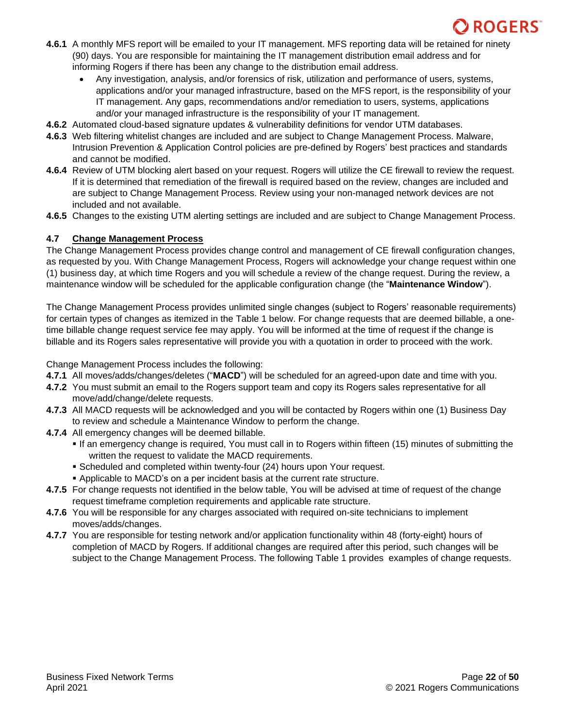**4.6.1** A monthly MFS report will be emailed to your IT management. MFS reporting data will be retained for ninety (90) days. You are responsible for maintaining the IT management distribution email address and for informing Rogers if there has been any change to the distribution email address.

- Any investigation, analysis, and/or forensics of risk, utilization and performance of users, systems, applications and/or your managed infrastructure, based on the MFS report, is the responsibility of your IT management. Any gaps, recommendations and/or remediation to users, systems, applications and/or your managed infrastructure is the responsibility of your IT management.

**4.6.2** Automated cloud-based signature updates & vulnerability definitions for vendor UTM databases.

**4.6.3** Web filtering whitelist changes are included and are subject to Change Management Process. Malware, Intrusion Prevention & Application Control policies are pre-defined by Rogers' best practices and standards and cannot be modified.

**4.6.4** Review of UTM blocking alert based on your request. Rogers will utilize the CE firewall to review the request. If it is determined that remediation of the firewall is required based on the review, changes are included and are subject to Change Management Process. Review using your non-managed network devices are not included and not available.

**4.6.5** Changes to the existing UTM alerting settings are included and are subject to Change Management Process.

### 4.7 Change Management Process

The Change Management Process provides change control and management of CE firewall configuration changes, as requested by you. With Change Management Process, Rogers will acknowledge your change request within one (1) business day, at which time Rogers and you will schedule a review of the change request. During the review, a maintenance window will be scheduled for the applicable configuration change (the "**Maintenance Window**").

The Change Management Process provides unlimited single changes (subject to Rogers' reasonable requirements) for certain types of changes as itemized in the Table 1 below. For change requests that are deemed billable, a one-time billable change request service fee may apply. You will be informed at the time of request if the change is billable and its Rogers sales representative will provide you with a quotation in order to proceed with the work.

Change Management Process includes the following:

**4.7.1** All moves/adds/changes/deletes ("**MACD**") will be scheduled for an agreed-upon date and time with you.

**4.7.2** You must submit an email to the Rogers support team and copy its Rogers sales representative for all move/add/change/delete requests.

**4.7.3** All MACD requests will be acknowledged and you will be contacted by Rogers within one (1) Business Day to review and schedule a Maintenance Window to perform the change.

**4.7.4** All emergency changes will be deemed billable.

- If an emergency change is required, You must call in to Rogers within fifteen (15) minutes of submitting the written the request to validate the MACD requirements.
- Scheduled and completed within twenty-four (24) hours upon Your request.
- Applicable to MACD's on a per incident basis at the current rate structure.

**4.7.5** For change requests not identified in the below table, You will be advised at time of request of the change request timeframe completion requirements and applicable rate structure.

**4.7.6** You will be responsible for any charges associated with required on-site technicians to implement moves/adds/changes.

**4.7.7** You are responsible for testing network and/or application functionality within 48 (forty-eight) hours of completion of MACD by Rogers. If additional changes are required after this period, such changes will be subject to the Change Management Process. The following Table 1 provides examples of change requests.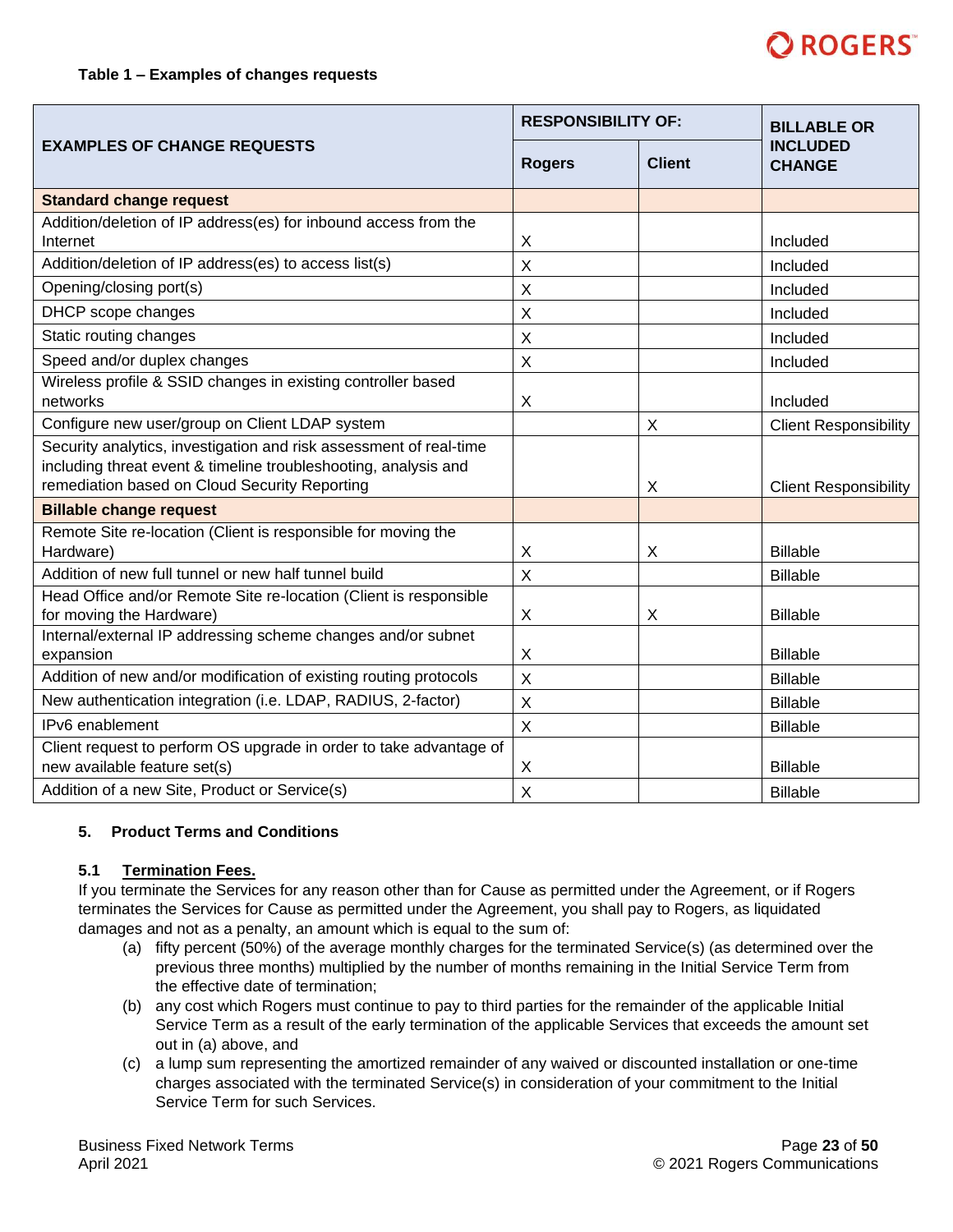**Table 1 – Examples of changes requests**

| EXAMPLES OF CHANGE REQUESTS | RESPONSIBILITY OF: | | BILLABLE OR INCLUDED CHANGE |
|---|---|---|---|
| | Rogers | Client | |
| **Standard change request** | | | |
| Addition/deletion of IP address(es) for inbound access from the Internet | X | | Included |
| Addition/deletion of IP address(es) to access list(s) | X | | Included |
| Opening/closing port(s) | X | | Included |
| DHCP scope changes | X | | Included |
| Static routing changes | X | | Included |
| Speed and/or duplex changes | X | | Included |
| Wireless profile & SSID changes in existing controller based networks | X | | Included |
| Configure new user/group on Client LDAP system | | X | Client Responsibility |
| Security analytics, investigation and risk assessment of real-time including threat event & timeline troubleshooting, analysis and remediation based on Cloud Security Reporting | | X | Client Responsibility |
| **Billable change request** | | | |
| Remote Site re-location (Client is responsible for moving the Hardware) | X | X | Billable |
| Addition of new full tunnel or new half tunnel build | X | | Billable |
| Head Office and/or Remote Site re-location (Client is responsible for moving the Hardware) | X | X | Billable |
| Internal/external IP addressing scheme changes and/or subnet expansion | X | | Billable |
| Addition of new and/or modification of existing routing protocols | X | | Billable |
| New authentication integration (i.e. LDAP, RADIUS, 2-factor) | X | | Billable |
| IPv6 enablement | X | | Billable |
| Client request to perform OS upgrade in order to take advantage of new available feature set(s) | X | | Billable |
| Addition of a new Site, Product or Service(s) | X | | Billable |

## 5. Product Terms and Conditions

### 5.1 Termination Fees.

If you terminate the Services for any reason other than for Cause as permitted under the Agreement, or if Rogers terminates the Services for Cause as permitted under the Agreement, you shall pay to Rogers, as liquidated damages and not as a penalty, an amount which is equal to the sum of:

(a) fifty percent (50%) of the average monthly charges for the terminated Service(s) (as determined over the previous three months) multiplied by the number of months remaining in the Initial Service Term from the effective date of termination;

(b) any cost which Rogers must continue to pay to third parties for the remainder of the applicable Initial Service Term as a result of the early termination of the applicable Services that exceeds the amount set out in (a) above, and

(c) a lump sum representing the amortized remainder of any waived or discounted installation or one-time charges associated with the terminated Service(s) in consideration of your commitment to the Initial Service Term for such Services.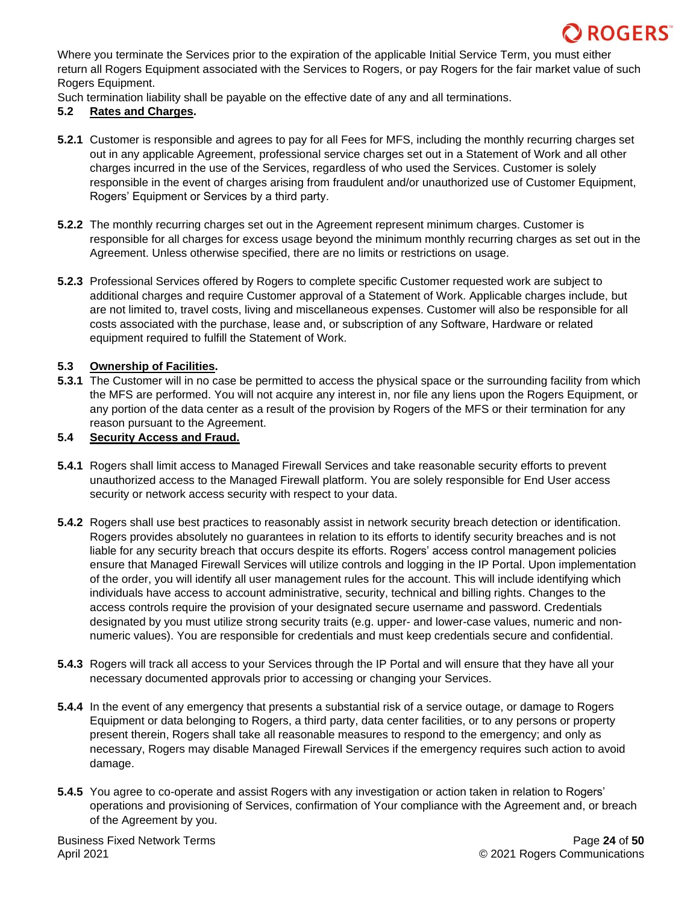Where you terminate the Services prior to the expiration of the applicable Initial Service Term, you must either return all Rogers Equipment associated with the Services to Rogers, or pay Rogers for the fair market value of such Rogers Equipment.

Such termination liability shall be payable on the effective date of any and all terminations.

**5.2 Rates and Charges.**

**5.2.1** Customer is responsible and agrees to pay for all Fees for MFS, including the monthly recurring charges set out in any applicable Agreement, professional service charges set out in a Statement of Work and all other charges incurred in the use of the Services, regardless of who used the Services. Customer is solely responsible in the event of charges arising from fraudulent and/or unauthorized use of Customer Equipment, Rogers' Equipment or Services by a third party.

**5.2.2** The monthly recurring charges set out in the Agreement represent minimum charges. Customer is responsible for all charges for excess usage beyond the minimum monthly recurring charges as set out in the Agreement. Unless otherwise specified, there are no limits or restrictions on usage.

**5.2.3** Professional Services offered by Rogers to complete specific Customer requested work are subject to additional charges and require Customer approval of a Statement of Work. Applicable charges include, but are not limited to, travel costs, living and miscellaneous expenses. Customer will also be responsible for all costs associated with the purchase, lease and, or subscription of any Software, Hardware or related equipment required to fulfill the Statement of Work.

**5.3 Ownership of Facilities.**

**5.3.1** The Customer will in no case be permitted to access the physical space or the surrounding facility from which the MFS are performed. You will not acquire any interest in, nor file any liens upon the Rogers Equipment, or any portion of the data center as a result of the provision by Rogers of the MFS or their termination for any reason pursuant to the Agreement.

**5.4 Security Access and Fraud.**

**5.4.1** Rogers shall limit access to Managed Firewall Services and take reasonable security efforts to prevent unauthorized access to the Managed Firewall platform. You are solely responsible for End User access security or network access security with respect to your data.

**5.4.2** Rogers shall use best practices to reasonably assist in network security breach detection or identification. Rogers provides absolutely no guarantees in relation to its efforts to identify security breaches and is not liable for any security breach that occurs despite its efforts. Rogers' access control management policies ensure that Managed Firewall Services will utilize controls and logging in the IP Portal. Upon implementation of the order, you will identify all user management rules for the account. This will include identifying which individuals have access to account administrative, security, technical and billing rights. Changes to the access controls require the provision of your designated secure username and password. Credentials designated by you must utilize strong security traits (e.g. upper- and lower-case values, numeric and non-numeric values). You are responsible for credentials and must keep credentials secure and confidential.

**5.4.3** Rogers will track all access to your Services through the IP Portal and will ensure that they have all your necessary documented approvals prior to accessing or changing your Services.

**5.4.4** In the event of any emergency that presents a substantial risk of a service outage, or damage to Rogers Equipment or data belonging to Rogers, a third party, data center facilities, or to any persons or property present therein, Rogers shall take all reasonable measures to respond to the emergency; and only as necessary, Rogers may disable Managed Firewall Services if the emergency requires such action to avoid damage.

**5.4.5** You agree to co-operate and assist Rogers with any investigation or action taken in relation to Rogers' operations and provisioning of Services, confirmation of Your compliance with the Agreement and, or breach of the Agreement by you.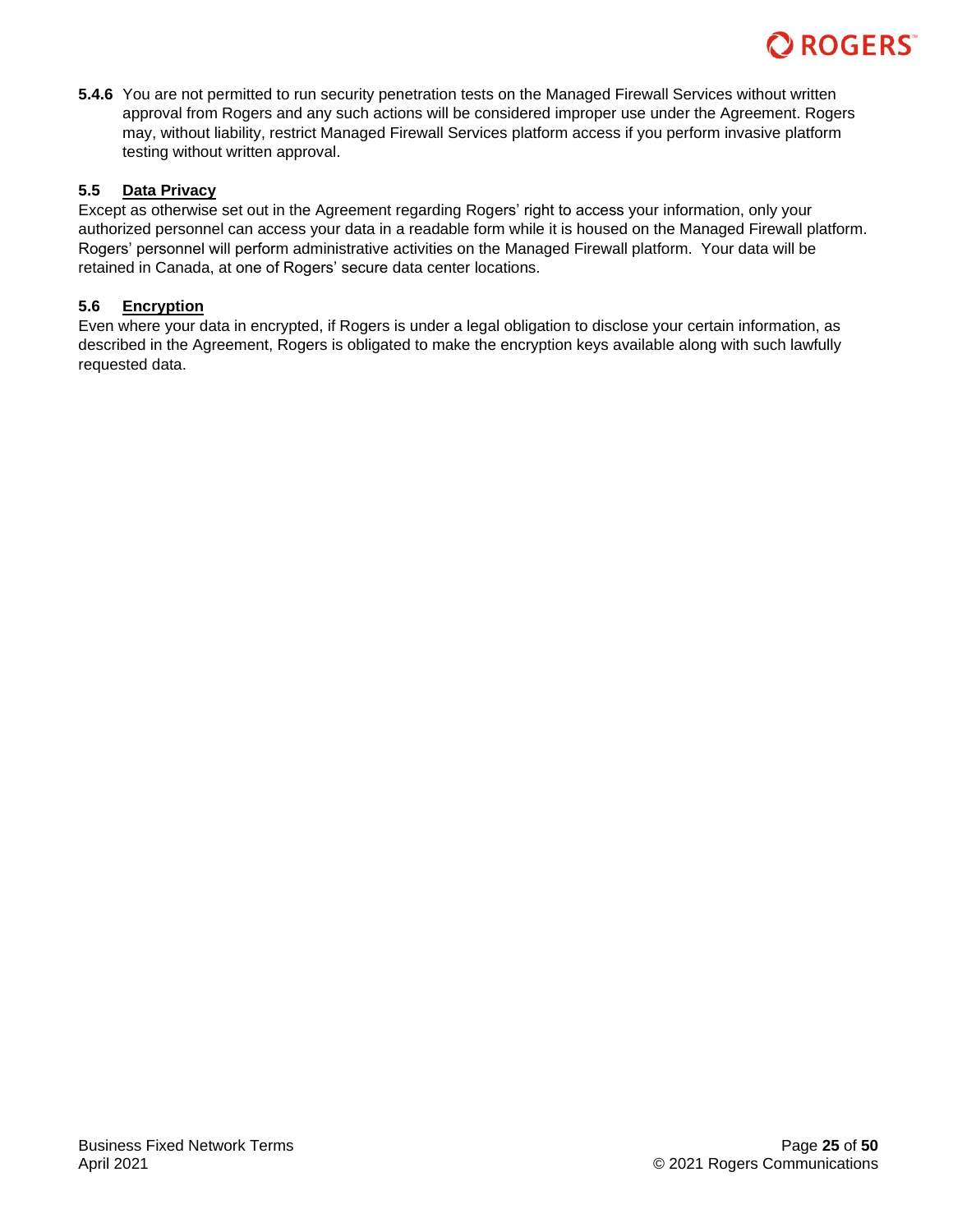**5.4.6** You are not permitted to run security penetration tests on the Managed Firewall Services without written approval from Rogers and any such actions will be considered improper use under the Agreement. Rogers may, without liability, restrict Managed Firewall Services platform access if you perform invasive platform testing without written approval.

### 5.5 Data Privacy

Except as otherwise set out in the Agreement regarding Rogers' right to access your information, only your authorized personnel can access your data in a readable form while it is housed on the Managed Firewall platform. Rogers' personnel will perform administrative activities on the Managed Firewall platform. Your data will be retained in Canada, at one of Rogers' secure data center locations.

### 5.6 Encryption

Even where your data in encrypted, if Rogers is under a legal obligation to disclose your certain information, as described in the Agreement, Rogers is obligated to make the encryption keys available along with such lawfully requested data.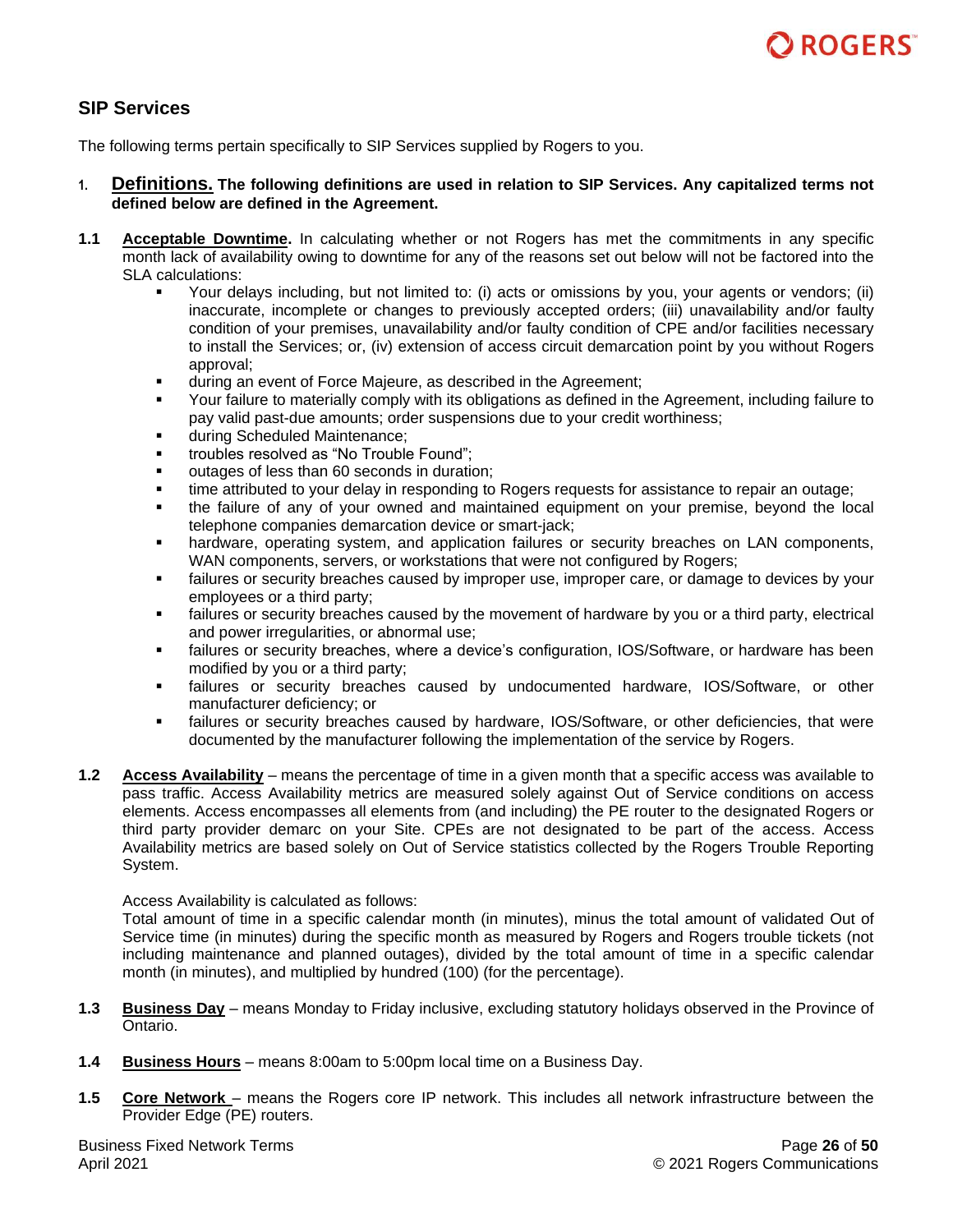## SIP Services

The following terms pertain specifically to SIP Services supplied by Rogers to you.

1. **Definitions. The following definitions are used in relation to SIP Services. Any capitalized terms not defined below are defined in the Agreement.**

**1.1** **Acceptable Downtime.** In calculating whether or not Rogers has met the commitments in any specific month lack of availability owing to downtime for any of the reasons set out below will not be factored into the SLA calculations:

- Your delays including, but not limited to: (i) acts or omissions by you, your agents or vendors; (ii) inaccurate, incomplete or changes to previously accepted orders; (iii) unavailability and/or faulty condition of your premises, unavailability and/or faulty condition of CPE and/or facilities necessary to install the Services; or, (iv) extension of access circuit demarcation point by you without Rogers approval;
- during an event of Force Majeure, as described in the Agreement;
- Your failure to materially comply with its obligations as defined in the Agreement, including failure to pay valid past-due amounts; order suspensions due to your credit worthiness;
- during Scheduled Maintenance;
- troubles resolved as "No Trouble Found";
- outages of less than 60 seconds in duration;
- time attributed to your delay in responding to Rogers requests for assistance to repair an outage;
- the failure of any of your owned and maintained equipment on your premise, beyond the local telephone companies demarcation device or smart-jack;
- hardware, operating system, and application failures or security breaches on LAN components, WAN components, servers, or workstations that were not configured by Rogers;
- failures or security breaches caused by improper use, improper care, or damage to devices by your employees or a third party;
- failures or security breaches caused by the movement of hardware by you or a third party, electrical and power irregularities, or abnormal use;
- failures or security breaches, where a device's configuration, IOS/Software, or hardware has been modified by you or a third party;
- failures or security breaches caused by undocumented hardware, IOS/Software, or other manufacturer deficiency; or
- failures or security breaches caused by hardware, IOS/Software, or other deficiencies, that were documented by the manufacturer following the implementation of the service by Rogers.

**1.2** **Access Availability** – means the percentage of time in a given month that a specific access was available to pass traffic. Access Availability metrics are measured solely against Out of Service conditions on access elements. Access encompasses all elements from (and including) the PE router to the designated Rogers or third party provider demarc on your Site. CPEs are not designated to be part of the access. Access Availability metrics are based solely on Out of Service statistics collected by the Rogers Trouble Reporting System.

Access Availability is calculated as follows:
Total amount of time in a specific calendar month (in minutes), minus the total amount of validated Out of Service time (in minutes) during the specific month as measured by Rogers and Rogers trouble tickets (not including maintenance and planned outages), divided by the total amount of time in a specific calendar month (in minutes), and multiplied by hundred (100) (for the percentage).

**1.3** **Business Day** – means Monday to Friday inclusive, excluding statutory holidays observed in the Province of Ontario.

**1.4** **Business Hours** – means 8:00am to 5:00pm local time on a Business Day.

**1.5** **Core Network** – means the Rogers core IP network. This includes all network infrastructure between the Provider Edge (PE) routers.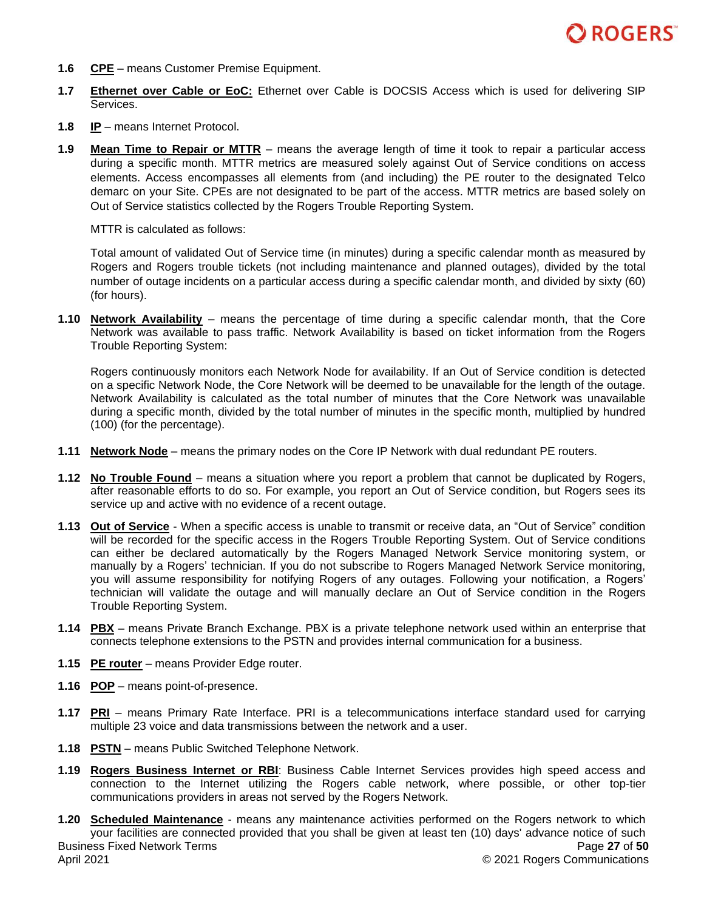**1.6** **CPE** – means Customer Premise Equipment.

**1.7** **Ethernet over Cable or EoC:** Ethernet over Cable is DOCSIS Access which is used for delivering SIP Services.

**1.8** **IP** – means Internet Protocol.

**1.9** **Mean Time to Repair or MTTR** – means the average length of time it took to repair a particular access during a specific month. MTTR metrics are measured solely against Out of Service conditions on access elements. Access encompasses all elements from (and including) the PE router to the designated Telco demarc on your Site. CPEs are not designated to be part of the access. MTTR metrics are based solely on Out of Service statistics collected by the Rogers Trouble Reporting System.

MTTR is calculated as follows:

Total amount of validated Out of Service time (in minutes) during a specific calendar month as measured by Rogers and Rogers trouble tickets (not including maintenance and planned outages), divided by the total number of outage incidents on a particular access during a specific calendar month, and divided by sixty (60) (for hours).

**1.10** **Network Availability** – means the percentage of time during a specific calendar month, that the Core Network was available to pass traffic. Network Availability is based on ticket information from the Rogers Trouble Reporting System:

Rogers continuously monitors each Network Node for availability. If an Out of Service condition is detected on a specific Network Node, the Core Network will be deemed to be unavailable for the length of the outage. Network Availability is calculated as the total number of minutes that the Core Network was unavailable during a specific month, divided by the total number of minutes in the specific month, multiplied by hundred (100) (for the percentage).

**1.11** **Network Node** – means the primary nodes on the Core IP Network with dual redundant PE routers.

**1.12** **No Trouble Found** – means a situation where you report a problem that cannot be duplicated by Rogers, after reasonable efforts to do so. For example, you report an Out of Service condition, but Rogers sees its service up and active with no evidence of a recent outage.

**1.13** **Out of Service** - When a specific access is unable to transmit or receive data, an "Out of Service" condition will be recorded for the specific access in the Rogers Trouble Reporting System. Out of Service conditions can either be declared automatically by the Rogers Managed Network Service monitoring system, or manually by a Rogers' technician. If you do not subscribe to Rogers Managed Network Service monitoring, you will assume responsibility for notifying Rogers of any outages. Following your notification, a Rogers' technician will validate the outage and will manually declare an Out of Service condition in the Rogers Trouble Reporting System.

**1.14** **PBX** – means Private Branch Exchange. PBX is a private telephone network used within an enterprise that connects telephone extensions to the PSTN and provides internal communication for a business.

**1.15** **PE router** – means Provider Edge router.

**1.16** **POP** – means point-of-presence.

**1.17** **PRI** – means Primary Rate Interface. PRI is a telecommunications interface standard used for carrying multiple 23 voice and data transmissions between the network and a user.

**1.18** **PSTN** – means Public Switched Telephone Network.

**1.19** **Rogers Business Internet or RBI**: Business Cable Internet Services provides high speed access and connection to the Internet utilizing the Rogers cable network, where possible, or other top-tier communications providers in areas not served by the Rogers Network.

**1.20** **Scheduled Maintenance** - means any maintenance activities performed on the Rogers network to which your facilities are connected provided that you shall be given at least ten (10) days' advance notice of such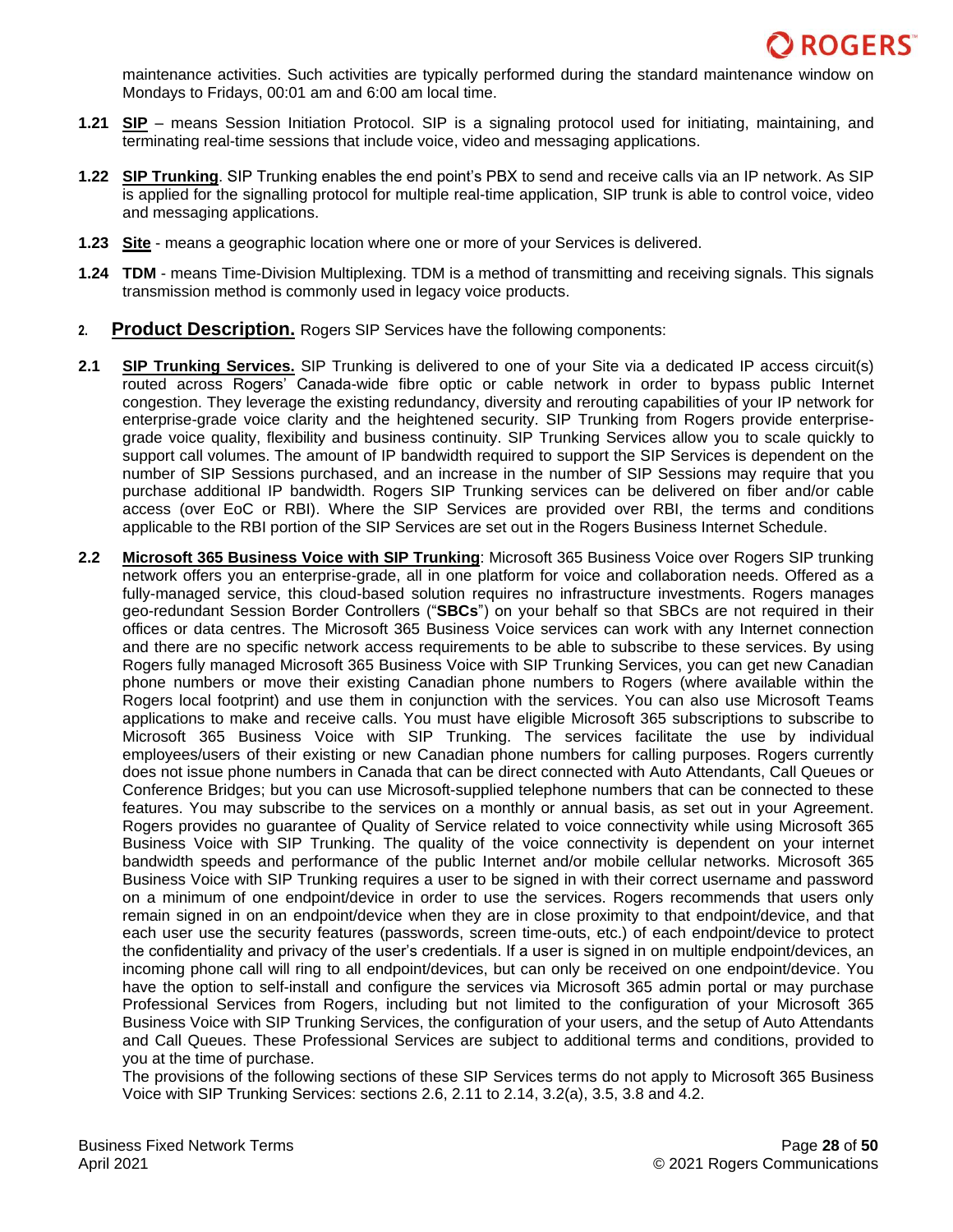maintenance activities. Such activities are typically performed during the standard maintenance window on Mondays to Fridays, 00:01 am and 6:00 am local time.

**1.21** **SIP** – means Session Initiation Protocol. SIP is a signaling protocol used for initiating, maintaining, and terminating real-time sessions that include voice, video and messaging applications.

**1.22** **SIP Trunking**. SIP Trunking enables the end point's PBX to send and receive calls via an IP network. As SIP is applied for the signalling protocol for multiple real-time application, SIP trunk is able to control voice, video and messaging applications.

**1.23** **Site** - means a geographic location where one or more of your Services is delivered.

**1.24** **TDM** - means Time-Division Multiplexing. TDM is a method of transmitting and receiving signals. This signals transmission method is commonly used in legacy voice products.

## 2. Product Description.

Rogers SIP Services have the following components:

**2.1** **SIP Trunking Services.** SIP Trunking is delivered to one of your Site via a dedicated IP access circuit(s) routed across Rogers' Canada-wide fibre optic or cable network in order to bypass public Internet congestion. They leverage the existing redundancy, diversity and rerouting capabilities of your IP network for enterprise-grade voice clarity and the heightened security. SIP Trunking from Rogers provide enterprise-grade voice quality, flexibility and business continuity. SIP Trunking Services allow you to scale quickly to support call volumes. The amount of IP bandwidth required to support the SIP Services is dependent on the number of SIP Sessions purchased, and an increase in the number of SIP Sessions may require that you purchase additional IP bandwidth. Rogers SIP Trunking services can be delivered on fiber and/or cable access (over EoC or RBI). Where the SIP Services are provided over RBI, the terms and conditions applicable to the RBI portion of the SIP Services are set out in the Rogers Business Internet Schedule.

**2.2** **Microsoft 365 Business Voice with SIP Trunking**: Microsoft 365 Business Voice over Rogers SIP trunking network offers you an enterprise-grade, all in one platform for voice and collaboration needs. Offered as a fully-managed service, this cloud-based solution requires no infrastructure investments. Rogers manages geo-redundant Session Border Controllers ("**SBCs**") on your behalf so that SBCs are not required in their offices or data centres. The Microsoft 365 Business Voice services can work with any Internet connection and there are no specific network access requirements to be able to subscribe to these services. By using Rogers fully managed Microsoft 365 Business Voice with SIP Trunking Services, you can get new Canadian phone numbers or move their existing Canadian phone numbers to Rogers (where available within the Rogers local footprint) and use them in conjunction with the services. You can also use Microsoft Teams applications to make and receive calls. You must have eligible Microsoft 365 subscriptions to subscribe to Microsoft 365 Business Voice with SIP Trunking. The services facilitate the use by individual employees/users of their existing or new Canadian phone numbers for calling purposes. Rogers currently does not issue phone numbers in Canada that can be direct connected with Auto Attendants, Call Queues or Conference Bridges; but you can use Microsoft-supplied telephone numbers that can be connected to these features. You may subscribe to the services on a monthly or annual basis, as set out in your Agreement. Rogers provides no guarantee of Quality of Service related to voice connectivity while using Microsoft 365 Business Voice with SIP Trunking. The quality of the voice connectivity is dependent on your internet bandwidth speeds and performance of the public Internet and/or mobile cellular networks. Microsoft 365 Business Voice with SIP Trunking requires a user to be signed in with their correct username and password on a minimum of one endpoint/device in order to use the services. Rogers recommends that users only remain signed in on an endpoint/device when they are in close proximity to that endpoint/device, and that each user use the security features (passwords, screen time-outs, etc.) of each endpoint/device to protect the confidentiality and privacy of the user's credentials. If a user is signed in on multiple endpoint/devices, an incoming phone call will ring to all endpoint/devices, but can only be received on one endpoint/device. You have the option to self-install and configure the services via Microsoft 365 admin portal or may purchase Professional Services from Rogers, including but not limited to the configuration of your Microsoft 365 Business Voice with SIP Trunking Services, the configuration of your users, and the setup of Auto Attendants and Call Queues. These Professional Services are subject to additional terms and conditions, provided to you at the time of purchase.

The provisions of the following sections of these SIP Services terms do not apply to Microsoft 365 Business Voice with SIP Trunking Services: sections 2.6, 2.11 to 2.14, 3.2(a), 3.5, 3.8 and 4.2.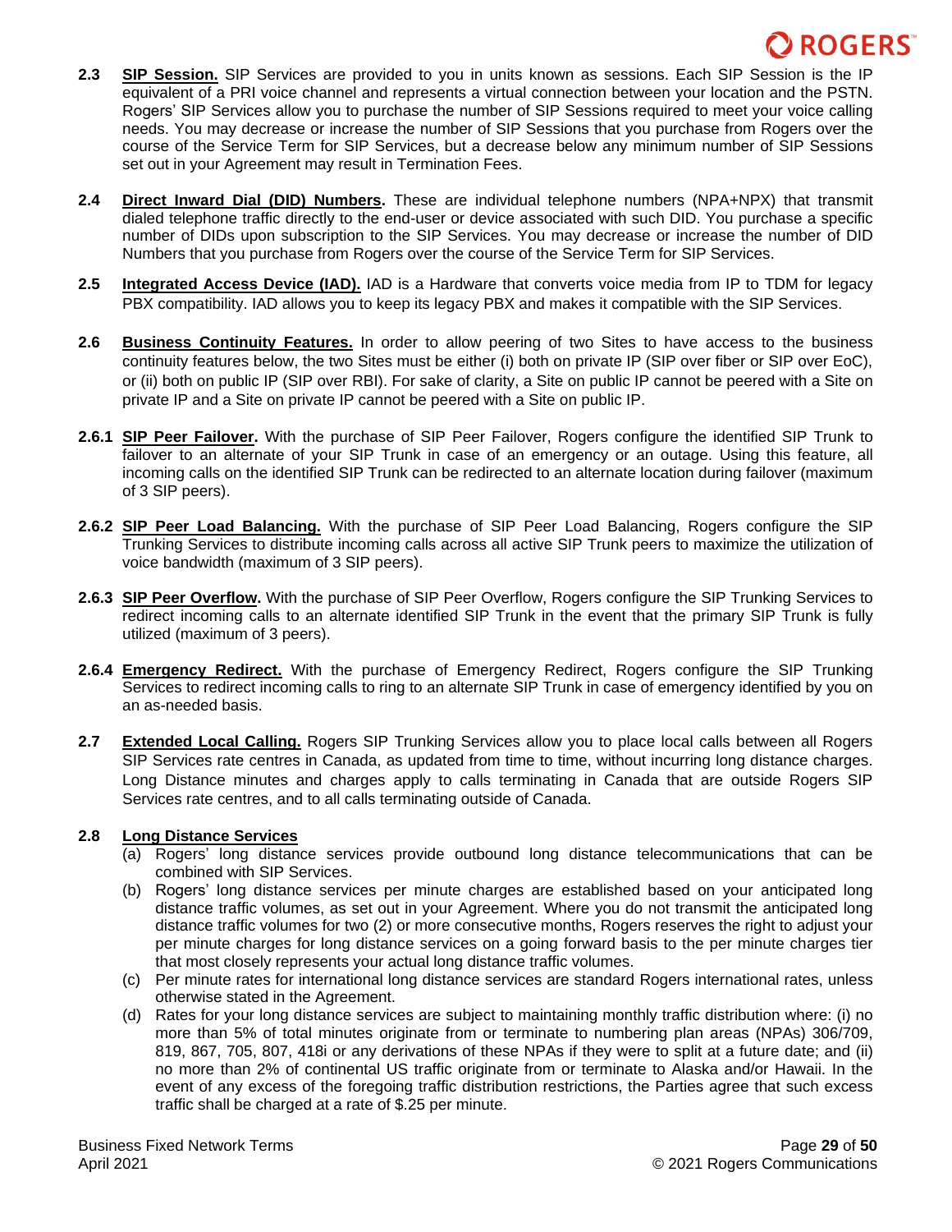**2.3 SIP Session.** SIP Services are provided to you in units known as sessions. Each SIP Session is the IP equivalent of a PRI voice channel and represents a virtual connection between your location and the PSTN. Rogers' SIP Services allow you to purchase the number of SIP Sessions required to meet your voice calling needs. You may decrease or increase the number of SIP Sessions that you purchase from Rogers over the course of the Service Term for SIP Services, but a decrease below any minimum number of SIP Sessions set out in your Agreement may result in Termination Fees.

**2.4 Direct Inward Dial (DID) Numbers.** These are individual telephone numbers (NPA+NPX) that transmit dialed telephone traffic directly to the end-user or device associated with such DID. You purchase a specific number of DIDs upon subscription to the SIP Services. You may decrease or increase the number of DID Numbers that you purchase from Rogers over the course of the Service Term for SIP Services.

**2.5 Integrated Access Device (IAD).** IAD is a Hardware that converts voice media from IP to TDM for legacy PBX compatibility. IAD allows you to keep its legacy PBX and makes it compatible with the SIP Services.

**2.6 Business Continuity Features.** In order to allow peering of two Sites to have access to the business continuity features below, the two Sites must be either (i) both on private IP (SIP over fiber or SIP over EoC), or (ii) both on public IP (SIP over RBI). For sake of clarity, a Site on public IP cannot be peered with a Site on private IP and a Site on private IP cannot be peered with a Site on public IP.

**2.6.1 SIP Peer Failover.** With the purchase of SIP Peer Failover, Rogers configure the identified SIP Trunk to failover to an alternate of your SIP Trunk in case of an emergency or an outage. Using this feature, all incoming calls on the identified SIP Trunk can be redirected to an alternate location during failover (maximum of 3 SIP peers).

**2.6.2 SIP Peer Load Balancing.** With the purchase of SIP Peer Load Balancing, Rogers configure the SIP Trunking Services to distribute incoming calls across all active SIP Trunk peers to maximize the utilization of voice bandwidth (maximum of 3 SIP peers).

**2.6.3 SIP Peer Overflow.** With the purchase of SIP Peer Overflow, Rogers configure the SIP Trunking Services to redirect incoming calls to an alternate identified SIP Trunk in the event that the primary SIP Trunk is fully utilized (maximum of 3 peers).

**2.6.4 Emergency Redirect.** With the purchase of Emergency Redirect, Rogers configure the SIP Trunking Services to redirect incoming calls to ring to an alternate SIP Trunk in case of emergency identified by you on an as-needed basis.

**2.7 Extended Local Calling.** Rogers SIP Trunking Services allow you to place local calls between all Rogers SIP Services rate centres in Canada, as updated from time to time, without incurring long distance charges. Long Distance minutes and charges apply to calls terminating in Canada that are outside Rogers SIP Services rate centres, and to all calls terminating outside of Canada.

**2.8 Long Distance Services**

(a) Rogers' long distance services provide outbound long distance telecommunications that can be combined with SIP Services.

(b) Rogers' long distance services per minute charges are established based on your anticipated long distance traffic volumes, as set out in your Agreement. Where you do not transmit the anticipated long distance traffic volumes for two (2) or more consecutive months, Rogers reserves the right to adjust your per minute charges for long distance services on a going forward basis to the per minute charges tier that most closely represents your actual long distance traffic volumes.

(c) Per minute rates for international long distance services are standard Rogers international rates, unless otherwise stated in the Agreement.

(d) Rates for your long distance services are subject to maintaining monthly traffic distribution where: (i) no more than 5% of total minutes originate from or terminate to numbering plan areas (NPAs) 306/709, 819, 867, 705, 807, 418i or any derivations of these NPAs if they were to split at a future date; and (ii) no more than 2% of continental US traffic originate from or terminate to Alaska and/or Hawaii. In the event of any excess of the foregoing traffic distribution restrictions, the Parties agree that such excess traffic shall be charged at a rate of $.25 per minute.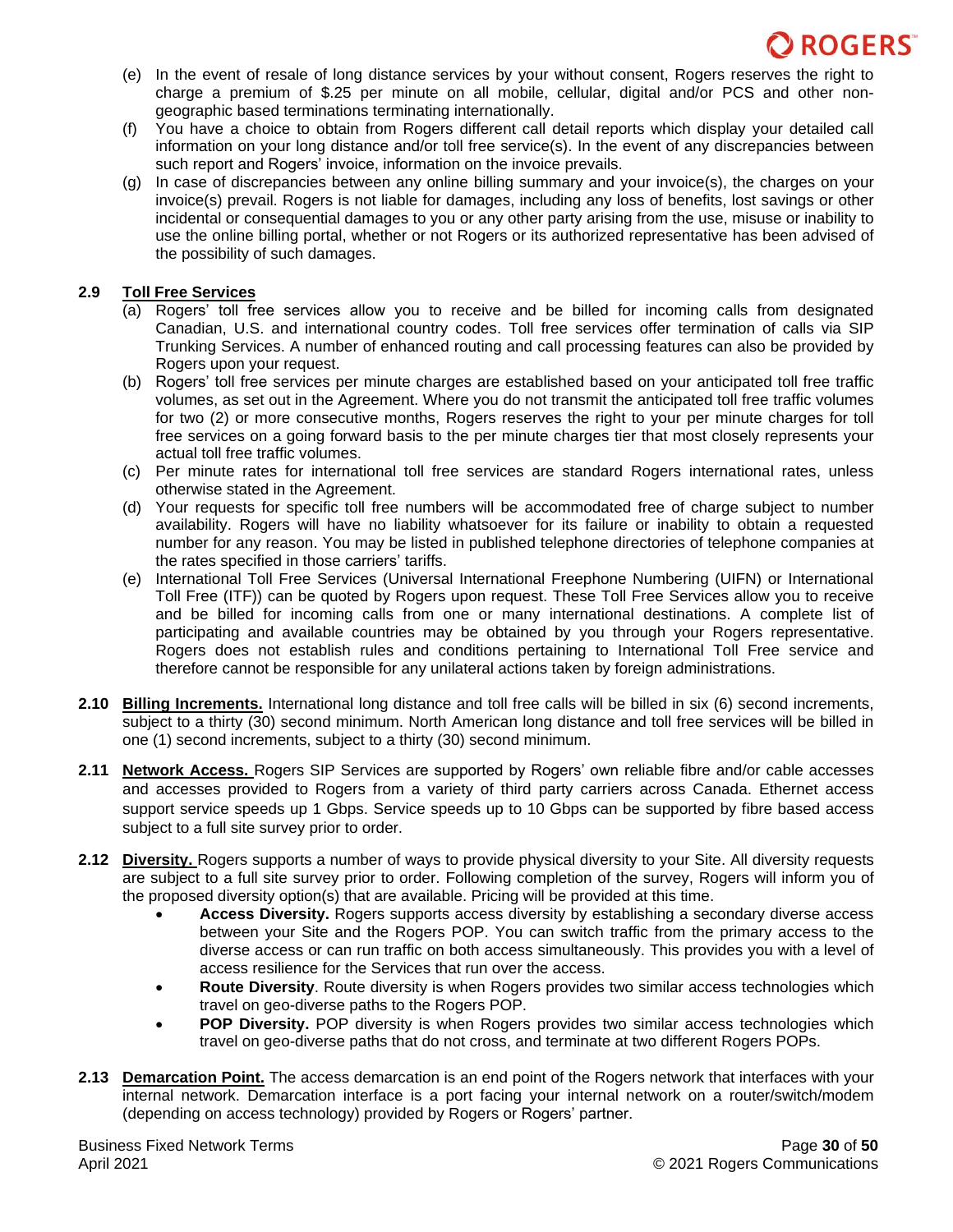(e) In the event of resale of long distance services by your without consent, Rogers reserves the right to charge a premium of $.25 per minute on all mobile, cellular, digital and/or PCS and other non-geographic based terminations terminating internationally.

(f) You have a choice to obtain from Rogers different call detail reports which display your detailed call information on your long distance and/or toll free service(s). In the event of any discrepancies between such report and Rogers' invoice, information on the invoice prevails.

(g) In case of discrepancies between any online billing summary and your invoice(s), the charges on your invoice(s) prevail. Rogers is not liable for damages, including any loss of benefits, lost savings or other incidental or consequential damages to you or any other party arising from the use, misuse or inability to use the online billing portal, whether or not Rogers or its authorized representative has been advised of the possibility of such damages.

**2.9 Toll Free Services**

(a) Rogers' toll free services allow you to receive and be billed for incoming calls from designated Canadian, U.S. and international country codes. Toll free services offer termination of calls via SIP Trunking Services. A number of enhanced routing and call processing features can also be provided by Rogers upon your request.

(b) Rogers' toll free services per minute charges are established based on your anticipated toll free traffic volumes, as set out in the Agreement. Where you do not transmit the anticipated toll free traffic volumes for two (2) or more consecutive months, Rogers reserves the right to your per minute charges for toll free services on a going forward basis to the per minute charges tier that most closely represents your actual toll free traffic volumes.

(c) Per minute rates for international toll free services are standard Rogers international rates, unless otherwise stated in the Agreement.

(d) Your requests for specific toll free numbers will be accommodated free of charge subject to number availability. Rogers will have no liability whatsoever for its failure or inability to obtain a requested number for any reason. You may be listed in published telephone directories of telephone companies at the rates specified in those carriers' tariffs.

(e) International Toll Free Services (Universal International Freephone Numbering (UIFN) or International Toll Free (ITF)) can be quoted by Rogers upon request. These Toll Free Services allow you to receive and be billed for incoming calls from one or many international destinations. A complete list of participating and available countries may be obtained by you through your Rogers representative. Rogers does not establish rules and conditions pertaining to International Toll Free service and therefore cannot be responsible for any unilateral actions taken by foreign administrations.

**2.10 Billing Increments.** International long distance and toll free calls will be billed in six (6) second increments, subject to a thirty (30) second minimum. North American long distance and toll free services will be billed in one (1) second increments, subject to a thirty (30) second minimum.

**2.11 Network Access.** Rogers SIP Services are supported by Rogers' own reliable fibre and/or cable accesses and accesses provided to Rogers from a variety of third party carriers across Canada. Ethernet access support service speeds up 1 Gbps. Service speeds up to 10 Gbps can be supported by fibre based access subject to a full site survey prior to order.

**2.12 Diversity.** Rogers supports a number of ways to provide physical diversity to your Site. All diversity requests are subject to a full site survey prior to order. Following completion of the survey, Rogers will inform you of the proposed diversity option(s) that are available. Pricing will be provided at this time.

- **Access Diversity.** Rogers supports access diversity by establishing a secondary diverse access between your Site and the Rogers POP. You can switch traffic from the primary access to the diverse access or can run traffic on both access simultaneously. This provides you with a level of access resilience for the Services that run over the access.
- **Route Diversity**. Route diversity is when Rogers provides two similar access technologies which travel on geo-diverse paths to the Rogers POP.
- **POP Diversity.** POP diversity is when Rogers provides two similar access technologies which travel on geo-diverse paths that do not cross, and terminate at two different Rogers POPs.

**2.13 Demarcation Point.** The access demarcation is an end point of the Rogers network that interfaces with your internal network. Demarcation interface is a port facing your internal network on a router/switch/modem (depending on access technology) provided by Rogers or Rogers' partner.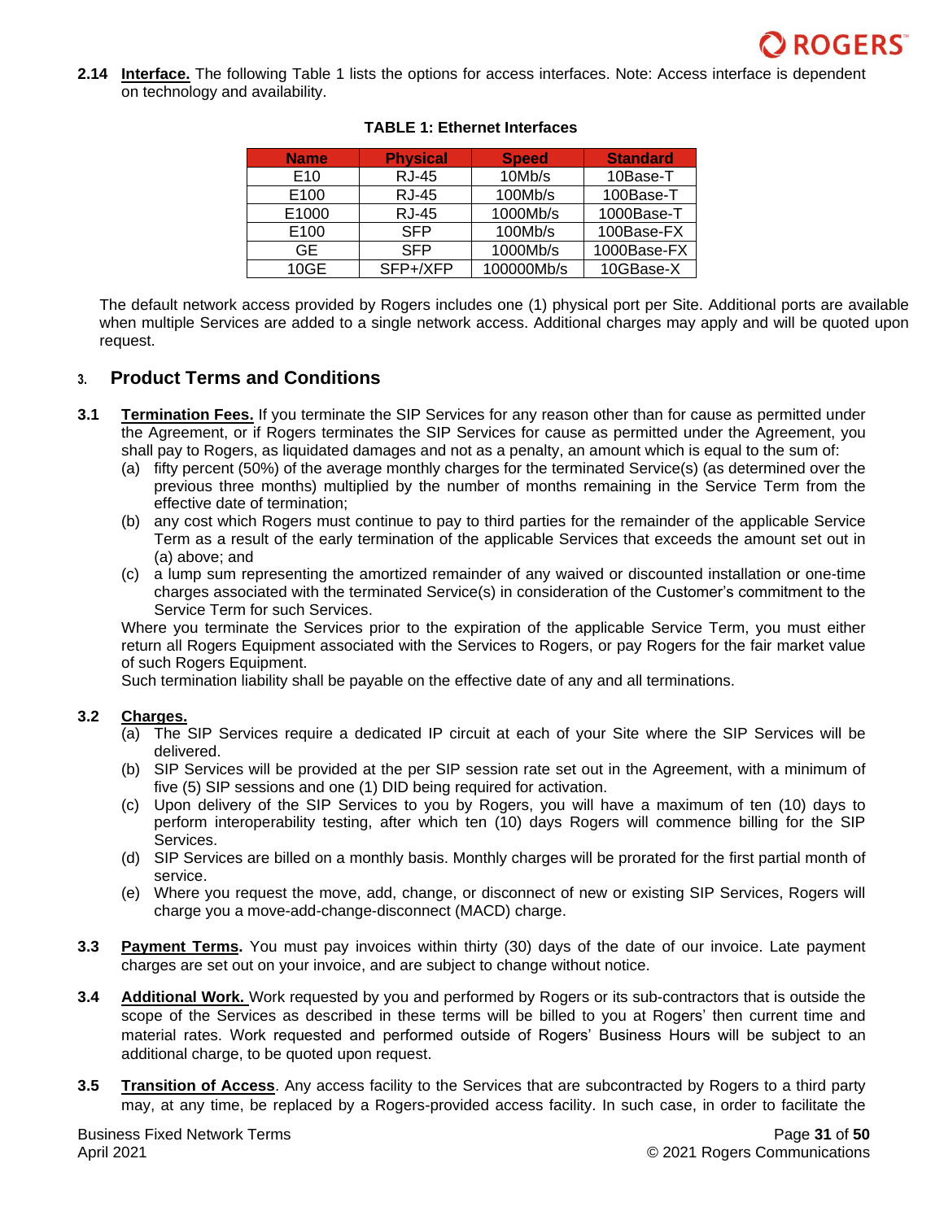**2.14** **Interface.** The following Table 1 lists the options for access interfaces. Note: Access interface is dependent on technology and availability.

**TABLE 1: Ethernet Interfaces**

| Name | Physical | Speed | Standard |
|---|---|---|---|
| E10 | RJ-45 | 10Mb/s | 10Base-T |
| E100 | RJ-45 | 100Mb/s | 100Base-T |
| E1000 | RJ-45 | 1000Mb/s | 1000Base-T |
| E100 | SFP | 100Mb/s | 100Base-FX |
| GE | SFP | 1000Mb/s | 1000Base-FX |
| 10GE | SFP+/XFP | 100000Mb/s | 10GBase-X |

The default network access provided by Rogers includes one (1) physical port per Site. Additional ports are available when multiple Services are added to a single network access. Additional charges may apply and will be quoted upon request.

## 3. Product Terms and Conditions

**3.1** **Termination Fees.** If you terminate the SIP Services for any reason other than for cause as permitted under the Agreement, or if Rogers terminates the SIP Services for cause as permitted under the Agreement, you shall pay to Rogers, as liquidated damages and not as a penalty, an amount which is equal to the sum of:

(a) fifty percent (50%) of the average monthly charges for the terminated Service(s) (as determined over the previous three months) multiplied by the number of months remaining in the Service Term from the effective date of termination;

(b) any cost which Rogers must continue to pay to third parties for the remainder of the applicable Service Term as a result of the early termination of the applicable Services that exceeds the amount set out in (a) above; and

(c) a lump sum representing the amortized remainder of any waived or discounted installation or one-time charges associated with the terminated Service(s) in consideration of the Customer's commitment to the Service Term for such Services.

Where you terminate the Services prior to the expiration of the applicable Service Term, you must either return all Rogers Equipment associated with the Services to Rogers, or pay Rogers for the fair market value of such Rogers Equipment.

Such termination liability shall be payable on the effective date of any and all terminations.

**3.2** **Charges.**

(a) The SIP Services require a dedicated IP circuit at each of your Site where the SIP Services will be delivered.

(b) SIP Services will be provided at the per SIP session rate set out in the Agreement, with a minimum of five (5) SIP sessions and one (1) DID being required for activation.

(c) Upon delivery of the SIP Services to you by Rogers, you will have a maximum of ten (10) days to perform interoperability testing, after which ten (10) days Rogers will commence billing for the SIP Services.

(d) SIP Services are billed on a monthly basis. Monthly charges will be prorated for the first partial month of service.

(e) Where you request the move, add, change, or disconnect of new or existing SIP Services, Rogers will charge you a move-add-change-disconnect (MACD) charge.

**3.3** **Payment Terms.** You must pay invoices within thirty (30) days of the date of our invoice. Late payment charges are set out on your invoice, and are subject to change without notice.

**3.4** **Additional Work.** Work requested by you and performed by Rogers or its sub-contractors that is outside the scope of the Services as described in these terms will be billed to you at Rogers' then current time and material rates. Work requested and performed outside of Rogers' Business Hours will be subject to an additional charge, to be quoted upon request.

**3.5** **Transition of Access**. Any access facility to the Services that are subcontracted by Rogers to a third party may, at any time, be replaced by a Rogers-provided access facility. In such case, in order to facilitate the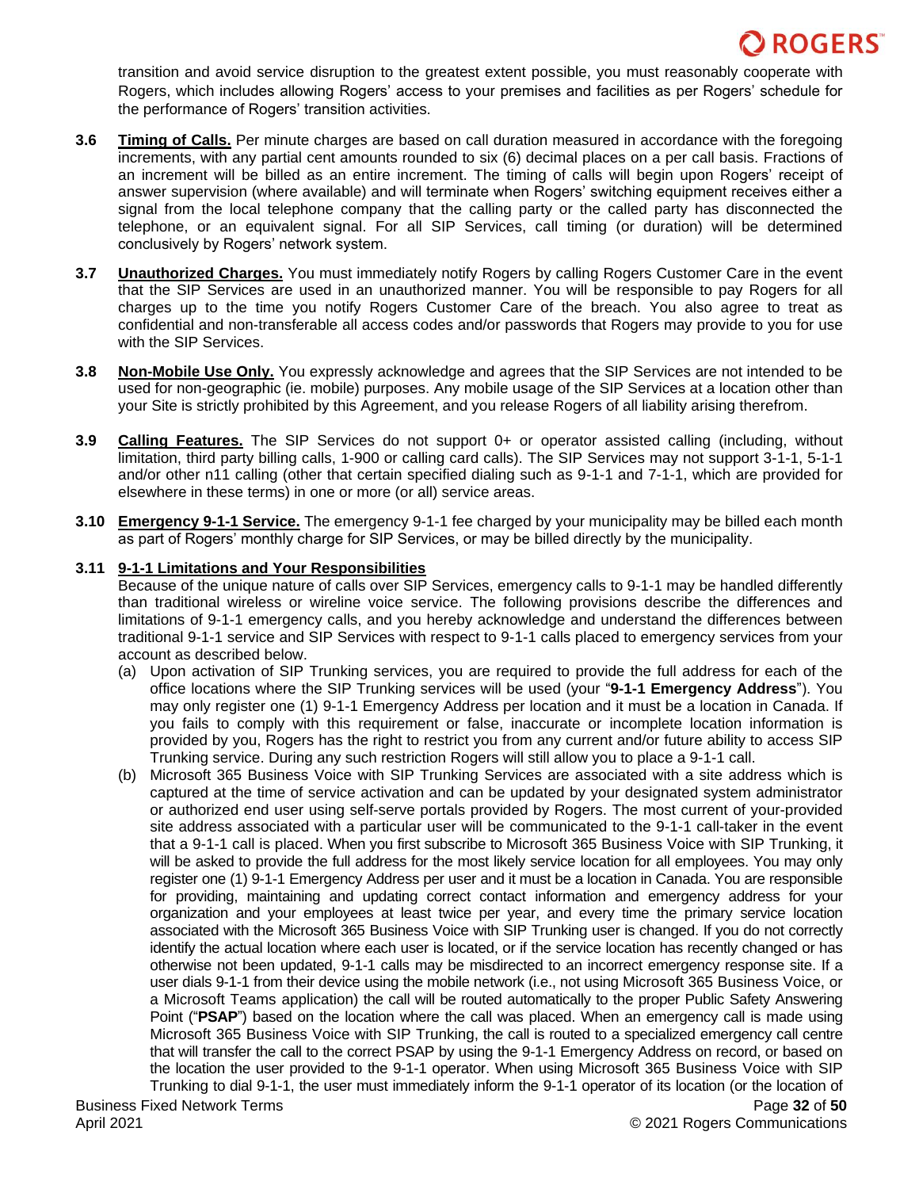transition and avoid service disruption to the greatest extent possible, you must reasonably cooperate with Rogers, which includes allowing Rogers' access to your premises and facilities as per Rogers' schedule for the performance of Rogers' transition activities.

**3.6** **<u>Timing of Calls.</u>** Per minute charges are based on call duration measured in accordance with the foregoing increments, with any partial cent amounts rounded to six (6) decimal places on a per call basis. Fractions of an increment will be billed as an entire increment. The timing of calls will begin upon Rogers' receipt of answer supervision (where available) and will terminate when Rogers' switching equipment receives either a signal from the local telephone company that the calling party or the called party has disconnected the telephone, or an equivalent signal. For all SIP Services, call timing (or duration) will be determined conclusively by Rogers' network system.

**3.7** **<u>Unauthorized Charges.</u>** You must immediately notify Rogers by calling Rogers Customer Care in the event that the SIP Services are used in an unauthorized manner. You will be responsible to pay Rogers for all charges up to the time you notify Rogers Customer Care of the breach. You also agree to treat as confidential and non-transferable all access codes and/or passwords that Rogers may provide to you for use with the SIP Services.

**3.8** **<u>Non-Mobile Use Only.</u>** You expressly acknowledge and agrees that the SIP Services are not intended to be used for non-geographic (ie. mobile) purposes. Any mobile usage of the SIP Services at a location other than your Site is strictly prohibited by this Agreement, and you release Rogers of all liability arising therefrom.

**3.9** **<u>Calling Features.</u>** The SIP Services do not support 0+ or operator assisted calling (including, without limitation, third party billing calls, 1-900 or calling card calls). The SIP Services may not support 3-1-1, 5-1-1 and/or other n11 calling (other that certain specified dialing such as 9-1-1 and 7-1-1, which are provided for elsewhere in these terms) in one or more (or all) service areas.

**3.10** **<u>Emergency 9-1-1 Service.</u>** The emergency 9-1-1 fee charged by your municipality may be billed each month as part of Rogers' monthly charge for SIP Services, or may be billed directly by the municipality.

**3.11** **<u>9-1-1 Limitations and Your Responsibilities</u>**

Because of the unique nature of calls over SIP Services, emergency calls to 9-1-1 may be handled differently than traditional wireless or wireline voice service. The following provisions describe the differences and limitations of 9-1-1 emergency calls, and you hereby acknowledge and understand the differences between traditional 9-1-1 service and SIP Services with respect to 9-1-1 calls placed to emergency services from your account as described below.

(a) Upon activation of SIP Trunking services, you are required to provide the full address for each of the office locations where the SIP Trunking services will be used (your "**9-1-1 Emergency Address**"). You may only register one (1) 9-1-1 Emergency Address per location and it must be a location in Canada. If you fails to comply with this requirement or false, inaccurate or incomplete location information is provided by you, Rogers has the right to restrict you from any current and/or future ability to access SIP Trunking service. During any such restriction Rogers will still allow you to place a 9-1-1 call.

(b) Microsoft 365 Business Voice with SIP Trunking Services are associated with a site address which is captured at the time of service activation and can be updated by your designated system administrator or authorized end user using self-serve portals provided by Rogers. The most current of your-provided site address associated with a particular user will be communicated to the 9-1-1 call-taker in the event that a 9-1-1 call is placed. When you first subscribe to Microsoft 365 Business Voice with SIP Trunking, it will be asked to provide the full address for the most likely service location for all employees. You may only register one (1) 9-1-1 Emergency Address per user and it must be a location in Canada. You are responsible for providing, maintaining and updating correct contact information and emergency address for your organization and your employees at least twice per year, and every time the primary service location associated with the Microsoft 365 Business Voice with SIP Trunking user is changed. If you do not correctly identify the actual location where each user is located, or if the service location has recently changed or has otherwise not been updated, 9-1-1 calls may be misdirected to an incorrect emergency response site. If a user dials 9-1-1 from their device using the mobile network (i.e., not using Microsoft 365 Business Voice, or a Microsoft Teams application) the call will be routed automatically to the proper Public Safety Answering Point ("**PSAP**") based on the location where the call was placed. When an emergency call is made using Microsoft 365 Business Voice with SIP Trunking, the call is routed to a specialized emergency call centre that will transfer the call to the correct PSAP by using the 9-1-1 Emergency Address on record, or based on the location the user provided to the 9-1-1 operator. When using Microsoft 365 Business Voice with SIP Trunking to dial 9-1-1, the user must immediately inform the 9-1-1 operator of its location (or the location of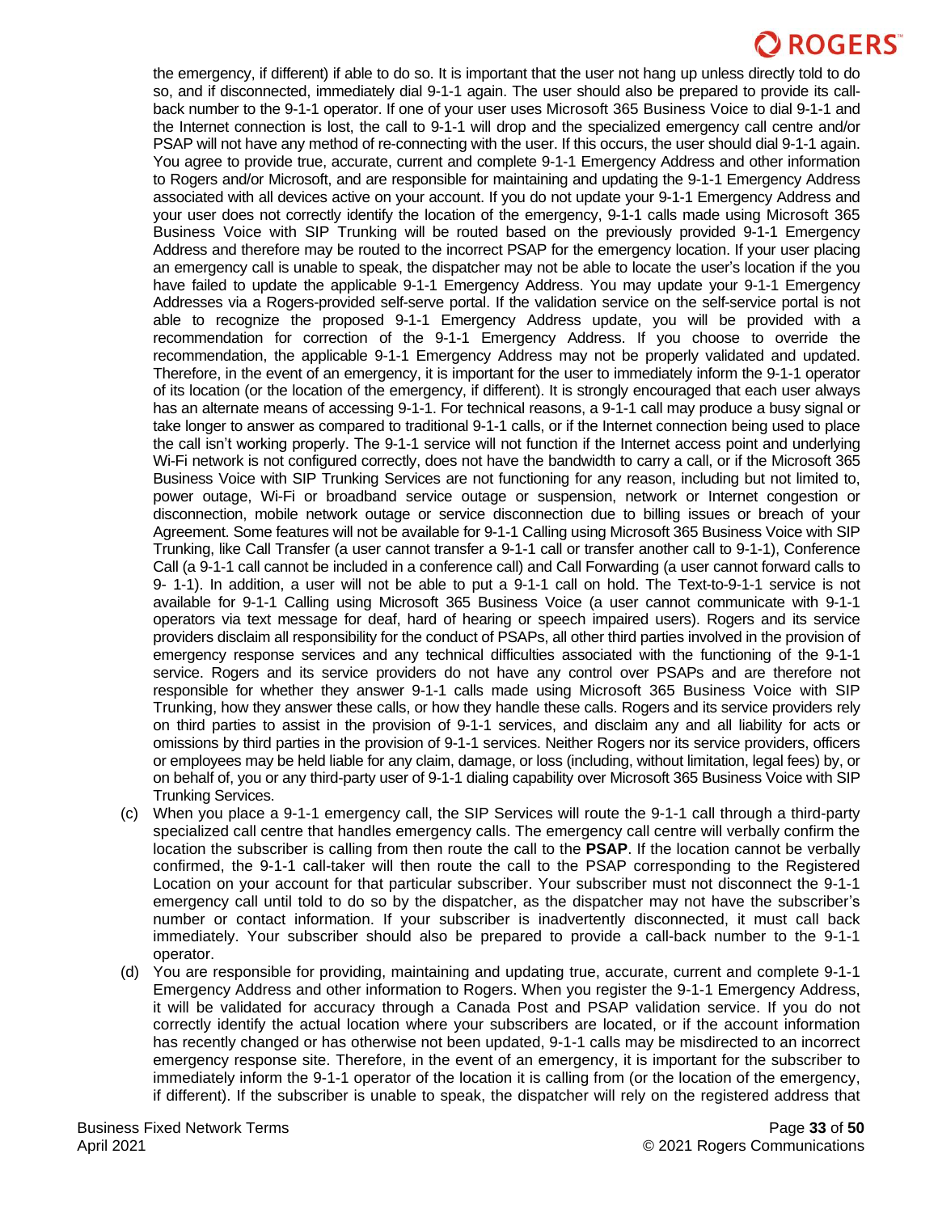the emergency, if different) if able to do so. It is important that the user not hang up unless directly told to do so, and if disconnected, immediately dial 9-1-1 again. The user should also be prepared to provide its call-back number to the 9-1-1 operator. If one of your user uses Microsoft 365 Business Voice to dial 9-1-1 and the Internet connection is lost, the call to 9-1-1 will drop and the specialized emergency call centre and/or PSAP will not have any method of re-connecting with the user. If this occurs, the user should dial 9-1-1 again. You agree to provide true, accurate, current and complete 9-1-1 Emergency Address and other information to Rogers and/or Microsoft, and are responsible for maintaining and updating the 9-1-1 Emergency Address associated with all devices active on your account. If you do not update your 9-1-1 Emergency Address and your user does not correctly identify the location of the emergency, 9-1-1 calls made using Microsoft 365 Business Voice with SIP Trunking will be routed based on the previously provided 9-1-1 Emergency Address and therefore may be routed to the incorrect PSAP for the emergency location. If your user placing an emergency call is unable to speak, the dispatcher may not be able to locate the user's location if the you have failed to update the applicable 9-1-1 Emergency Address. You may update your 9-1-1 Emergency Addresses via a Rogers-provided self-serve portal. If the validation service on the self-service portal is not able to recognize the proposed 9-1-1 Emergency Address update, you will be provided with a recommendation for correction of the 9-1-1 Emergency Address. If you choose to override the recommendation, the applicable 9-1-1 Emergency Address may not be properly validated and updated. Therefore, in the event of an emergency, it is important for the user to immediately inform the 9-1-1 operator of its location (or the location of the emergency, if different). It is strongly encouraged that each user always has an alternate means of accessing 9-1-1. For technical reasons, a 9-1-1 call may produce a busy signal or take longer to answer as compared to traditional 9-1-1 calls, or if the Internet connection being used to place the call isn't working properly. The 9-1-1 service will not function if the Internet access point and underlying Wi-Fi network is not configured correctly, does not have the bandwidth to carry a call, or if the Microsoft 365 Business Voice with SIP Trunking Services are not functioning for any reason, including but not limited to, power outage, Wi-Fi or broadband service outage or suspension, network or Internet congestion or disconnection, mobile network outage or service disconnection due to billing issues or breach of your Agreement. Some features will not be available for 9-1-1 Calling using Microsoft 365 Business Voice with SIP Trunking, like Call Transfer (a user cannot transfer a 9-1-1 call or transfer another call to 9-1-1), Conference Call (a 9-1-1 call cannot be included in a conference call) and Call Forwarding (a user cannot forward calls to 9- 1-1). In addition, a user will not be able to put a 9-1-1 call on hold. The Text-to-9-1-1 service is not available for 9-1-1 Calling using Microsoft 365 Business Voice (a user cannot communicate with 9-1-1 operators via text message for deaf, hard of hearing or speech impaired users). Rogers and its service providers disclaim all responsibility for the conduct of PSAPs, all other third parties involved in the provision of emergency response services and any technical difficulties associated with the functioning of the 9-1-1 service. Rogers and its service providers do not have any control over PSAPs and are therefore not responsible for whether they answer 9-1-1 calls made using Microsoft 365 Business Voice with SIP Trunking, how they answer these calls, or how they handle these calls. Rogers and its service providers rely on third parties to assist in the provision of 9-1-1 services, and disclaim any and all liability for acts or omissions by third parties in the provision of 9-1-1 services. Neither Rogers nor its service providers, officers or employees may be held liable for any claim, damage, or loss (including, without limitation, legal fees) by, or on behalf of, you or any third-party user of 9-1-1 dialing capability over Microsoft 365 Business Voice with SIP Trunking Services.

(c) When you place a 9-1-1 emergency call, the SIP Services will route the 9-1-1 call through a third-party specialized call centre that handles emergency calls. The emergency call centre will verbally confirm the location the subscriber is calling from then route the call to the **PSAP**. If the location cannot be verbally confirmed, the 9-1-1 call-taker will then route the call to the PSAP corresponding to the Registered Location on your account for that particular subscriber. Your subscriber must not disconnect the 9-1-1 emergency call until told to do so by the dispatcher, as the dispatcher may not have the subscriber's number or contact information. If your subscriber is inadvertently disconnected, it must call back immediately. Your subscriber should also be prepared to provide a call-back number to the 9-1-1 operator.

(d) You are responsible for providing, maintaining and updating true, accurate, current and complete 9-1-1 Emergency Address and other information to Rogers. When you register the 9-1-1 Emergency Address, it will be validated for accuracy through a Canada Post and PSAP validation service. If you do not correctly identify the actual location where your subscribers are located, or if the account information has recently changed or has otherwise not been updated, 9-1-1 calls may be misdirected to an incorrect emergency response site. Therefore, in the event of an emergency, it is important for the subscriber to immediately inform the 9-1-1 operator of the location it is calling from (or the location of the emergency, if different). If the subscriber is unable to speak, the dispatcher will rely on the registered address that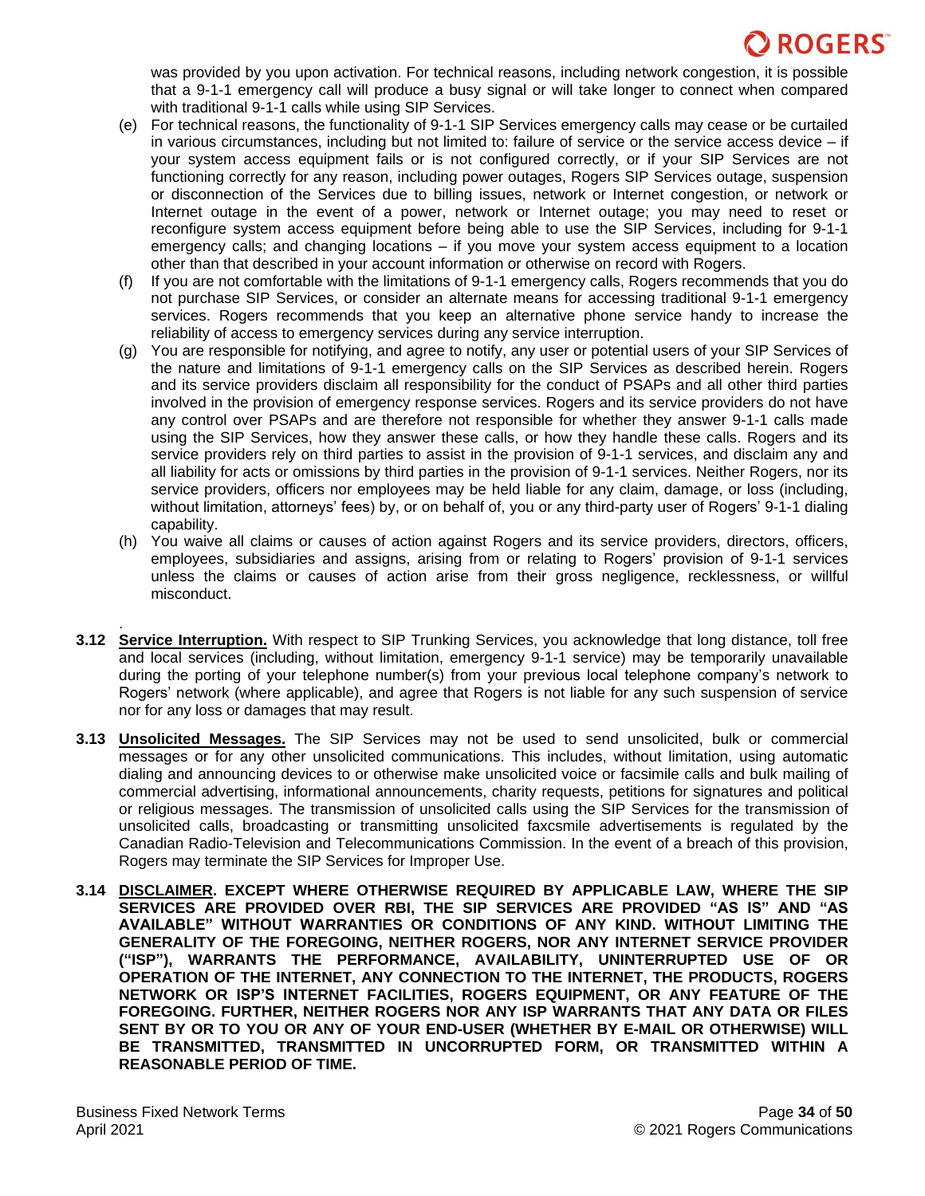was provided by you upon activation. For technical reasons, including network congestion, it is possible that a 9-1-1 emergency call will produce a busy signal or will take longer to connect when compared with traditional 9-1-1 calls while using SIP Services.

(e) For technical reasons, the functionality of 9-1-1 SIP Services emergency calls may cease or be curtailed in various circumstances, including but not limited to: failure of service or the service access device – if your system access equipment fails or is not configured correctly, or if your SIP Services are not functioning correctly for any reason, including power outages, Rogers SIP Services outage, suspension or disconnection of the Services due to billing issues, network or Internet congestion, or network or Internet outage in the event of a power, network or Internet outage; you may need to reset or reconfigure system access equipment before being able to use the SIP Services, including for 9-1-1 emergency calls; and changing locations – if you move your system access equipment to a location other than that described in your account information or otherwise on record with Rogers.

(f) If you are not comfortable with the limitations of 9-1-1 emergency calls, Rogers recommends that you do not purchase SIP Services, or consider an alternate means for accessing traditional 9-1-1 emergency services. Rogers recommends that you keep an alternative phone service handy to increase the reliability of access to emergency services during any service interruption.

(g) You are responsible for notifying, and agree to notify, any user or potential users of your SIP Services of the nature and limitations of 9-1-1 emergency calls on the SIP Services as described herein. Rogers and its service providers disclaim all responsibility for the conduct of PSAPs and all other third parties involved in the provision of emergency response services. Rogers and its service providers do not have any control over PSAPs and are therefore not responsible for whether they answer 9-1-1 calls made using the SIP Services, how they answer these calls, or how they handle these calls. Rogers and its service providers rely on third parties to assist in the provision of 9-1-1 services, and disclaim any and all liability for acts or omissions by third parties in the provision of 9-1-1 services. Neither Rogers, nor its service providers, officers nor employees may be held liable for any claim, damage, or loss (including, without limitation, attorneys' fees) by, or on behalf of, you or any third-party user of Rogers' 9-1-1 dialing capability.

(h) You waive all claims or causes of action against Rogers and its service providers, directors, officers, employees, subsidiaries and assigns, arising from or relating to Rogers' provision of 9-1-1 services unless the claims or causes of action arise from their gross negligence, recklessness, or willful misconduct.

**3.12** **Service Interruption.** With respect to SIP Trunking Services, you acknowledge that long distance, toll free and local services (including, without limitation, emergency 9-1-1 service) may be temporarily unavailable during the porting of your telephone number(s) from your previous local telephone company's network to Rogers' network (where applicable), and agree that Rogers is not liable for any such suspension of service nor for any loss or damages that may result.

**3.13** **Unsolicited Messages.** The SIP Services may not be used to send unsolicited, bulk or commercial messages or for any other unsolicited communications. This includes, without limitation, using automatic dialing and announcing devices to or otherwise make unsolicited voice or facsimile calls and bulk mailing of commercial advertising, informational announcements, charity requests, petitions for signatures and political or religious messages. The transmission of unsolicited calls using the SIP Services for the transmission of unsolicited calls, broadcasting or transmitting unsolicited faxcsmile advertisements is regulated by the Canadian Radio-Television and Telecommunications Commission. In the event of a breach of this provision, Rogers may terminate the SIP Services for Improper Use.

**3.14** **DISCLAIMER. EXCEPT WHERE OTHERWISE REQUIRED BY APPLICABLE LAW, WHERE THE SIP SERVICES ARE PROVIDED OVER RBI, THE SIP SERVICES ARE PROVIDED "AS IS" AND "AS AVAILABLE" WITHOUT WARRANTIES OR CONDITIONS OF ANY KIND. WITHOUT LIMITING THE GENERALITY OF THE FOREGOING, NEITHER ROGERS, NOR ANY INTERNET SERVICE PROVIDER ("ISP"), WARRANTS THE PERFORMANCE, AVAILABILITY, UNINTERRUPTED USE OF OR OPERATION OF THE INTERNET, ANY CONNECTION TO THE INTERNET, THE PRODUCTS, ROGERS NETWORK OR ISP'S INTERNET FACILITIES, ROGERS EQUIPMENT, OR ANY FEATURE OF THE FOREGOING. FURTHER, NEITHER ROGERS NOR ANY ISP WARRANTS THAT ANY DATA OR FILES SENT BY OR TO YOU OR ANY OF YOUR END-USER (WHETHER BY E-MAIL OR OTHERWISE) WILL BE TRANSMITTED, TRANSMITTED IN UNCORRUPTED FORM, OR TRANSMITTED WITHIN A REASONABLE PERIOD OF TIME.**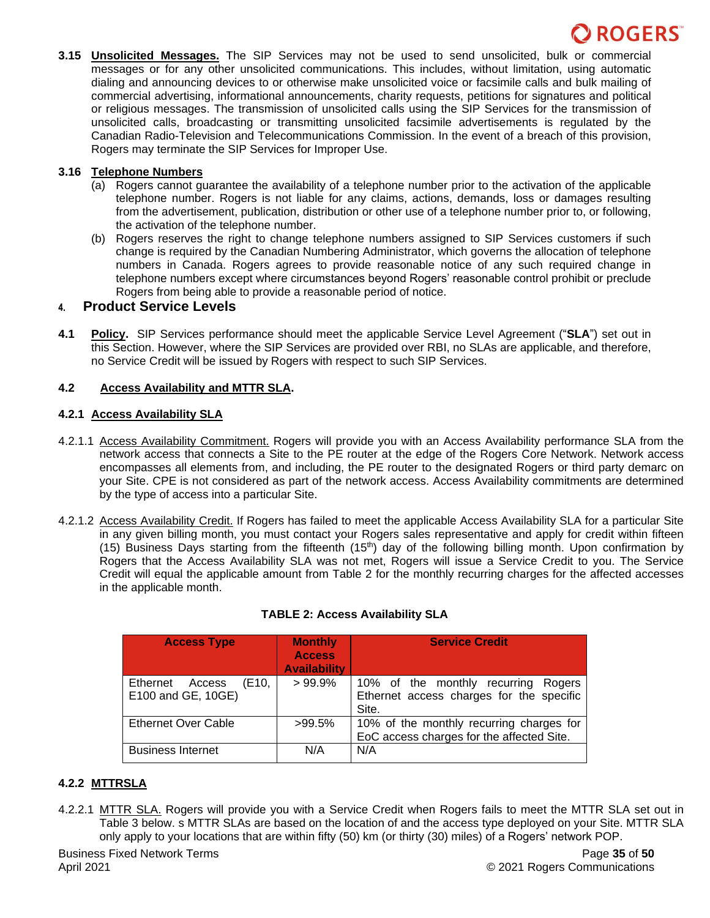**3.15 <u>Unsolicited Messages.</u>** The SIP Services may not be used to send unsolicited, bulk or commercial messages or for any other unsolicited communications. This includes, without limitation, using automatic dialing and announcing devices to or otherwise make unsolicited voice or facsimile calls and bulk mailing of commercial advertising, informational announcements, charity requests, petitions for signatures and political or religious messages. The transmission of unsolicited calls using the SIP Services for the transmission of unsolicited calls, broadcasting or transmitting unsolicited facsimile advertisements is regulated by the Canadian Radio-Television and Telecommunications Commission. In the event of a breach of this provision, Rogers may terminate the SIP Services for Improper Use.

**3.16 <u>Telephone Numbers</u>**

(a) Rogers cannot guarantee the availability of a telephone number prior to the activation of the applicable telephone number. Rogers is not liable for any claims, actions, demands, loss or damages resulting from the advertisement, publication, distribution or other use of a telephone number prior to, or following, the activation of the telephone number.

(b) Rogers reserves the right to change telephone numbers assigned to SIP Services customers if such change is required by the Canadian Numbering Administrator, which governs the allocation of telephone numbers in Canada. Rogers agrees to provide reasonable notice of any such required change in telephone numbers except where circumstances beyond Rogers' reasonable control prohibit or preclude Rogers from being able to provide a reasonable period of notice.

## 4. Product Service Levels

**4.1 <u>Policy</u>.** SIP Services performance should meet the applicable Service Level Agreement ("**SLA**") set out in this Section. However, where the SIP Services are provided over RBI, no SLAs are applicable, and therefore, no Service Credit will be issued by Rogers with respect to such SIP Services.

**4.2 <u>Access Availability and MTTR SLA</u>.**

**4.2.1 <u>Access Availability SLA</u>**

4.2.1.1 <u>Access Availability Commitment.</u> Rogers will provide you with an Access Availability performance SLA from the network access that connects a Site to the PE router at the edge of the Rogers Core Network. Network access encompasses all elements from, and including, the PE router to the designated Rogers or third party demarc on your Site. CPE is not considered as part of the network access. Access Availability commitments are determined by the type of access into a particular Site.

4.2.1.2 <u>Access Availability Credit.</u> If Rogers has failed to meet the applicable Access Availability SLA for a particular Site in any given billing month, you must contact your Rogers sales representative and apply for credit within fifteen (15) Business Days starting from the fifteenth ($15^{th}$) day of the following billing month. Upon confirmation by Rogers that the Access Availability SLA was not met, Rogers will issue a Service Credit to you. The Service Credit will equal the applicable amount from Table 2 for the monthly recurring charges for the affected accesses in the applicable month.

**TABLE 2: Access Availability SLA**

| Access Type | Monthly Access Availability | Service Credit |
|---|---|---|
| Ethernet Access (E10, E100 and GE, 10GE) | > 99.9% | 10% of the monthly recurring Rogers Ethernet access charges for the specific Site. |
| Ethernet Over Cable | >99.5% | 10% of the monthly recurring charges for EoC access charges for the affected Site. |
| Business Internet | N/A | N/A |

**4.2.2 <u>MTTRSLA</u>**

4.2.2.1 <u>MTTR SLA.</u> Rogers will provide you with a Service Credit when Rogers fails to meet the MTTR SLA set out in Table 3 below. s MTTR SLAs are based on the location of and the access type deployed on your Site. MTTR SLA only apply to your locations that are within fifty (50) km (or thirty (30) miles) of a Rogers' network POP.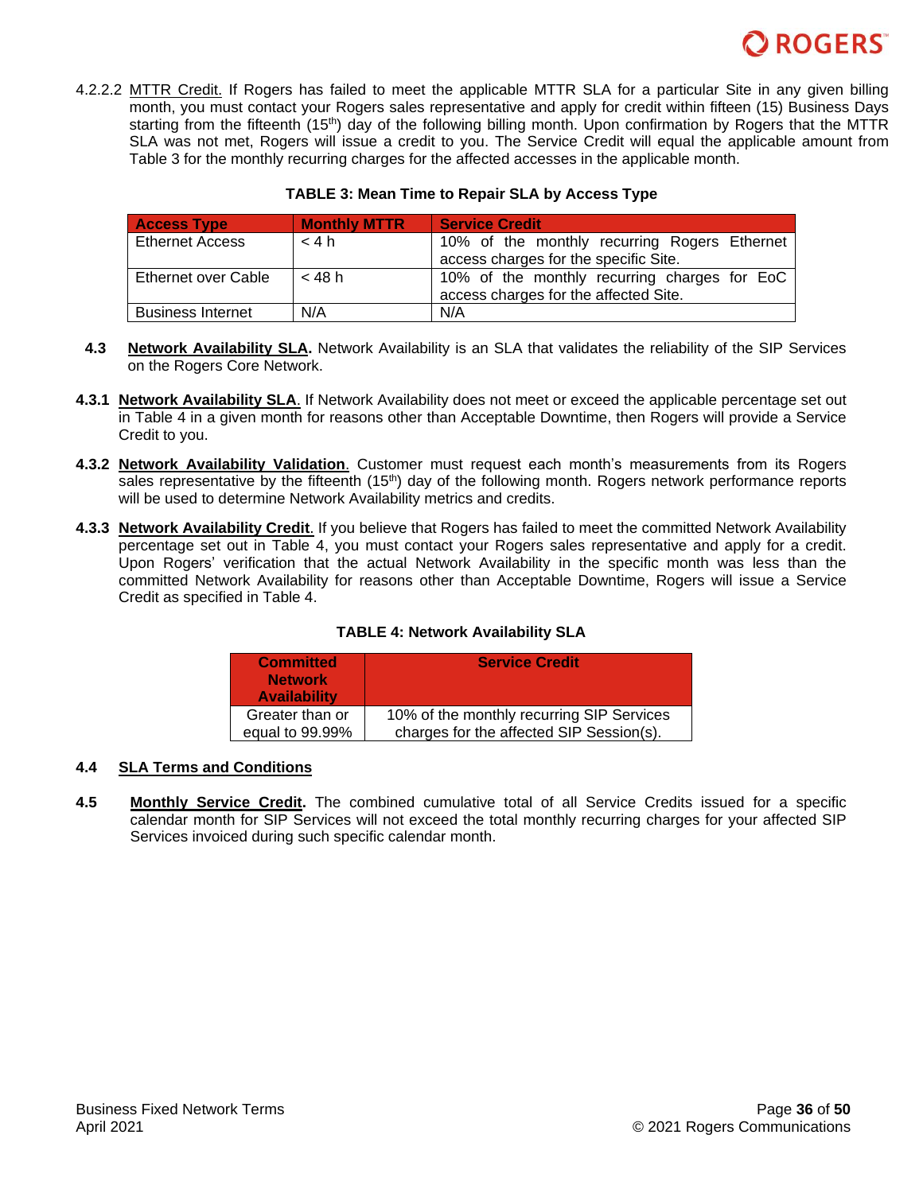4.2.2.2 MTTR Credit. If Rogers has failed to meet the applicable MTTR SLA for a particular Site in any given billing month, you must contact your Rogers sales representative and apply for credit within fifteen (15) Business Days starting from the fifteenth (15th) day of the following billing month. Upon confirmation by Rogers that the MTTR SLA was not met, Rogers will issue a credit to you. The Service Credit will equal the applicable amount from Table 3 for the monthly recurring charges for the affected accesses in the applicable month.

**TABLE 3: Mean Time to Repair SLA by Access Type**

| Access Type | Monthly MTTR | Service Credit |
|---|---|---|
| Ethernet Access | < 4 h | 10% of the monthly recurring Rogers Ethernet access charges for the specific Site. |
| Ethernet over Cable | < 48 h | 10% of the monthly recurring charges for EoC access charges for the affected Site. |
| Business Internet | N/A | N/A |

**4.3** **Network Availability SLA.** Network Availability is an SLA that validates the reliability of the SIP Services on the Rogers Core Network.

**4.3.1** **Network Availability SLA**. If Network Availability does not meet or exceed the applicable percentage set out in Table 4 in a given month for reasons other than Acceptable Downtime, then Rogers will provide a Service Credit to you.

**4.3.2** **Network Availability Validation**. Customer must request each month's measurements from its Rogers sales representative by the fifteenth (15th) day of the following month. Rogers network performance reports will be used to determine Network Availability metrics and credits.

**4.3.3** **Network Availability Credit**. If you believe that Rogers has failed to meet the committed Network Availability percentage set out in Table 4, you must contact your Rogers sales representative and apply for a credit. Upon Rogers' verification that the actual Network Availability in the specific month was less than the committed Network Availability for reasons other than Acceptable Downtime, Rogers will issue a Service Credit as specified in Table 4.

**TABLE 4: Network Availability SLA**

| Committed Network Availability | Service Credit |
|---|---|
| Greater than or equal to 99.99% | 10% of the monthly recurring SIP Services charges for the affected SIP Session(s). |

**4.4** **SLA Terms and Conditions**

**4.5** **Monthly Service Credit.** The combined cumulative total of all Service Credits issued for a specific calendar month for SIP Services will not exceed the total monthly recurring charges for your affected SIP Services invoiced during such specific calendar month.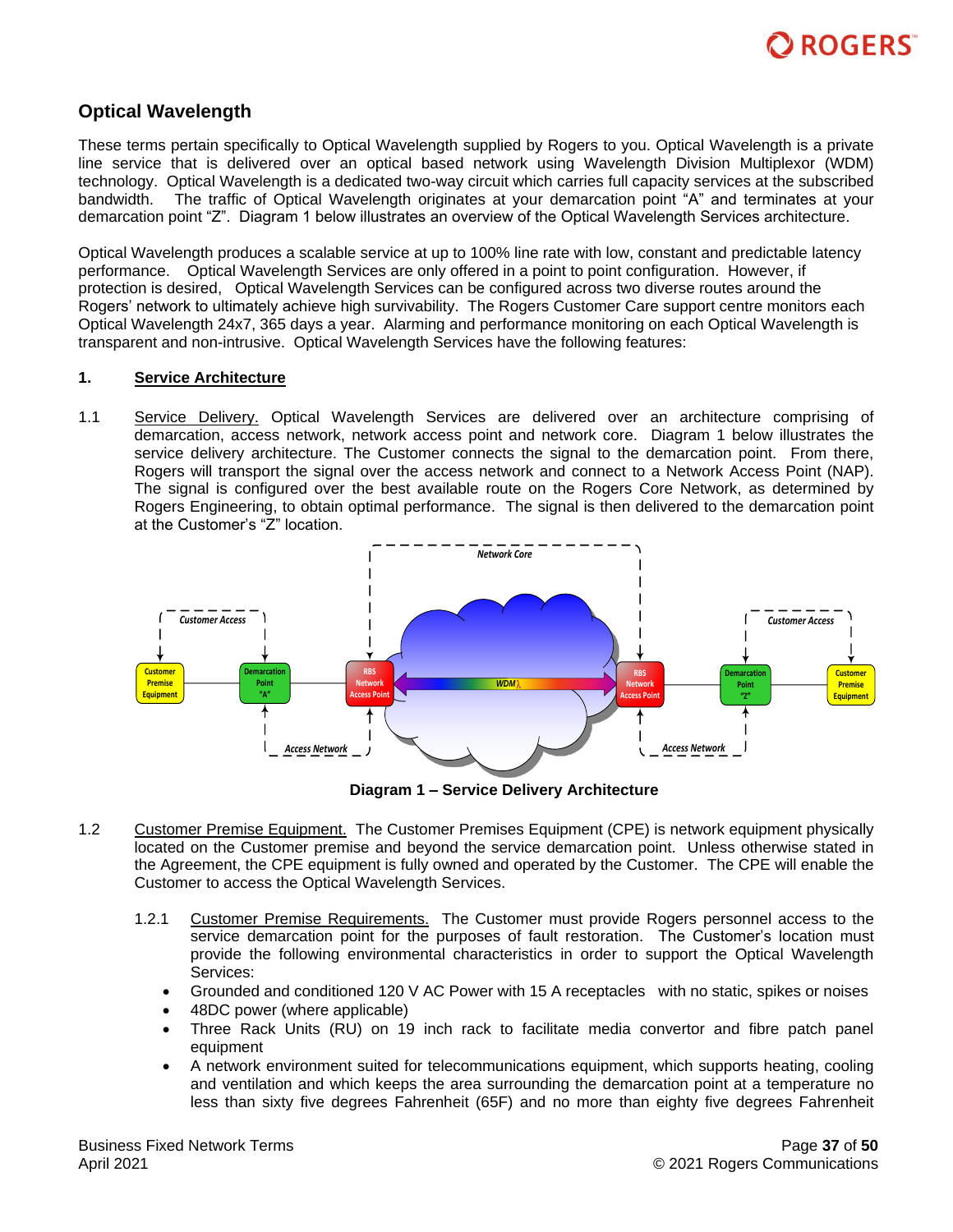## Optical Wavelength

These terms pertain specifically to Optical Wavelength supplied by Rogers to you. Optical Wavelength is a private line service that is delivered over an optical based network using Wavelength Division Multiplexor (WDM) technology. Optical Wavelength is a dedicated two-way circuit which carries full capacity services at the subscribed bandwidth. The traffic of Optical Wavelength originates at your demarcation point "A" and terminates at your demarcation point "Z". Diagram 1 below illustrates an overview of the Optical Wavelength Services architecture.

Optical Wavelength produces a scalable service at up to 100% line rate with low, constant and predictable latency performance. Optical Wavelength Services are only offered in a point to point configuration. However, if protection is desired, Optical Wavelength Services can be configured across two diverse routes around the Rogers' network to ultimately achieve high survivability. The Rogers Customer Care support centre monitors each Optical Wavelength 24x7, 365 days a year. Alarming and performance monitoring on each Optical Wavelength is transparent and non-intrusive. Optical Wavelength Services have the following features:

**1. <u>Service Architecture</u>**

1.1 <u>Service Delivery.</u> Optical Wavelength Services are delivered over an architecture comprising of demarcation, access network, network access point and network core. Diagram 1 below illustrates the service delivery architecture. The Customer connects the signal to the demarcation point. From there, Rogers will transport the signal over the access network and connect to a Network Access Point (NAP). The signal is configured over the best available route on the Rogers Core Network, as determined by Rogers Engineering, to obtain optimal performance. The signal is then delivered to the demarcation point at the Customer's "Z" location.

**Diagram 1 – Service Delivery Architecture**

1.2 <u>Customer Premise Equipment.</u> The Customer Premises Equipment (CPE) is network equipment physically located on the Customer premise and beyond the service demarcation point. Unless otherwise stated in the Agreement, the CPE equipment is fully owned and operated by the Customer. The CPE will enable the Customer to access the Optical Wavelength Services.

1.2.1 <u>Customer Premise Requirements.</u> The Customer must provide Rogers personnel access to the service demarcation point for the purposes of fault restoration. The Customer's location must provide the following environmental characteristics in order to support the Optical Wavelength Services:

- Grounded and conditioned 120 V AC Power with 15 A receptacles with no static, spikes or noises
- 48DC power (where applicable)
- Three Rack Units (RU) on 19 inch rack to facilitate media convertor and fibre patch panel equipment
- A network environment suited for telecommunications equipment, which supports heating, cooling and ventilation and which keeps the area surrounding the demarcation point at a temperature no less than sixty five degrees Fahrenheit (65F) and no more than eighty five degrees Fahrenheit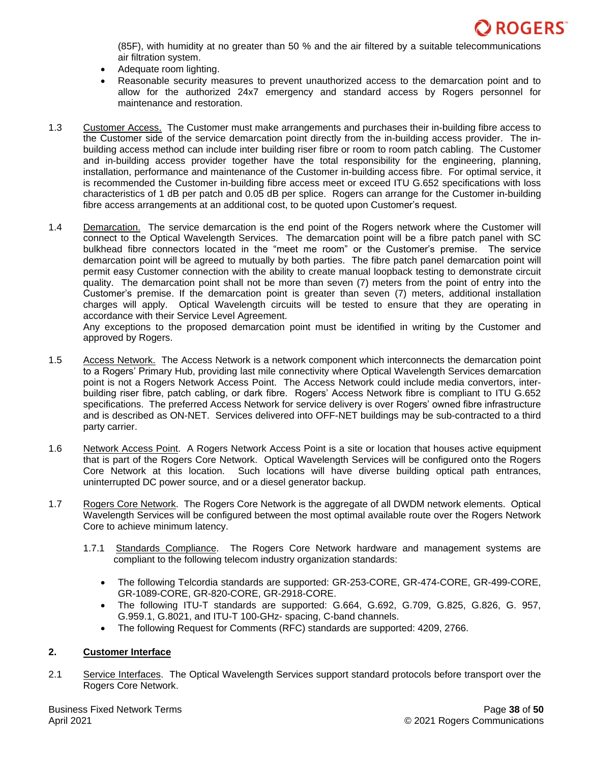(85F), with humidity at no greater than 50 % and the air filtered by a suitable telecommunications air filtration system.

- Adequate room lighting.
- Reasonable security measures to prevent unauthorized access to the demarcation point and to allow for the authorized 24x7 emergency and standard access by Rogers personnel for maintenance and restoration.

1.3 Customer Access. The Customer must make arrangements and purchases their in-building fibre access to the Customer side of the service demarcation point directly from the in-building access provider. The in-building access method can include inter building riser fibre or room to room patch cabling. The Customer and in-building access provider together have the total responsibility for the engineering, planning, installation, performance and maintenance of the Customer in-building access fibre. For optimal service, it is recommended the Customer in-building fibre access meet or exceed ITU G.652 specifications with loss characteristics of 1 dB per patch and 0.05 dB per splice. Rogers can arrange for the Customer in-building fibre access arrangements at an additional cost, to be quoted upon Customer's request.

1.4 Demarcation. The service demarcation is the end point of the Rogers network where the Customer will connect to the Optical Wavelength Services. The demarcation point will be a fibre patch panel with SC bulkhead fibre connectors located in the "meet me room" or the Customer's premise. The service demarcation point will be agreed to mutually by both parties. The fibre patch panel demarcation point will permit easy Customer connection with the ability to create manual loopback testing to demonstrate circuit quality. The demarcation point shall not be more than seven (7) meters from the point of entry into the Customer's premise. If the demarcation point is greater than seven (7) meters, additional installation charges will apply. Optical Wavelength circuits will be tested to ensure that they are operating in accordance with their Service Level Agreement.
Any exceptions to the proposed demarcation point must be identified in writing by the Customer and approved by Rogers.

1.5 Access Network. The Access Network is a network component which interconnects the demarcation point to a Rogers' Primary Hub, providing last mile connectivity where Optical Wavelength Services demarcation point is not a Rogers Network Access Point. The Access Network could include media convertors, inter-building riser fibre, patch cabling, or dark fibre. Rogers' Access Network fibre is compliant to ITU G.652 specifications. The preferred Access Network for service delivery is over Rogers' owned fibre infrastructure and is described as ON-NET. Services delivered into OFF-NET buildings may be sub-contracted to a third party carrier.

1.6 Network Access Point. A Rogers Network Access Point is a site or location that houses active equipment that is part of the Rogers Core Network. Optical Wavelength Services will be configured onto the Rogers Core Network at this location. Such locations will have diverse building optical path entrances, uninterrupted DC power source, and or a diesel generator backup.

1.7 Rogers Core Network. The Rogers Core Network is the aggregate of all DWDM network elements. Optical Wavelength Services will be configured between the most optimal available route over the Rogers Network Core to achieve minimum latency.

1.7.1 Standards Compliance. The Rogers Core Network hardware and management systems are compliant to the following telecom industry organization standards:

- The following Telcordia standards are supported: GR-253-CORE, GR-474-CORE, GR-499-CORE, GR-1089-CORE, GR-820-CORE, GR-2918-CORE.
- The following ITU-T standards are supported: G.664, G.692, G.709, G.825, G.826, G. 957, G.959.1, G.8021, and ITU-T 100-GHz- spacing, C-band channels.
- The following Request for Comments (RFC) standards are supported: 4209, 2766.

## 2. Customer Interface

2.1 Service Interfaces. The Optical Wavelength Services support standard protocols before transport over the Rogers Core Network.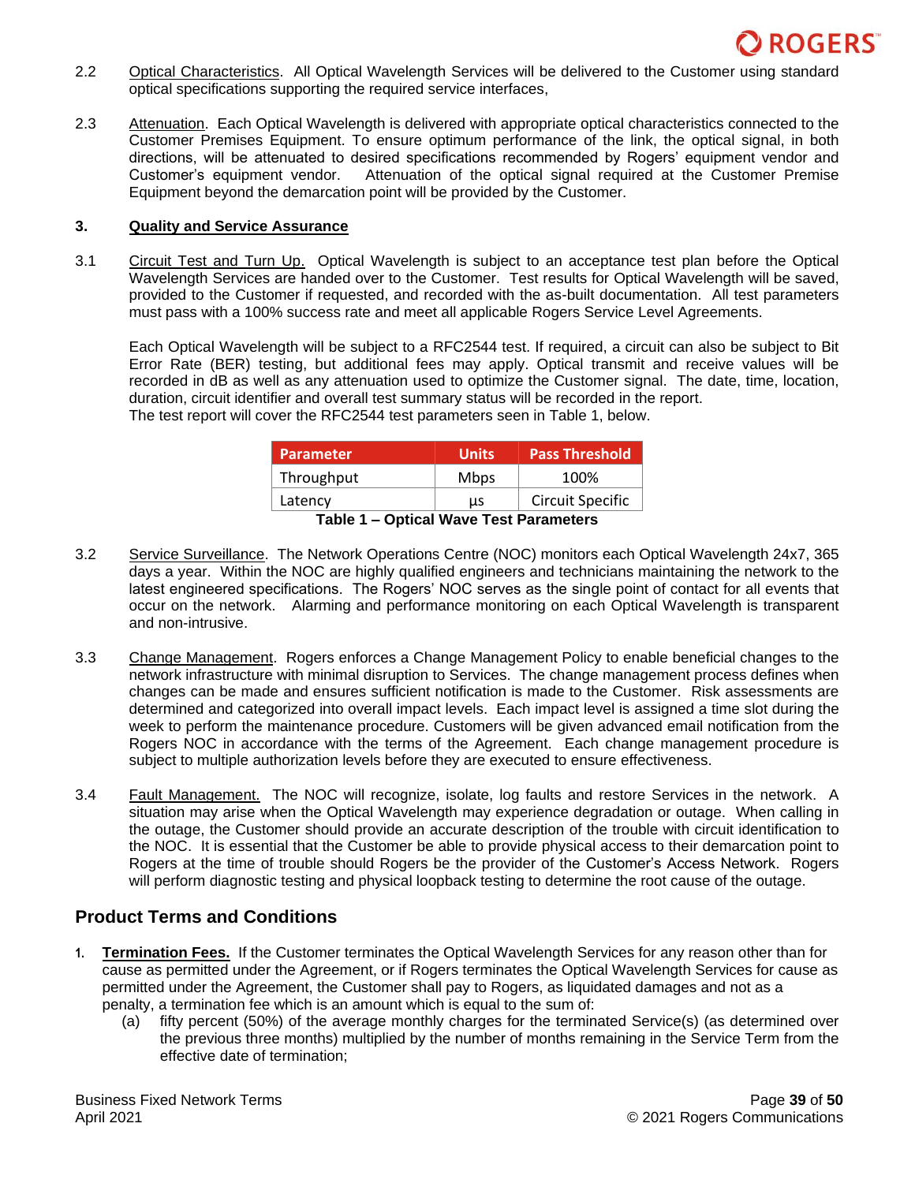2.2 Optical Characteristics. All Optical Wavelength Services will be delivered to the Customer using standard optical specifications supporting the required service interfaces,

2.3 Attenuation. Each Optical Wavelength is delivered with appropriate optical characteristics connected to the Customer Premises Equipment. To ensure optimum performance of the link, the optical signal, in both directions, will be attenuated to desired specifications recommended by Rogers' equipment vendor and Customer's equipment vendor. Attenuation of the optical signal required at the Customer Premise Equipment beyond the demarcation point will be provided by the Customer.

### 3. Quality and Service Assurance

3.1 Circuit Test and Turn Up. Optical Wavelength is subject to an acceptance test plan before the Optical Wavelength Services are handed over to the Customer. Test results for Optical Wavelength will be saved, provided to the Customer if requested, and recorded with the as-built documentation. All test parameters must pass with a 100% success rate and meet all applicable Rogers Service Level Agreements.

Each Optical Wavelength will be subject to a RFC2544 test. If required, a circuit can also be subject to Bit Error Rate (BER) testing, but additional fees may apply. Optical transmit and receive values will be recorded in dB as well as any attenuation used to optimize the Customer signal. The date, time, location, duration, circuit identifier and overall test summary status will be recorded in the report.
The test report will cover the RFC2544 test parameters seen in Table 1, below.

| Parameter | Units | Pass Threshold |
|---|---|---|
| Throughput | Mbps | 100% |
| Latency | µs | Circuit Specific |

**Table 1 – Optical Wave Test Parameters**

3.2 Service Surveillance. The Network Operations Centre (NOC) monitors each Optical Wavelength 24x7, 365 days a year. Within the NOC are highly qualified engineers and technicians maintaining the network to the latest engineered specifications. The Rogers' NOC serves as the single point of contact for all events that occur on the network. Alarming and performance monitoring on each Optical Wavelength is transparent and non-intrusive.

3.3 Change Management. Rogers enforces a Change Management Policy to enable beneficial changes to the network infrastructure with minimal disruption to Services. The change management process defines when changes can be made and ensures sufficient notification is made to the Customer. Risk assessments are determined and categorized into overall impact levels. Each impact level is assigned a time slot during the week to perform the maintenance procedure. Customers will be given advanced email notification from the Rogers NOC in accordance with the terms of the Agreement. Each change management procedure is subject to multiple authorization levels before they are executed to ensure effectiveness.

3.4 Fault Management. The NOC will recognize, isolate, log faults and restore Services in the network. A situation may arise when the Optical Wavelength may experience degradation or outage. When calling in the outage, the Customer should provide an accurate description of the trouble with circuit identification to the NOC. It is essential that the Customer be able to provide physical access to their demarcation point to Rogers at the time of trouble should Rogers be the provider of the Customer's Access Network. Rogers will perform diagnostic testing and physical loopback testing to determine the root cause of the outage.

## Product Terms and Conditions

1. **Termination Fees.** If the Customer terminates the Optical Wavelength Services for any reason other than for cause as permitted under the Agreement, or if Rogers terminates the Optical Wavelength Services for cause as permitted under the Agreement, the Customer shall pay to Rogers, as liquidated damages and not as a penalty, a termination fee which is an amount which is equal to the sum of:
   (a) fifty percent (50%) of the average monthly charges for the terminated Service(s) (as determined over the previous three months) multiplied by the number of months remaining in the Service Term from the effective date of termination;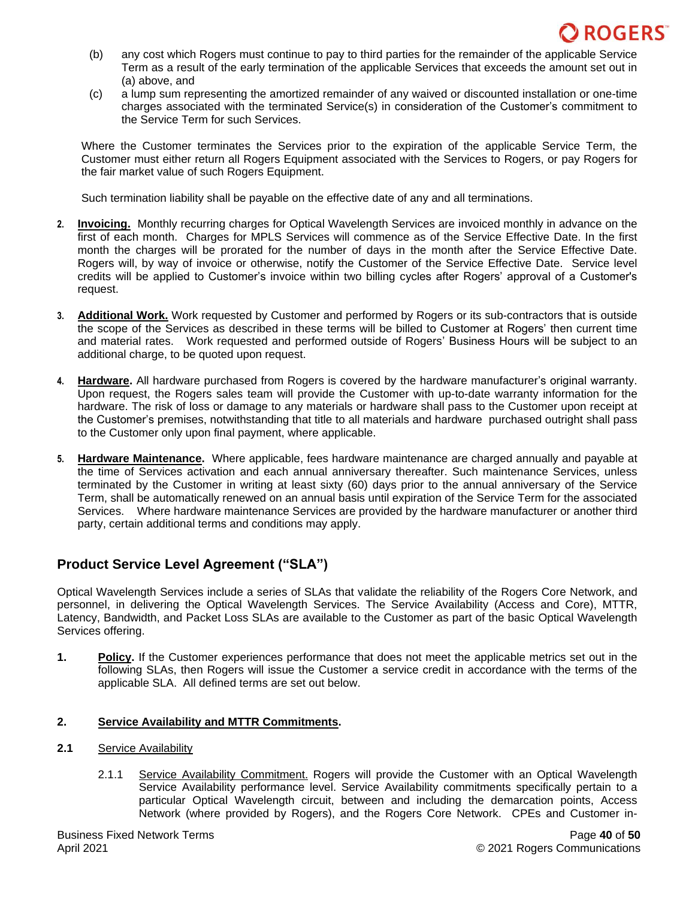(b) any cost which Rogers must continue to pay to third parties for the remainder of the applicable Service Term as a result of the early termination of the applicable Services that exceeds the amount set out in (a) above, and

(c) a lump sum representing the amortized remainder of any waived or discounted installation or one-time charges associated with the terminated Service(s) in consideration of the Customer's commitment to the Service Term for such Services.

Where the Customer terminates the Services prior to the expiration of the applicable Service Term, the Customer must either return all Rogers Equipment associated with the Services to Rogers, or pay Rogers for the fair market value of such Rogers Equipment.

Such termination liability shall be payable on the effective date of any and all terminations.

2. **Invoicing.** Monthly recurring charges for Optical Wavelength Services are invoiced monthly in advance on the first of each month. Charges for MPLS Services will commence as of the Service Effective Date. In the first month the charges will be prorated for the number of days in the month after the Service Effective Date. Rogers will, by way of invoice or otherwise, notify the Customer of the Service Effective Date. Service level credits will be applied to Customer's invoice within two billing cycles after Rogers' approval of a Customer's request.

3. **Additional Work.** Work requested by Customer and performed by Rogers or its sub-contractors that is outside the scope of the Services as described in these terms will be billed to Customer at Rogers' then current time and material rates. Work requested and performed outside of Rogers' Business Hours will be subject to an additional charge, to be quoted upon request.

4. **Hardware.** All hardware purchased from Rogers is covered by the hardware manufacturer's original warranty. Upon request, the Rogers sales team will provide the Customer with up-to-date warranty information for the hardware. The risk of loss or damage to any materials or hardware shall pass to the Customer upon receipt at the Customer's premises, notwithstanding that title to all materials and hardware purchased outright shall pass to the Customer only upon final payment, where applicable.

5. **Hardware Maintenance.** Where applicable, fees hardware maintenance are charged annually and payable at the time of Services activation and each annual anniversary thereafter. Such maintenance Services, unless terminated by the Customer in writing at least sixty (60) days prior to the annual anniversary of the Service Term, shall be automatically renewed on an annual basis until expiration of the Service Term for the associated Services. Where hardware maintenance Services are provided by the hardware manufacturer or another third party, certain additional terms and conditions may apply.

## Product Service Level Agreement ("SLA")

Optical Wavelength Services include a series of SLAs that validate the reliability of the Rogers Core Network, and personnel, in delivering the Optical Wavelength Services. The Service Availability (Access and Core), MTTR, Latency, Bandwidth, and Packet Loss SLAs are available to the Customer as part of the basic Optical Wavelength Services offering.

1. **Policy.** If the Customer experiences performance that does not meet the applicable metrics set out in the following SLAs, then Rogers will issue the Customer a service credit in accordance with the terms of the applicable SLA. All defined terms are set out below.

**2. Service Availability and MTTR Commitments.**

**2.1** Service Availability

2.1.1 Service Availability Commitment. Rogers will provide the Customer with an Optical Wavelength Service Availability performance level. Service Availability commitments specifically pertain to a particular Optical Wavelength circuit, between and including the demarcation points, Access Network (where provided by Rogers), and the Rogers Core Network. CPEs and Customer in-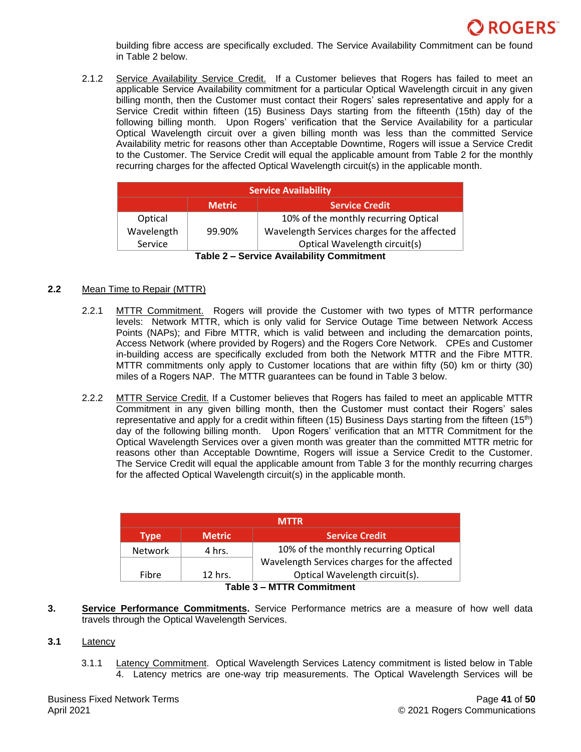building fibre access are specifically excluded. The Service Availability Commitment can be found in Table 2 below.

2.1.2 Service Availability Service Credit. If a Customer believes that Rogers has failed to meet an applicable Service Availability commitment for a particular Optical Wavelength circuit in any given billing month, then the Customer must contact their Rogers' sales representative and apply for a Service Credit within fifteen (15) Business Days starting from the fifteenth (15th) day of the following billing month. Upon Rogers' verification that the Service Availability for a particular Optical Wavelength circuit over a given billing month was less than the committed Service Availability metric for reasons other than Acceptable Downtime, Rogers will issue a Service Credit to the Customer. The Service Credit will equal the applicable amount from Table 2 for the monthly recurring charges for the affected Optical Wavelength circuit(s) in the applicable month.

| Service Availability | | |
|---|---|---|
| | Metric | Service Credit |
| Optical Wavelength Service | 99.90% | 10% of the monthly recurring Optical Wavelength Services charges for the affected Optical Wavelength circuit(s) |

**Table 2 – Service Availability Commitment**

**2.2** Mean Time to Repair (MTTR)

2.2.1 MTTR Commitment. Rogers will provide the Customer with two types of MTTR performance levels: Network MTTR, which is only valid for Service Outage Time between Network Access Points (NAPs); and Fibre MTTR, which is valid between and including the demarcation points, Access Network (where provided by Rogers) and the Rogers Core Network. CPEs and Customer in-building access are specifically excluded from both the Network MTTR and the Fibre MTTR. MTTR commitments only apply to Customer locations that are within fifty (50) km or thirty (30) miles of a Rogers NAP. The MTTR guarantees can be found in Table 3 below.

2.2.2 MTTR Service Credit. If a Customer believes that Rogers has failed to meet an applicable MTTR Commitment in any given billing month, then the Customer must contact their Rogers' sales representative and apply for a credit within fifteen (15) Business Days starting from the fifteen (15th) day of the following billing month. Upon Rogers' verification that an MTTR Commitment for the Optical Wavelength Services over a given month was greater than the committed MTTR metric for reasons other than Acceptable Downtime, Rogers will issue a Service Credit to the Customer. The Service Credit will equal the applicable amount from Table 3 for the monthly recurring charges for the affected Optical Wavelength circuit(s) in the applicable month.

| MTTR | | |
|---|---|---|
| Type | Metric | Service Credit |
| Network | 4 hrs. | 10% of the monthly recurring Optical Wavelength Services charges for the affected Optical Wavelength circuit(s). |
| Fibre | 12 hrs. | |

**Table 3 – MTTR Commitment**

**3.** **Service Performance Commitments.** Service Performance metrics are a measure of how well data travels through the Optical Wavelength Services.

**3.1** Latency

3.1.1 Latency Commitment. Optical Wavelength Services Latency commitment is listed below in Table 4. Latency metrics are one-way trip measurements. The Optical Wavelength Services will be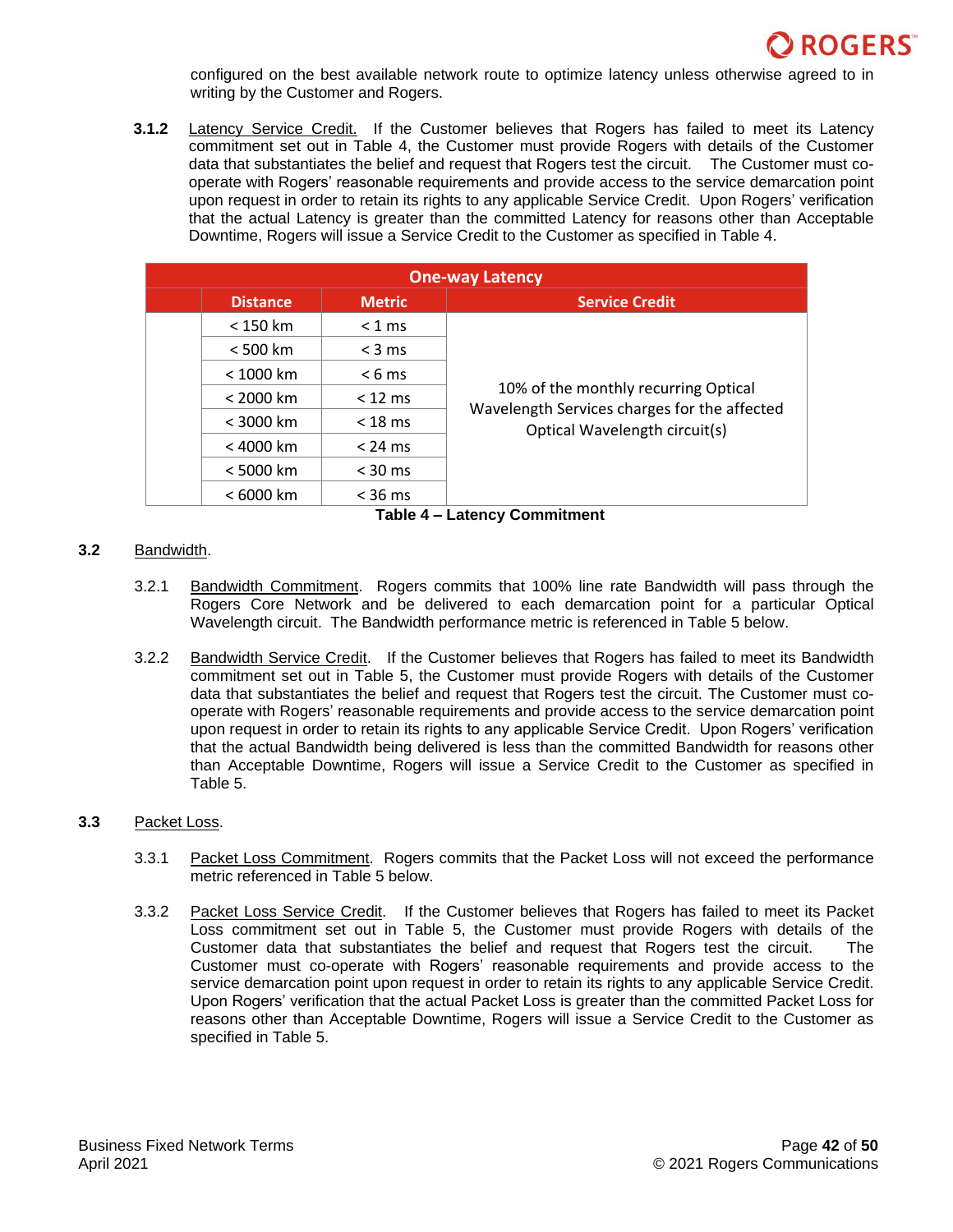configured on the best available network route to optimize latency unless otherwise agreed to in writing by the Customer and Rogers.

**3.1.2** Latency Service Credit. If the Customer believes that Rogers has failed to meet its Latency commitment set out in Table 4, the Customer must provide Rogers with details of the Customer data that substantiates the belief and request that Rogers test the circuit. The Customer must co-operate with Rogers' reasonable requirements and provide access to the service demarcation point upon request in order to retain its rights to any applicable Service Credit. Upon Rogers' verification that the actual Latency is greater than the committed Latency for reasons other than Acceptable Downtime, Rogers will issue a Service Credit to the Customer as specified in Table 4.

| One-way Latency | | | |
|---|---|---|---|
| | **Distance** | **Metric** | **Service Credit** |
| | < 150 km | < 1 ms | 10% of the monthly recurring Optical Wavelength Services charges for the affected Optical Wavelength circuit(s) |
| | < 500 km | < 3 ms | |
| | < 1000 km | < 6 ms | |
| | < 2000 km | < 12 ms | |
| | < 3000 km | < 18 ms | |
| | < 4000 km | < 24 ms | |
| | < 5000 km | < 30 ms | |
| | < 6000 km | < 36 ms | |

**Table 4 – Latency Commitment**

**3.2** Bandwidth.

3.2.1 Bandwidth Commitment. Rogers commits that 100% line rate Bandwidth will pass through the Rogers Core Network and be delivered to each demarcation point for a particular Optical Wavelength circuit. The Bandwidth performance metric is referenced in Table 5 below.

3.2.2 Bandwidth Service Credit. If the Customer believes that Rogers has failed to meet its Bandwidth commitment set out in Table 5, the Customer must provide Rogers with details of the Customer data that substantiates the belief and request that Rogers test the circuit. The Customer must co-operate with Rogers' reasonable requirements and provide access to the service demarcation point upon request in order to retain its rights to any applicable Service Credit. Upon Rogers' verification that the actual Bandwidth being delivered is less than the committed Bandwidth for reasons other than Acceptable Downtime, Rogers will issue a Service Credit to the Customer as specified in Table 5.

**3.3** Packet Loss.

3.3.1 Packet Loss Commitment. Rogers commits that the Packet Loss will not exceed the performance metric referenced in Table 5 below.

3.3.2 Packet Loss Service Credit. If the Customer believes that Rogers has failed to meet its Packet Loss commitment set out in Table 5, the Customer must provide Rogers with details of the Customer data that substantiates the belief and request that Rogers test the circuit. The Customer must co-operate with Rogers' reasonable requirements and provide access to the service demarcation point upon request in order to retain its rights to any applicable Service Credit. Upon Rogers' verification that the actual Packet Loss is greater than the committed Packet Loss for reasons other than Acceptable Downtime, Rogers will issue a Service Credit to the Customer as specified in Table 5.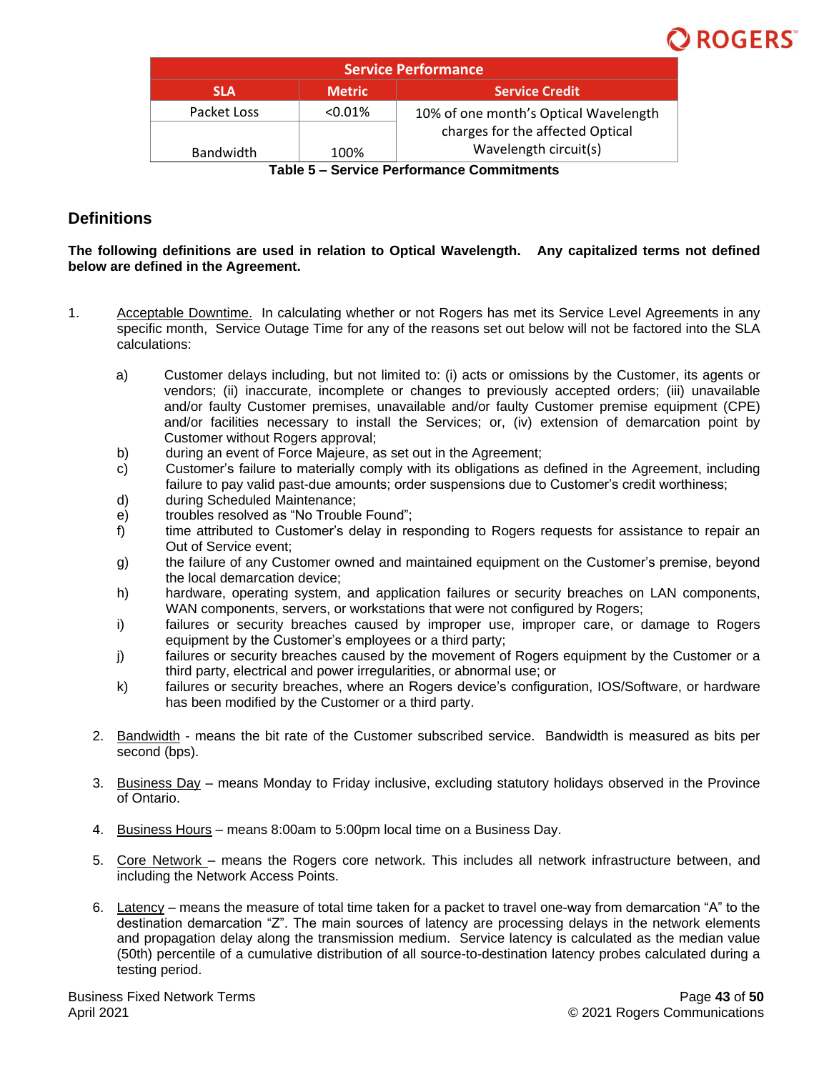| Service Performance | | |
|---|---|---|
| **SLA** | **Metric** | **Service Credit** |
| Packet Loss | <0.01% | 10% of one month's Optical Wavelength charges for the affected Optical Wavelength circuit(s) |
| Bandwidth | 100% | |

**Table 5 – Service Performance Commitments**

## Definitions

**The following definitions are used in relation to Optical Wavelength. Any capitalized terms not defined below are defined in the Agreement.**

1. Acceptable Downtime. In calculating whether or not Rogers has met its Service Level Agreements in any specific month, Service Outage Time for any of the reasons set out below will not be factored into the SLA calculations:

   a) Customer delays including, but not limited to: (i) acts or omissions by the Customer, its agents or vendors; (ii) inaccurate, incomplete or changes to previously accepted orders; (iii) unavailable and/or faulty Customer premises, unavailable and/or faulty Customer premise equipment (CPE) and/or facilities necessary to install the Services; or, (iv) extension of demarcation point by Customer without Rogers approval;
   b) during an event of Force Majeure, as set out in the Agreement;
   c) Customer's failure to materially comply with its obligations as defined in the Agreement, including failure to pay valid past-due amounts; order suspensions due to Customer's credit worthiness;
   d) during Scheduled Maintenance;
   e) troubles resolved as "No Trouble Found";
   f) time attributed to Customer's delay in responding to Rogers requests for assistance to repair an Out of Service event;
   g) the failure of any Customer owned and maintained equipment on the Customer's premise, beyond the local demarcation device;
   h) hardware, operating system, and application failures or security breaches on LAN components, WAN components, servers, or workstations that were not configured by Rogers;
   i) failures or security breaches caused by improper use, improper care, or damage to Rogers equipment by the Customer's employees or a third party;
   j) failures or security breaches caused by the movement of Rogers equipment by the Customer or a third party, electrical and power irregularities, or abnormal use; or
   k) failures or security breaches, where an Rogers device's configuration, IOS/Software, or hardware has been modified by the Customer or a third party.

2. Bandwidth - means the bit rate of the Customer subscribed service. Bandwidth is measured as bits per second (bps).

3. Business Day – means Monday to Friday inclusive, excluding statutory holidays observed in the Province of Ontario.

4. Business Hours – means 8:00am to 5:00pm local time on a Business Day.

5. Core Network – means the Rogers core network. This includes all network infrastructure between, and including the Network Access Points.

6. Latency – means the measure of total time taken for a packet to travel one-way from demarcation "A" to the destination demarcation "Z". The main sources of latency are processing delays in the network elements and propagation delay along the transmission medium. Service latency is calculated as the median value (50th) percentile of a cumulative distribution of all source-to-destination latency probes calculated during a testing period.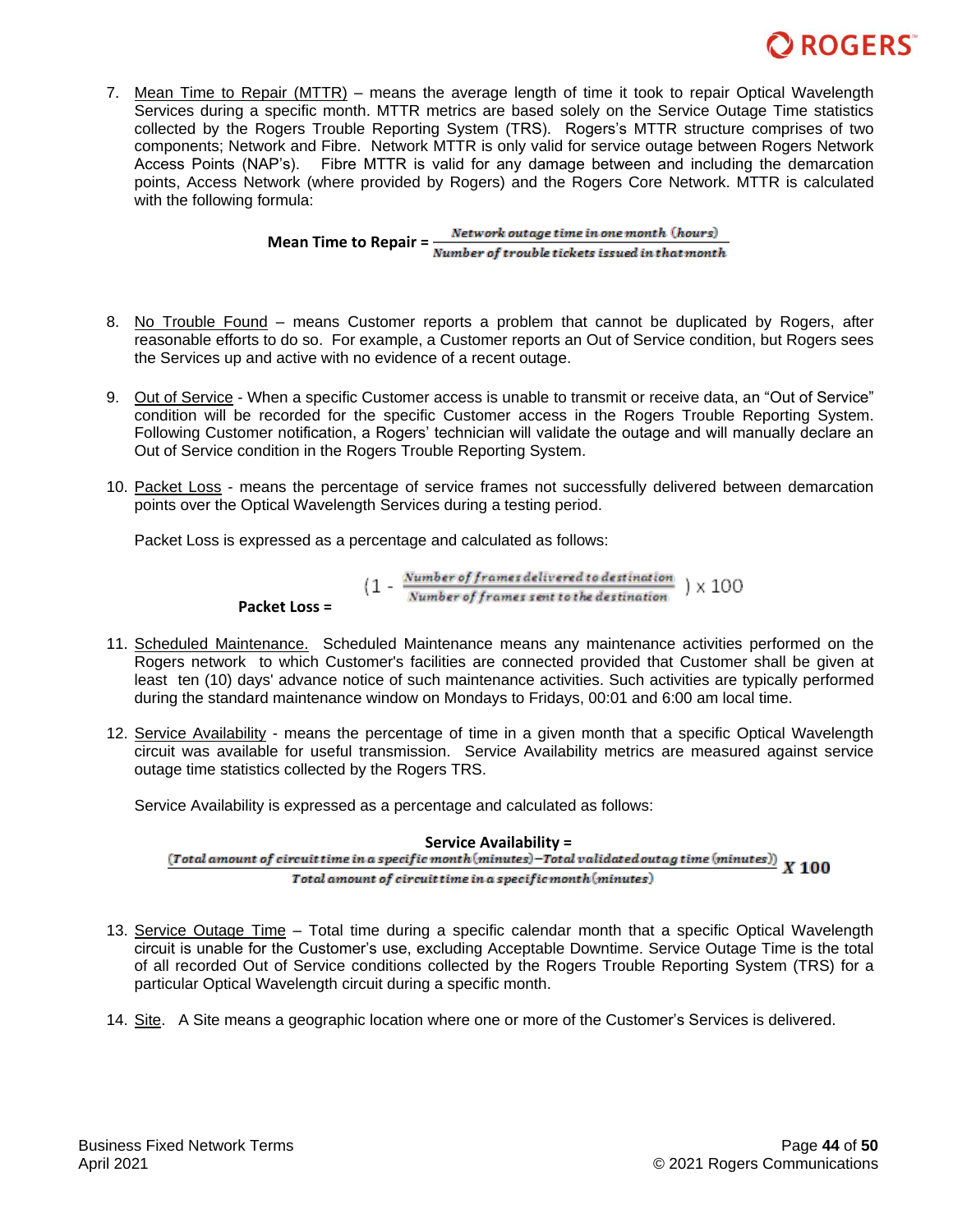7. Mean Time to Repair (MTTR) – means the average length of time it took to repair Optical Wavelength Services during a specific month. MTTR metrics are based solely on the Service Outage Time statistics collected by the Rogers Trouble Reporting System (TRS). Rogers's MTTR structure comprises of two components; Network and Fibre. Network MTTR is only valid for service outage between Rogers Network Access Points (NAP's). Fibre MTTR is valid for any damage between and including the demarcation points, Access Network (where provided by Rogers) and the Rogers Core Network. MTTR is calculated with the following formula:

$$\textbf{Mean Time to Repair} = \frac{\textit{Network outage time in one month (hours)}}{\textit{Number of trouble tickets issued in that month}}$$

8. No Trouble Found – means Customer reports a problem that cannot be duplicated by Rogers, after reasonable efforts to do so. For example, a Customer reports an Out of Service condition, but Rogers sees the Services up and active with no evidence of a recent outage.

9. Out of Service - When a specific Customer access is unable to transmit or receive data, an "Out of Service" condition will be recorded for the specific Customer access in the Rogers Trouble Reporting System. Following Customer notification, a Rogers' technician will validate the outage and will manually declare an Out of Service condition in the Rogers Trouble Reporting System.

10. Packet Loss - means the percentage of service frames not successfully delivered between demarcation points over the Optical Wavelength Services during a testing period.

    Packet Loss is expressed as a percentage and calculated as follows:

$$\textbf{Packet Loss} = \left(1 - \frac{\textit{Number of frames delivered to destination}}{\textit{Number of frames sent to the destination}}\right) \times 100$$

11. Scheduled Maintenance. Scheduled Maintenance means any maintenance activities performed on the Rogers network to which Customer's facilities are connected provided that Customer shall be given at least ten (10) days' advance notice of such maintenance activities. Such activities are typically performed during the standard maintenance window on Mondays to Fridays, 00:01 and 6:00 am local time.

12. Service Availability - means the percentage of time in a given month that a specific Optical Wavelength circuit was available for useful transmission. Service Availability metrics are measured against service outage time statistics collected by the Rogers TRS.

    Service Availability is expressed as a percentage and calculated as follows:

$$\textbf{Service Availability} = \frac{(\textit{Total amount of circuit time in a specific month (minutes)} - \textit{Total validated outag time (minutes)})}{\textit{Total amount of circuit time in a specific month (minutes)}} \; X\ 100$$

13. Service Outage Time – Total time during a specific calendar month that a specific Optical Wavelength circuit is unable for the Customer's use, excluding Acceptable Downtime. Service Outage Time is the total of all recorded Out of Service conditions collected by the Rogers Trouble Reporting System (TRS) for a particular Optical Wavelength circuit during a specific month.

14. Site. A Site means a geographic location where one or more of the Customer's Services is delivered.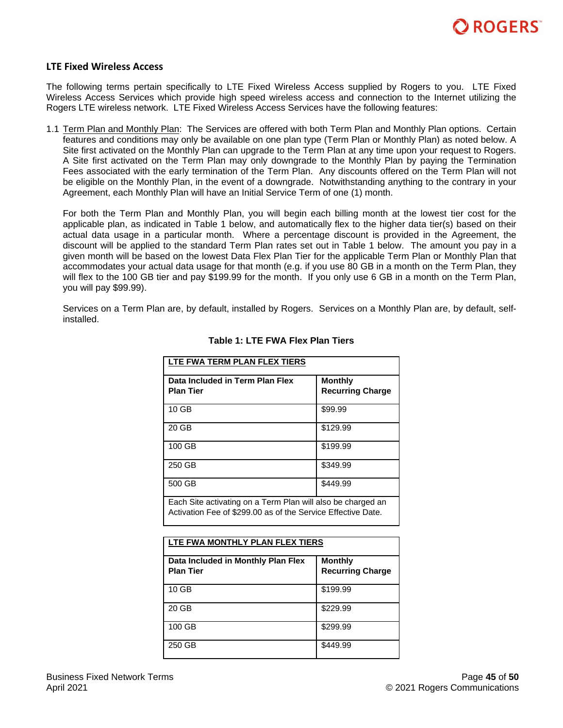## LTE Fixed Wireless Access

The following terms pertain specifically to LTE Fixed Wireless Access supplied by Rogers to you. LTE Fixed Wireless Access Services which provide high speed wireless access and connection to the Internet utilizing the Rogers LTE wireless network. LTE Fixed Wireless Access Services have the following features:

1.1 Term Plan and Monthly Plan: The Services are offered with both Term Plan and Monthly Plan options. Certain features and conditions may only be available on one plan type (Term Plan or Monthly Plan) as noted below. A Site first activated on the Monthly Plan can upgrade to the Term Plan at any time upon your request to Rogers. A Site first activated on the Term Plan may only downgrade to the Monthly Plan by paying the Termination Fees associated with the early termination of the Term Plan. Any discounts offered on the Term Plan will not be eligible on the Monthly Plan, in the event of a downgrade. Notwithstanding anything to the contrary in your Agreement, each Monthly Plan will have an Initial Service Term of one (1) month.

   For both the Term Plan and Monthly Plan, you will begin each billing month at the lowest tier cost for the applicable plan, as indicated in Table 1 below, and automatically flex to the higher data tier(s) based on their actual data usage in a particular month. Where a percentage discount is provided in the Agreement, the discount will be applied to the standard Term Plan rates set out in Table 1 below. The amount you pay in a given month will be based on the lowest Data Flex Plan Tier for the applicable Term Plan or Monthly Plan that accommodates your actual data usage for that month (e.g. if you use 80 GB in a month on the Term Plan, they will flex to the 100 GB tier and pay $199.99 for the month. If you only use 6 GB in a month on the Term Plan, you will pay $99.99).

   Services on a Term Plan are, by default, installed by Rogers. Services on a Monthly Plan are, by default, self-installed.

**Table 1: LTE FWA Flex Plan Tiers**

| LTE FWA TERM PLAN FLEX TIERS | |
|---|---|
| **Data Included in Term Plan Flex Plan Tier** | **Monthly Recurring Charge** |
| 10 GB | $99.99 |
| 20 GB | $129.99 |
| 100 GB | $199.99 |
| 250 GB | $349.99 |
| 500 GB | $449.99 |
| Each Site activating on a Term Plan will also be charged an Activation Fee of $299.00 as of the Service Effective Date. | |

| LTE FWA MONTHLY PLAN FLEX TIERS | |
|---|---|
| **Data Included in Monthly Plan Flex Plan Tier** | **Monthly Recurring Charge** |
| 10 GB | $199.99 |
| 20 GB | $229.99 |
| 100 GB | $299.99 |
| 250 GB | $449.99 |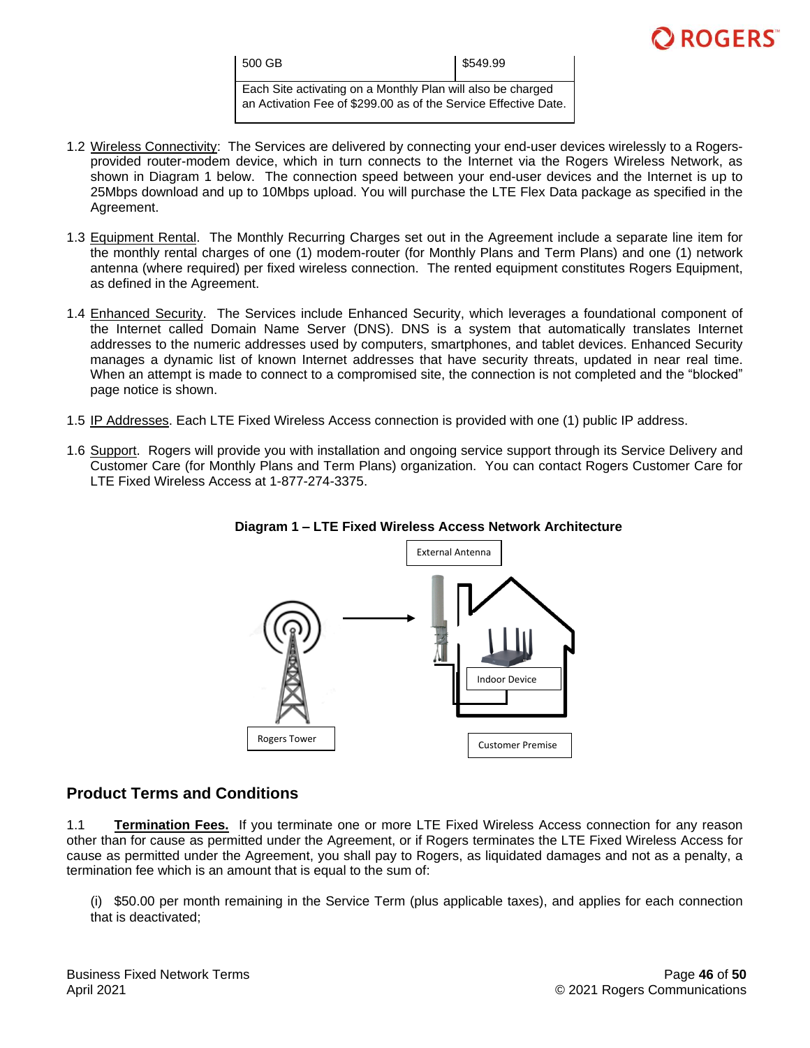| 500 GB | $549.99 |
|---|---|
| Each Site activating on a Monthly Plan will also be charged an Activation Fee of $299.00 as of the Service Effective Date. | |

1.2 Wireless Connectivity: The Services are delivered by connecting your end-user devices wirelessly to a Rogers-provided router-modem device, which in turn connects to the Internet via the Rogers Wireless Network, as shown in Diagram 1 below. The connection speed between your end-user devices and the Internet is up to 25Mbps download and up to 10Mbps upload. You will purchase the LTE Flex Data package as specified in the Agreement.

1.3 Equipment Rental. The Monthly Recurring Charges set out in the Agreement include a separate line item for the monthly rental charges of one (1) modem-router (for Monthly Plans and Term Plans) and one (1) network antenna (where required) per fixed wireless connection. The rented equipment constitutes Rogers Equipment, as defined in the Agreement.

1.4 Enhanced Security. The Services include Enhanced Security, which leverages a foundational component of the Internet called Domain Name Server (DNS). DNS is a system that automatically translates Internet addresses to the numeric addresses used by computers, smartphones, and tablet devices. Enhanced Security manages a dynamic list of known Internet addresses that have security threats, updated in near real time. When an attempt is made to connect to a compromised site, the connection is not completed and the "blocked" page notice is shown.

1.5 IP Addresses. Each LTE Fixed Wireless Access connection is provided with one (1) public IP address.

1.6 Support. Rogers will provide you with installation and ongoing service support through its Service Delivery and Customer Care (for Monthly Plans and Term Plans) organization. You can contact Rogers Customer Care for LTE Fixed Wireless Access at 1-877-274-3375.

**Diagram 1 – LTE Fixed Wireless Access Network Architecture**

External Antenna

Indoor Device

Rogers Tower

Customer Premise

## Product Terms and Conditions

1.1 **Termination Fees.** If you terminate one or more LTE Fixed Wireless Access connection for any reason other than for cause as permitted under the Agreement, or if Rogers terminates the LTE Fixed Wireless Access for cause as permitted under the Agreement, you shall pay to Rogers, as liquidated damages and not as a penalty, a termination fee which is an amount that is equal to the sum of:

(i) $50.00 per month remaining in the Service Term (plus applicable taxes), and applies for each connection that is deactivated;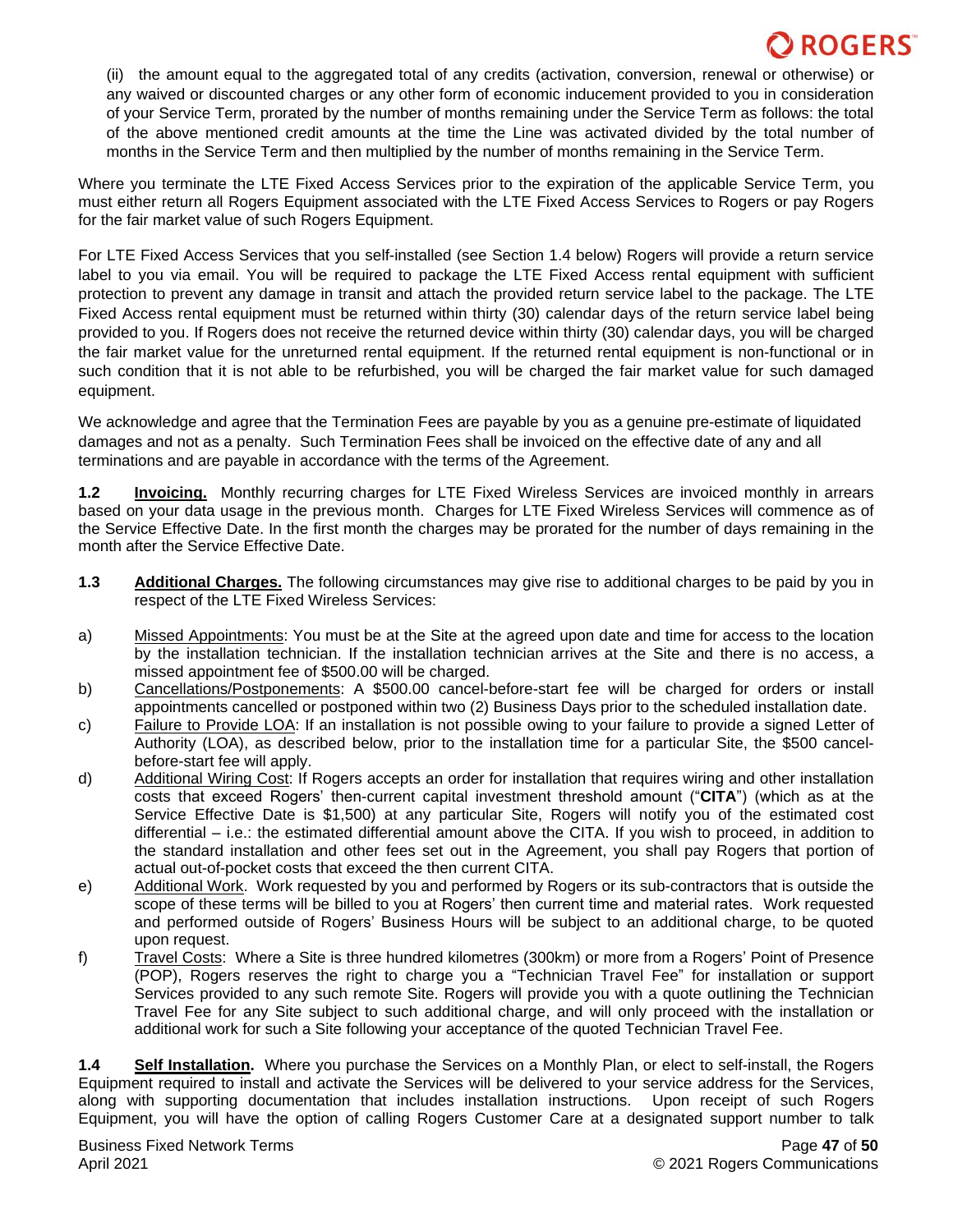(ii) the amount equal to the aggregated total of any credits (activation, conversion, renewal or otherwise) or any waived or discounted charges or any other form of economic inducement provided to you in consideration of your Service Term, prorated by the number of months remaining under the Service Term as follows: the total of the above mentioned credit amounts at the time the Line was activated divided by the total number of months in the Service Term and then multiplied by the number of months remaining in the Service Term.

Where you terminate the LTE Fixed Access Services prior to the expiration of the applicable Service Term, you must either return all Rogers Equipment associated with the LTE Fixed Access Services to Rogers or pay Rogers for the fair market value of such Rogers Equipment.

For LTE Fixed Access Services that you self-installed (see Section 1.4 below) Rogers will provide a return service label to you via email. You will be required to package the LTE Fixed Access rental equipment with sufficient protection to prevent any damage in transit and attach the provided return service label to the package. The LTE Fixed Access rental equipment must be returned within thirty (30) calendar days of the return service label being provided to you. If Rogers does not receive the returned device within thirty (30) calendar days, you will be charged the fair market value for the unreturned rental equipment. If the returned rental equipment is non-functional or in such condition that it is not able to be refurbished, you will be charged the fair market value for such damaged equipment.

We acknowledge and agree that the Termination Fees are payable by you as a genuine pre-estimate of liquidated damages and not as a penalty. Such Termination Fees shall be invoiced on the effective date of any and all terminations and are payable in accordance with the terms of the Agreement.

**1.2 Invoicing.** Monthly recurring charges for LTE Fixed Wireless Services are invoiced monthly in arrears based on your data usage in the previous month. Charges for LTE Fixed Wireless Services will commence as of the Service Effective Date. In the first month the charges may be prorated for the number of days remaining in the month after the Service Effective Date.

**1.3 Additional Charges.** The following circumstances may give rise to additional charges to be paid by you in respect of the LTE Fixed Wireless Services:

a) Missed Appointments: You must be at the Site at the agreed upon date and time for access to the location by the installation technician. If the installation technician arrives at the Site and there is no access, a missed appointment fee of $500.00 will be charged.

b) Cancellations/Postponements: A $500.00 cancel-before-start fee will be charged for orders or install appointments cancelled or postponed within two (2) Business Days prior to the scheduled installation date.

c) Failure to Provide LOA: If an installation is not possible owing to your failure to provide a signed Letter of Authority (LOA), as described below, prior to the installation time for a particular Site, the $500 cancel-before-start fee will apply.

d) Additional Wiring Cost: If Rogers accepts an order for installation that requires wiring and other installation costs that exceed Rogers' then-current capital investment threshold amount ("**CITA**") (which as at the Service Effective Date is $1,500) at any particular Site, Rogers will notify you of the estimated cost differential – i.e.: the estimated differential amount above the CITA. If you wish to proceed, in addition to the standard installation and other fees set out in the Agreement, you shall pay Rogers that portion of actual out-of-pocket costs that exceed the then current CITA.

e) Additional Work. Work requested by you and performed by Rogers or its sub-contractors that is outside the scope of these terms will be billed to you at Rogers' then current time and material rates. Work requested and performed outside of Rogers' Business Hours will be subject to an additional charge, to be quoted upon request.

f) Travel Costs: Where a Site is three hundred kilometres (300km) or more from a Rogers' Point of Presence (POP), Rogers reserves the right to charge you a "Technician Travel Fee" for installation or support Services provided to any such remote Site. Rogers will provide you with a quote outlining the Technician Travel Fee for any Site subject to such additional charge, and will only proceed with the installation or additional work for such a Site following your acceptance of the quoted Technician Travel Fee.

**1.4 Self Installation.** Where you purchase the Services on a Monthly Plan, or elect to self-install, the Rogers Equipment required to install and activate the Services will be delivered to your service address for the Services, along with supporting documentation that includes installation instructions. Upon receipt of such Rogers Equipment, you will have the option of calling Rogers Customer Care at a designated support number to talk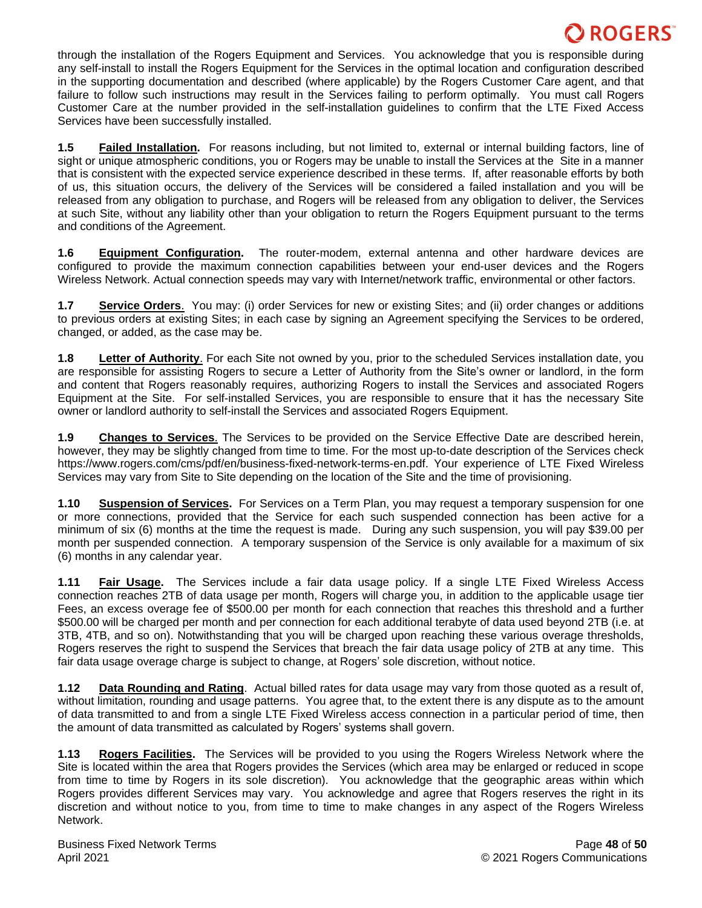through the installation of the Rogers Equipment and Services. You acknowledge that you is responsible during any self-install to install the Rogers Equipment for the Services in the optimal location and configuration described in the supporting documentation and described (where applicable) by the Rogers Customer Care agent, and that failure to follow such instructions may result in the Services failing to perform optimally. You must call Rogers Customer Care at the number provided in the self-installation guidelines to confirm that the LTE Fixed Access Services have been successfully installed.

**1.5 Failed Installation.** For reasons including, but not limited to, external or internal building factors, line of sight or unique atmospheric conditions, you or Rogers may be unable to install the Services at the Site in a manner that is consistent with the expected service experience described in these terms. If, after reasonable efforts by both of us, this situation occurs, the delivery of the Services will be considered a failed installation and you will be released from any obligation to purchase, and Rogers will be released from any obligation to deliver, the Services at such Site, without any liability other than your obligation to return the Rogers Equipment pursuant to the terms and conditions of the Agreement.

**1.6 Equipment Configuration.** The router-modem, external antenna and other hardware devices are configured to provide the maximum connection capabilities between your end-user devices and the Rogers Wireless Network. Actual connection speeds may vary with Internet/network traffic, environmental or other factors.

**1.7 Service Orders**. You may: (i) order Services for new or existing Sites; and (ii) order changes or additions to previous orders at existing Sites; in each case by signing an Agreement specifying the Services to be ordered, changed, or added, as the case may be.

**1.8 Letter of Authority**. For each Site not owned by you, prior to the scheduled Services installation date, you are responsible for assisting Rogers to secure a Letter of Authority from the Site's owner or landlord, in the form and content that Rogers reasonably requires, authorizing Rogers to install the Services and associated Rogers Equipment at the Site. For self-installed Services, you are responsible to ensure that it has the necessary Site owner or landlord authority to self-install the Services and associated Rogers Equipment.

**1.9 Changes to Services**. The Services to be provided on the Service Effective Date are described herein, however, they may be slightly changed from time to time. For the most up-to-date description of the Services check https://www.rogers.com/cms/pdf/en/business-fixed-network-terms-en.pdf. Your experience of LTE Fixed Wireless Services may vary from Site to Site depending on the location of the Site and the time of provisioning.

**1.10 Suspension of Services.** For Services on a Term Plan, you may request a temporary suspension for one or more connections, provided that the Service for each such suspended connection has been active for a minimum of six (6) months at the time the request is made. During any such suspension, you will pay $39.00 per month per suspended connection. A temporary suspension of the Service is only available for a maximum of six (6) months in any calendar year.

**1.11 Fair Usage.** The Services include a fair data usage policy. If a single LTE Fixed Wireless Access connection reaches 2TB of data usage per month, Rogers will charge you, in addition to the applicable usage tier Fees, an excess overage fee of $500.00 per month for each connection that reaches this threshold and a further $500.00 will be charged per month and per connection for each additional terabyte of data used beyond 2TB (i.e. at 3TB, 4TB, and so on). Notwithstanding that you will be charged upon reaching these various overage thresholds, Rogers reserves the right to suspend the Services that breach the fair data usage policy of 2TB at any time. This fair data usage overage charge is subject to change, at Rogers' sole discretion, without notice.

**1.12 Data Rounding and Rating**. Actual billed rates for data usage may vary from those quoted as a result of, without limitation, rounding and usage patterns. You agree that, to the extent there is any dispute as to the amount of data transmitted to and from a single LTE Fixed Wireless access connection in a particular period of time, then the amount of data transmitted as calculated by Rogers' systems shall govern.

**1.13 Rogers Facilities.** The Services will be provided to you using the Rogers Wireless Network where the Site is located within the area that Rogers provides the Services (which area may be enlarged or reduced in scope from time to time by Rogers in its sole discretion). You acknowledge that the geographic areas within which Rogers provides different Services may vary. You acknowledge and agree that Rogers reserves the right in its discretion and without notice to you, from time to time to make changes in any aspect of the Rogers Wireless Network.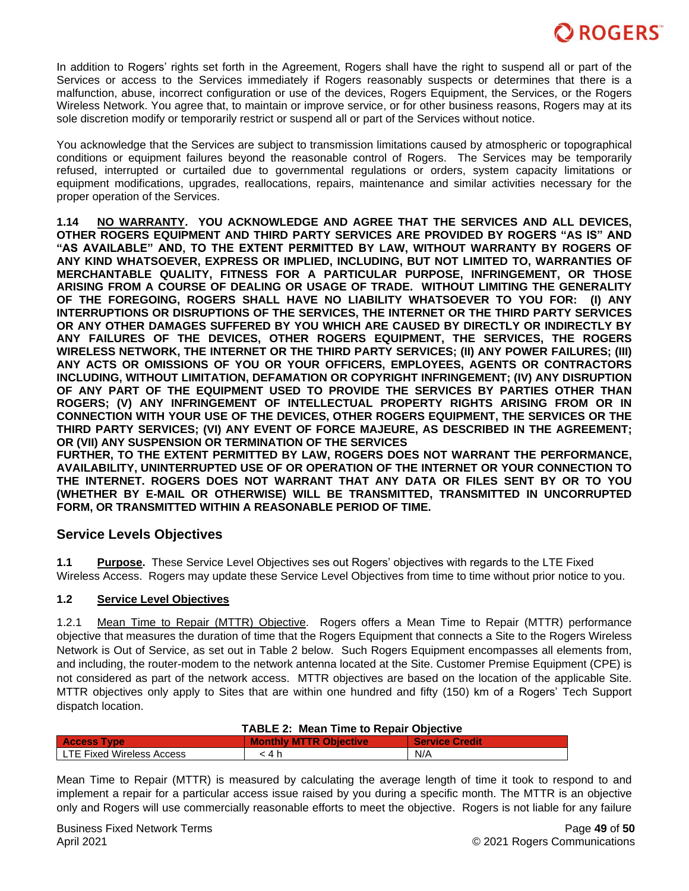In addition to Rogers' rights set forth in the Agreement, Rogers shall have the right to suspend all or part of the Services or access to the Services immediately if Rogers reasonably suspects or determines that there is a malfunction, abuse, incorrect configuration or use of the devices, Rogers Equipment, the Services, or the Rogers Wireless Network. You agree that, to maintain or improve service, or for other business reasons, Rogers may at its sole discretion modify or temporarily restrict or suspend all or part of the Services without notice.

You acknowledge that the Services are subject to transmission limitations caused by atmospheric or topographical conditions or equipment failures beyond the reasonable control of Rogers. The Services may be temporarily refused, interrupted or curtailed due to governmental regulations or orders, system capacity limitations or equipment modifications, upgrades, reallocations, repairs, maintenance and similar activities necessary for the proper operation of the Services.

**1.14 <u>NO WARRANTY</u>. YOU ACKNOWLEDGE AND AGREE THAT THE SERVICES AND ALL DEVICES, OTHER ROGERS EQUIPMENT AND THIRD PARTY SERVICES ARE PROVIDED BY ROGERS "AS IS" AND "AS AVAILABLE" AND, TO THE EXTENT PERMITTED BY LAW, WITHOUT WARRANTY BY ROGERS OF ANY KIND WHATSOEVER, EXPRESS OR IMPLIED, INCLUDING, BUT NOT LIMITED TO, WARRANTIES OF MERCHANTABLE QUALITY, FITNESS FOR A PARTICULAR PURPOSE, INFRINGEMENT, OR THOSE ARISING FROM A COURSE OF DEALING OR USAGE OF TRADE. WITHOUT LIMITING THE GENERALITY OF THE FOREGOING, ROGERS SHALL HAVE NO LIABILITY WHATSOEVER TO YOU FOR: (I) ANY INTERRUPTIONS OR DISRUPTIONS OF THE SERVICES, THE INTERNET OR THE THIRD PARTY SERVICES OR ANY OTHER DAMAGES SUFFERED BY YOU WHICH ARE CAUSED BY DIRECTLY OR INDIRECTLY BY ANY FAILURES OF THE DEVICES, OTHER ROGERS EQUIPMENT, THE SERVICES, THE ROGERS WIRELESS NETWORK, THE INTERNET OR THE THIRD PARTY SERVICES; (II) ANY POWER FAILURES; (III) ANY ACTS OR OMISSIONS OF YOU OR YOUR OFFICERS, EMPLOYEES, AGENTS OR CONTRACTORS INCLUDING, WITHOUT LIMITATION, DEFAMATION OR COPYRIGHT INFRINGEMENT; (IV) ANY DISRUPTION OF ANY PART OF THE EQUIPMENT USED TO PROVIDE THE SERVICES BY PARTIES OTHER THAN ROGERS; (V) ANY INFRINGEMENT OF INTELLECTUAL PROPERTY RIGHTS ARISING FROM OR IN CONNECTION WITH YOUR USE OF THE DEVICES, OTHER ROGERS EQUIPMENT, THE SERVICES OR THE THIRD PARTY SERVICES; (VI) ANY EVENT OF FORCE MAJEURE, AS DESCRIBED IN THE AGREEMENT; OR (VII) ANY SUSPENSION OR TERMINATION OF THE SERVICES**

**FURTHER, TO THE EXTENT PERMITTED BY LAW, ROGERS DOES NOT WARRANT THE PERFORMANCE, AVAILABILITY, UNINTERRUPTED USE OF OR OPERATION OF THE INTERNET OR YOUR CONNECTION TO THE INTERNET. ROGERS DOES NOT WARRANT THAT ANY DATA OR FILES SENT BY OR TO YOU (WHETHER BY E-MAIL OR OTHERWISE) WILL BE TRANSMITTED, TRANSMITTED IN UNCORRUPTED FORM, OR TRANSMITTED WITHIN A REASONABLE PERIOD OF TIME.**

## Service Levels Objectives

**1.1 <u>Purpose</u>.** These Service Level Objectives ses out Rogers' objectives with regards to the LTE Fixed Wireless Access. Rogers may update these Service Level Objectives from time to time without prior notice to you.

**1.2 <u>Service Level Objectives</u>**

1.2.1 <u>Mean Time to Repair (MTTR) Objective</u>. Rogers offers a Mean Time to Repair (MTTR) performance objective that measures the duration of time that the Rogers Equipment that connects a Site to the Rogers Wireless Network is Out of Service, as set out in Table 2 below. Such Rogers Equipment encompasses all elements from, and including, the router-modem to the network antenna located at the Site. Customer Premise Equipment (CPE) is not considered as part of the network access. MTTR objectives are based on the location of the applicable Site. MTTR objectives only apply to Sites that are within one hundred and fifty (150) km of a Rogers' Tech Support dispatch location.

**TABLE 2: Mean Time to Repair Objective**

| Access Type | Monthly MTTR Objective | Service Credit |
|---|---|---|
| LTE Fixed Wireless Access | < 4 h | N/A |

Mean Time to Repair (MTTR) is measured by calculating the average length of time it took to respond to and implement a repair for a particular access issue raised by you during a specific month. The MTTR is an objective only and Rogers will use commercially reasonable efforts to meet the objective. Rogers is not liable for any failure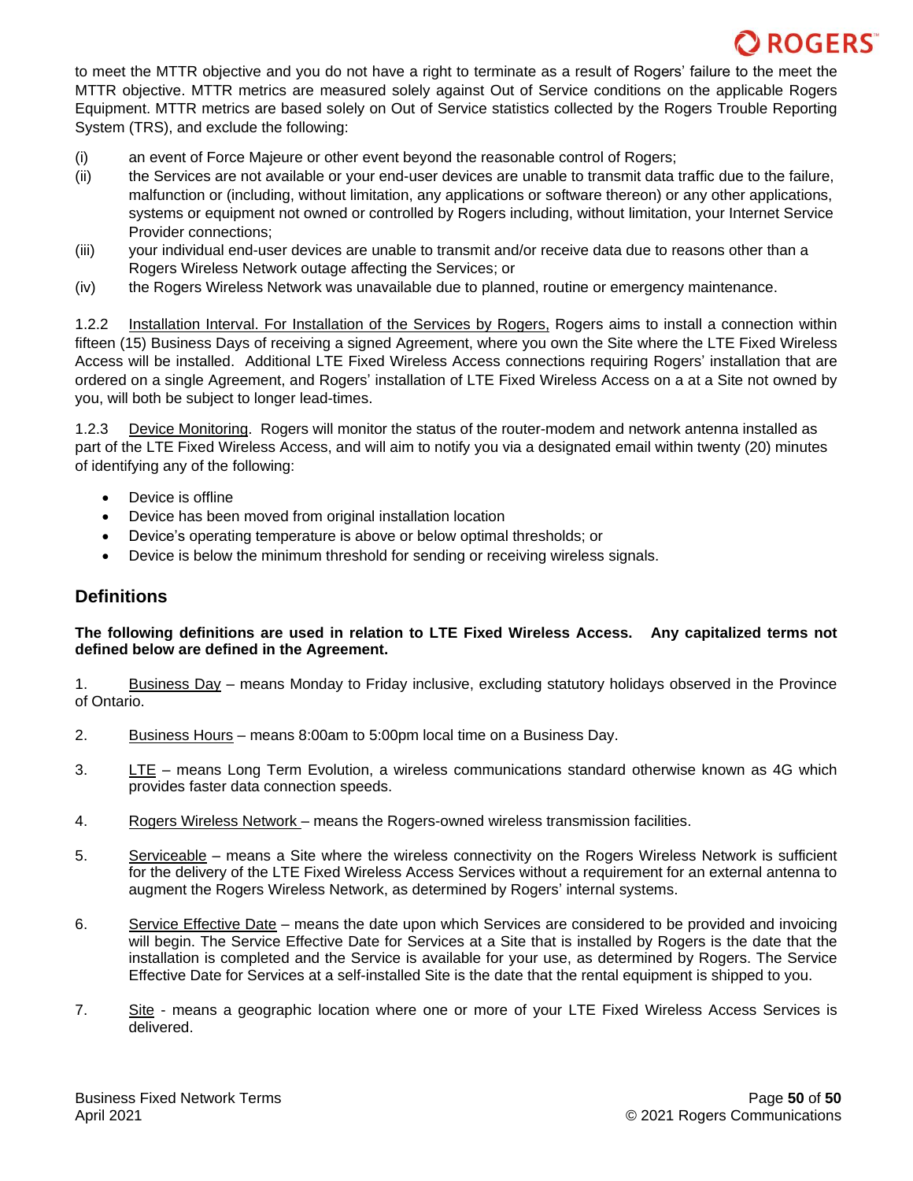to meet the MTTR objective and you do not have a right to terminate as a result of Rogers' failure to the meet the MTTR objective. MTTR metrics are measured solely against Out of Service conditions on the applicable Rogers Equipment. MTTR metrics are based solely on Out of Service statistics collected by the Rogers Trouble Reporting System (TRS), and exclude the following:

(i) an event of Force Majeure or other event beyond the reasonable control of Rogers;
(ii) the Services are not available or your end-user devices are unable to transmit data traffic due to the failure, malfunction or (including, without limitation, any applications or software thereon) or any other applications, systems or equipment not owned or controlled by Rogers including, without limitation, your Internet Service Provider connections;
(iii) your individual end-user devices are unable to transmit and/or receive data due to reasons other than a Rogers Wireless Network outage affecting the Services; or
(iv) the Rogers Wireless Network was unavailable due to planned, routine or emergency maintenance.

1.2.2 Installation Interval. For Installation of the Services by Rogers, Rogers aims to install a connection within fifteen (15) Business Days of receiving a signed Agreement, where you own the Site where the LTE Fixed Wireless Access will be installed. Additional LTE Fixed Wireless Access connections requiring Rogers' installation that are ordered on a single Agreement, and Rogers' installation of LTE Fixed Wireless Access on a at a Site not owned by you, will both be subject to longer lead-times.

1.2.3 Device Monitoring. Rogers will monitor the status of the router-modem and network antenna installed as part of the LTE Fixed Wireless Access, and will aim to notify you via a designated email within twenty (20) minutes of identifying any of the following:

- Device is offline
- Device has been moved from original installation location
- Device's operating temperature is above or below optimal thresholds; or
- Device is below the minimum threshold for sending or receiving wireless signals.

## Definitions

**The following definitions are used in relation to LTE Fixed Wireless Access. Any capitalized terms not defined below are defined in the Agreement.**

1. Business Day – means Monday to Friday inclusive, excluding statutory holidays observed in the Province of Ontario.

2. Business Hours – means 8:00am to 5:00pm local time on a Business Day.

3. LTE – means Long Term Evolution, a wireless communications standard otherwise known as 4G which provides faster data connection speeds.

4. Rogers Wireless Network – means the Rogers-owned wireless transmission facilities.

5. Serviceable – means a Site where the wireless connectivity on the Rogers Wireless Network is sufficient for the delivery of the LTE Fixed Wireless Access Services without a requirement for an external antenna to augment the Rogers Wireless Network, as determined by Rogers' internal systems.

6. Service Effective Date – means the date upon which Services are considered to be provided and invoicing will begin. The Service Effective Date for Services at a Site that is installed by Rogers is the date that the installation is completed and the Service is available for your use, as determined by Rogers. The Service Effective Date for Services at a self-installed Site is the date that the rental equipment is shipped to you.

7. Site - means a geographic location where one or more of your LTE Fixed Wireless Access Services is delivered.